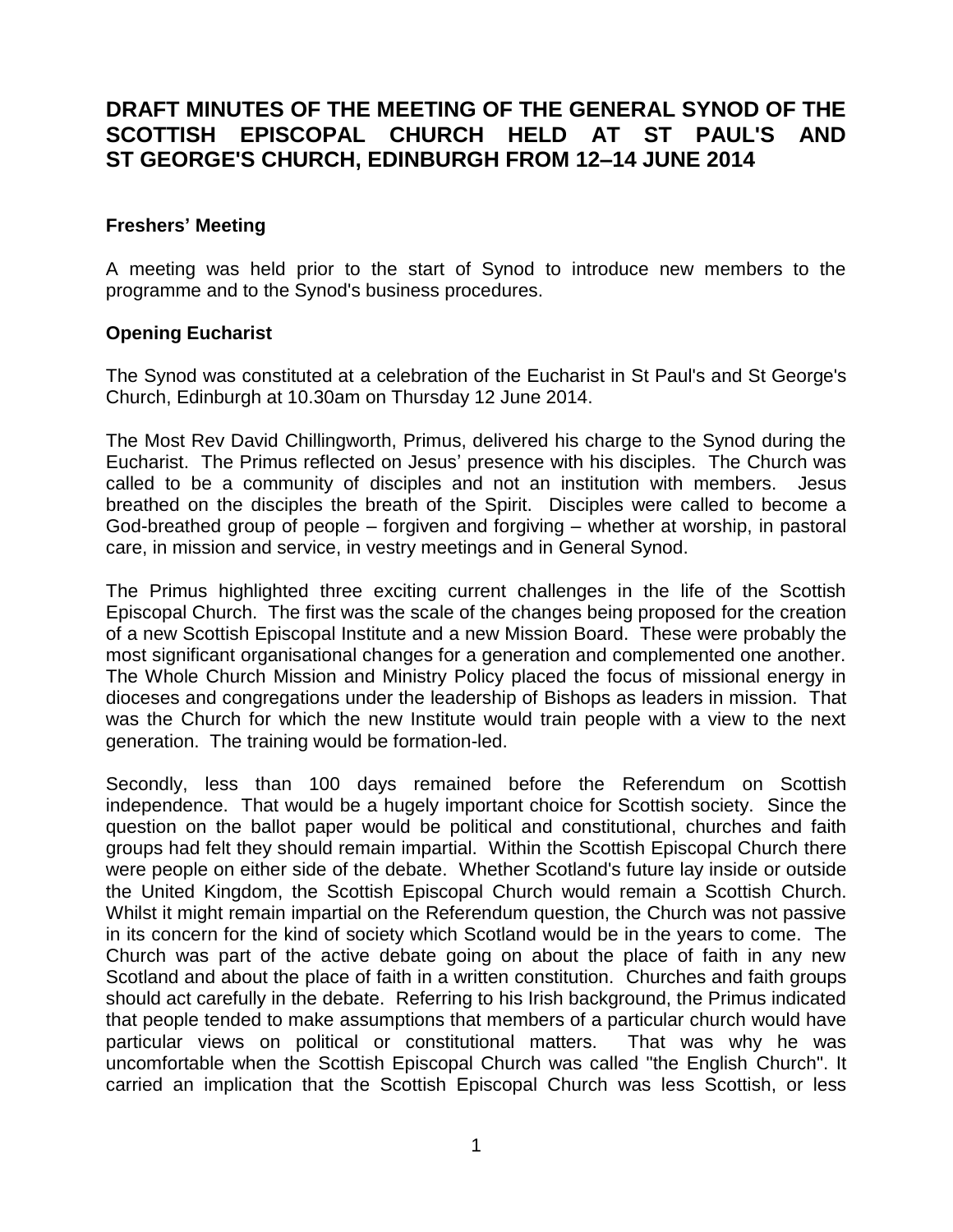# DRAFT MINUTES OF THE MEETING OF THE GENERAL SYNOD OF THE SCOTTISH EPISCOPAL CHURCH HELD AT ST PAUL'S AND ST GEORGE'S CHURCH, EDINBURGH FROM 12–14 JUNE 2014

## Freshers' Meeting

A meeting was held prior to the start of Synod to introduce new members to the programme and to the Synod's business procedures.

## Opening Eucharist

The Synod was constituted at a celebration of the Eucharist in St Paul's and St George's Church, Edinburgh at 10.30am on Thursday 12 June 2014.

The Most Rev David Chillingworth, Primus, delivered his charge to the Synod during the Eucharist. The Primus reflected on Jesus' presence with his disciples. The Church was called to be a community of disciples and not an institution with members. Jesus breathed on the disciples the breath of the Spirit. Disciples were called to become a God-breathed group of people – forgiven and forgiving – whether at worship, in pastoral care, in mission and service, in vestry meetings and in General Synod.

The Primus highlighted three exciting current challenges in the life of the Scottish Episcopal Church. The first was the scale of the changes being proposed for the creation of a new Scottish Episcopal Institute and a new Mission Board. These were probably the most significant organisational changes for a generation and complemented one another. The Whole Church Mission and Ministry Policy placed the focus of missional energy in dioceses and congregations under the leadership of Bishops as leaders in mission. That was the Church for which the new Institute would train people with a view to the next generation. The training would be formation-led.

Secondly, less than 100 days remained before the Referendum on Scottish independence. That would be a hugely important choice for Scottish society. Since the question on the ballot paper would be political and constitutional, churches and faith groups had felt they should remain impartial. Within the Scottish Episcopal Church there were people on either side of the debate. Whether Scotland's future lay inside or outside the United Kingdom, the Scottish Episcopal Church would remain a Scottish Church. Whilst it might remain impartial on the Referendum question, the Church was not passive in its concern for the kind of society which Scotland would be in the years to come. The Church was part of the active debate going on about the place of faith in any new Scotland and about the place of faith in a written constitution. Churches and faith groups should act carefully in the debate. Referring to his Irish background, the Primus indicated that people tended to make assumptions that members of a particular church would have particular views on political or constitutional matters. That was why he was uncomfortable when the Scottish Episcopal Church was called "the English Church". It carried an implication that the Scottish Episcopal Church was less Scottish, or less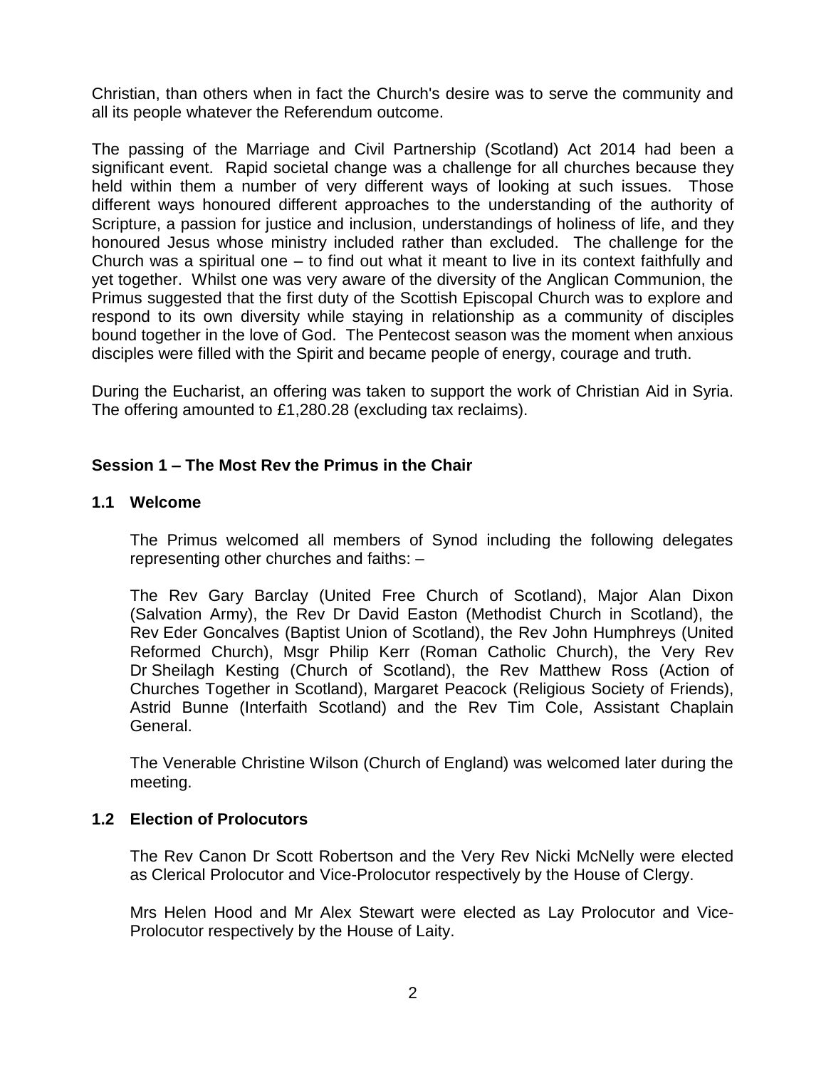Christian, than others when in fact the Church's desire was to serve the community and all its people whatever the Referendum outcome.

The passing of the Marriage and Civil Partnership (Scotland) Act 2014 had been a significant event. Rapid societal change was a challenge for all churches because they held within them a number of very different ways of looking at such issues. Those different ways honoured different approaches to the understanding of the authority of Scripture, a passion for justice and inclusion, understandings of holiness of life, and they honoured Jesus whose ministry included rather than excluded. The challenge for the Church was a spiritual one – to find out what it meant to live in its context faithfully and yet together. Whilst one was very aware of the diversity of the Anglican Communion, the Primus suggested that the first duty of the Scottish Episcopal Church was to explore and respond to its own diversity while staying in relationship as a community of disciples bound together in the love of God. The Pentecost season was the moment when anxious disciples were filled with the Spirit and became people of energy, courage and truth.

During the Eucharist, an offering was taken to support the work of Christian Aid in Syria. The offering amounted to £1,280.28 (excluding tax reclaims).

## Session 1 – The Most Rev the Primus in the Chair

### 1.1 Welcome

The Primus welcomed all members of Synod including the following delegates representing other churches and faiths: –

The Rev Gary Barclay (United Free Church of Scotland), Major Alan Dixon (Salvation Army), the Rev Dr David Easton (Methodist Church in Scotland), the Rev Eder Goncalves (Baptist Union of Scotland), the Rev John Humphreys (United Reformed Church), Msgr Philip Kerr (Roman Catholic Church), the Very Rev Dr Sheilagh Kesting (Church of Scotland), the Rev Matthew Ross (Action of Churches Together in Scotland), Margaret Peacock (Religious Society of Friends), Astrid Bunne (Interfaith Scotland) and the Rev Tim Cole, Assistant Chaplain General.

The Venerable Christine Wilson (Church of England) was welcomed later during the meeting.

### 1.2 Election of Prolocutors

The Rev Canon Dr Scott Robertson and the Very Rev Nicki McNelly were elected as Clerical Prolocutor and Vice-Prolocutor respectively by the House of Clergy.

Mrs Helen Hood and Mr Alex Stewart were elected as Lay Prolocutor and Vice-Prolocutor respectively by the House of Laity.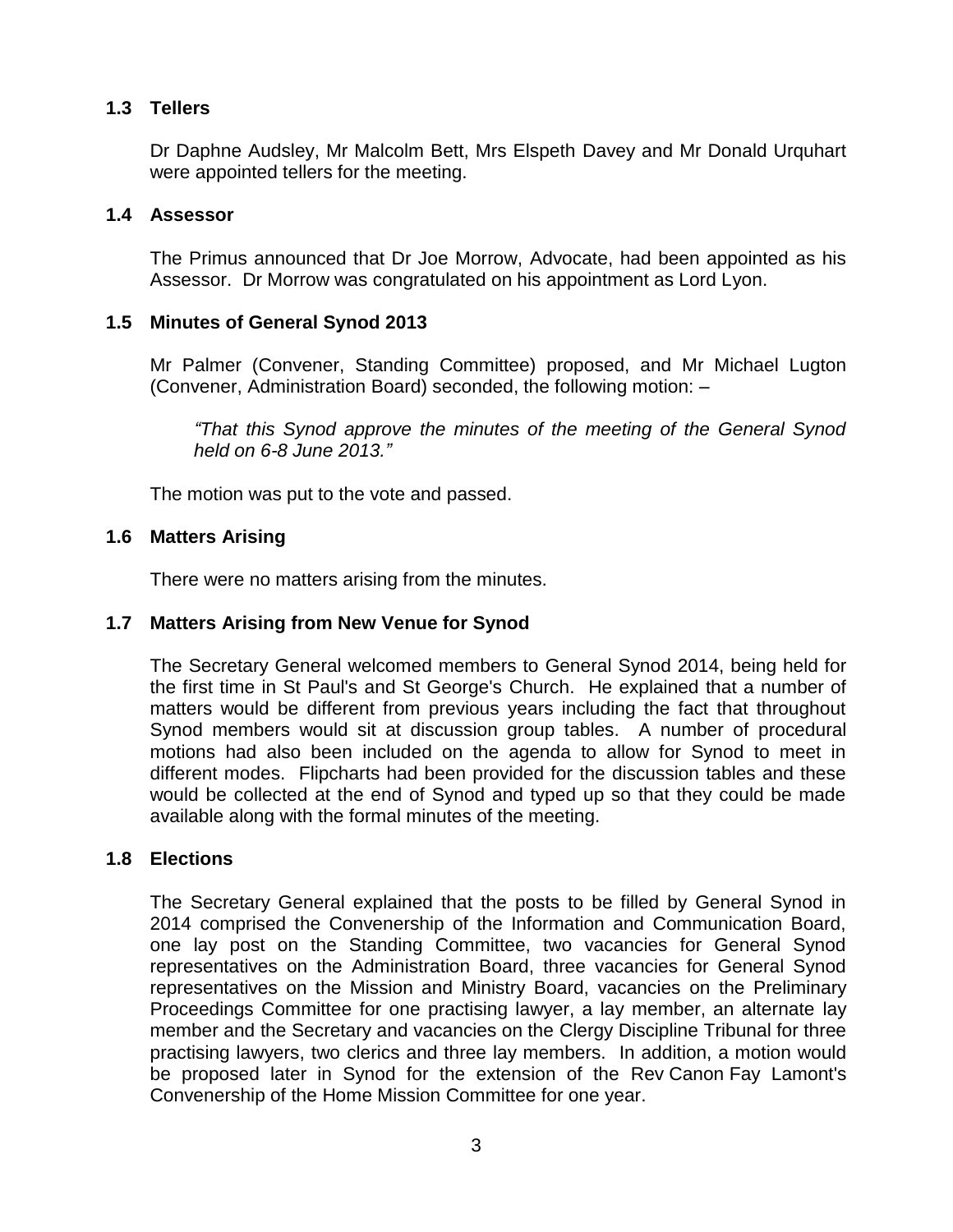### 1.3 Tellers

Dr Daphne Audsley, Mr Malcolm Bett, Mrs Elspeth Davey and Mr Donald Urquhart were appointed tellers for the meeting.

### 1.4 Assessor

The Primus announced that Dr Joe Morrow, Advocate, had been appointed as his Assessor. Dr Morrow was congratulated on his appointment as Lord Lyon.

### 1.5 Minutes of General Synod 2013

Mr Palmer (Convener, Standing Committee) proposed, and Mr Michael Lugton (Convener, Administration Board) seconded, the following motion: –

> *"That this Synod approve the minutes of the meeting of the General Synod held on 6-8 June 2013."*

The motion was put to the vote and passed.

### 1.6 Matters Arising

There were no matters arising from the minutes.

### 1.7 Matters Arising from New Venue for Synod

The Secretary General welcomed members to General Synod 2014, being held for the first time in St Paul's and St George's Church. He explained that a number of matters would be different from previous years including the fact that throughout Synod members would sit at discussion group tables. A number of procedural motions had also been included on the agenda to allow for Synod to meet in different modes. Flipcharts had been provided for the discussion tables and these would be collected at the end of Synod and typed up so that they could be made available along with the formal minutes of the meeting.

### 1.8 Elections

The Secretary General explained that the posts to be filled by General Synod in 2014 comprised the Convenership of the Information and Communication Board, one lay post on the Standing Committee, two vacancies for General Synod representatives on the Administration Board, three vacancies for General Synod representatives on the Mission and Ministry Board, vacancies on the Preliminary Proceedings Committee for one practising lawyer, a lay member, an alternate lay member and the Secretary and vacancies on the Clergy Discipline Tribunal for three practising lawyers, two clerics and three lay members. In addition, a motion would be proposed later in Synod for the extension of the Rev Canon Fay Lamont's Convenership of the Home Mission Committee for one year.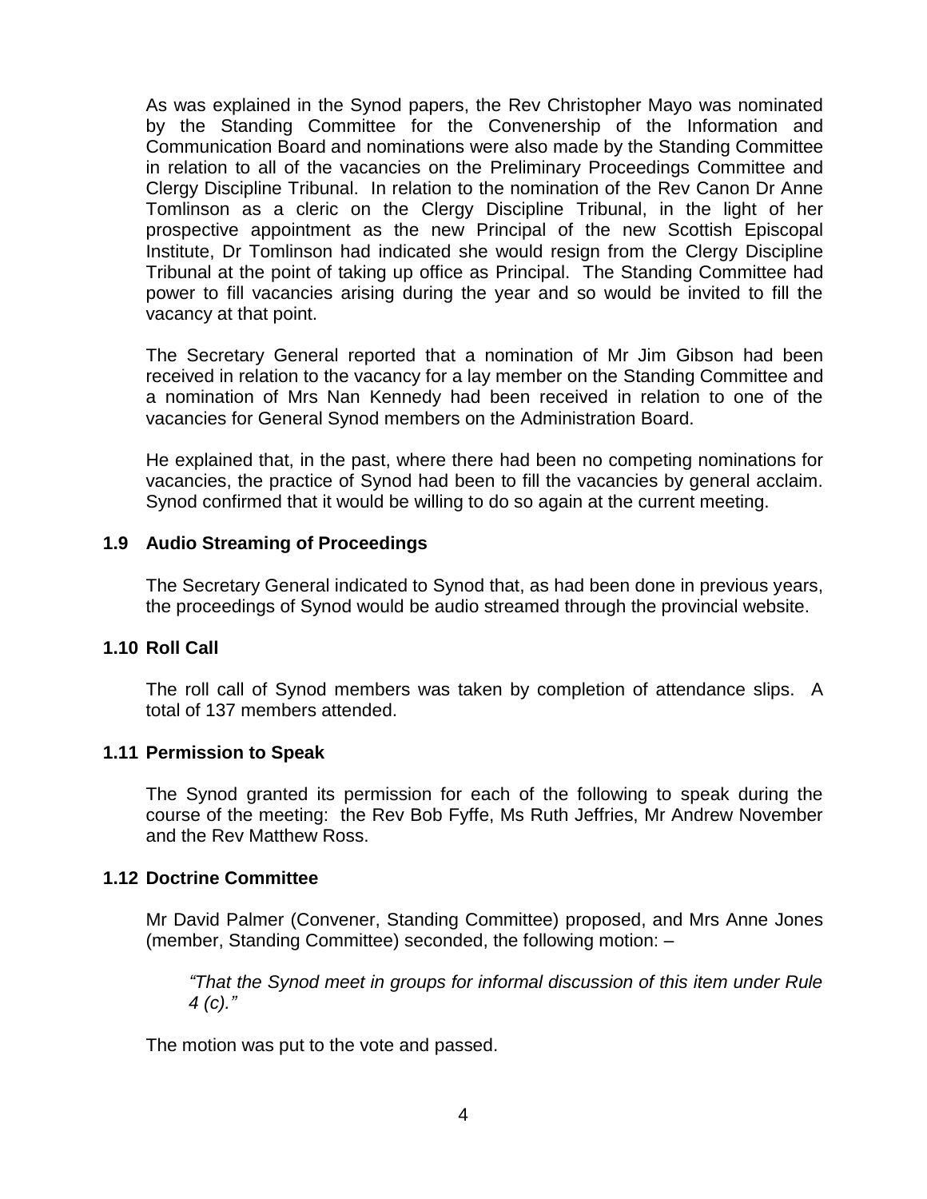As was explained in the Synod papers, the Rev Christopher Mayo was nominated by the Standing Committee for the Convenership of the Information and Communication Board and nominations were also made by the Standing Committee in relation to all of the vacancies on the Preliminary Proceedings Committee and Clergy Discipline Tribunal. In relation to the nomination of the Rev Canon Dr Anne Tomlinson as a cleric on the Clergy Discipline Tribunal, in the light of her prospective appointment as the new Principal of the new Scottish Episcopal Institute, Dr Tomlinson had indicated she would resign from the Clergy Discipline Tribunal at the point of taking up office as Principal. The Standing Committee had power to fill vacancies arising during the year and so would be invited to fill the vacancy at that point.

The Secretary General reported that a nomination of Mr Jim Gibson had been received in relation to the vacancy for a lay member on the Standing Committee and a nomination of Mrs Nan Kennedy had been received in relation to one of the vacancies for General Synod members on the Administration Board.

He explained that, in the past, where there had been no competing nominations for vacancies, the practice of Synod had been to fill the vacancies by general acclaim. Synod confirmed that it would be willing to do so again at the current meeting.

### 1.9 Audio Streaming of Proceedings

The Secretary General indicated to Synod that, as had been done in previous years, the proceedings of Synod would be audio streamed through the provincial website.

### 1.10 Roll Call

The roll call of Synod members was taken by completion of attendance slips. A total of 137 members attended.

### 1.11 Permission to Speak

The Synod granted its permission for each of the following to speak during the course of the meeting: the Rev Bob Fyffe, Ms Ruth Jeffries, Mr Andrew November and the Rev Matthew Ross.

### 1.12 Doctrine Committee

Mr David Palmer (Convener, Standing Committee) proposed, and Mrs Anne Jones (member, Standing Committee) seconded, the following motion: –

> *"That the Synod meet in groups for informal discussion of this item under Rule 4 (c)."*

The motion was put to the vote and passed.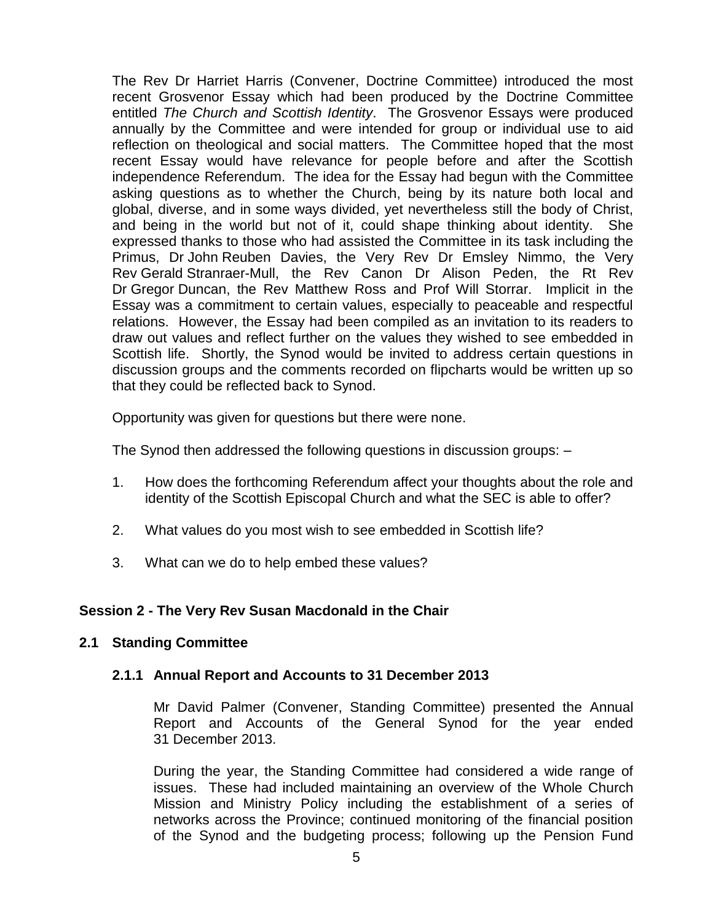The Rev Dr Harriet Harris (Convener, Doctrine Committee) introduced the most recent Grosvenor Essay which had been produced by the Doctrine Committee entitled *The Church and Scottish Identity*. The Grosvenor Essays were produced annually by the Committee and were intended for group or individual use to aid reflection on theological and social matters. The Committee hoped that the most recent Essay would have relevance for people before and after the Scottish independence Referendum. The idea for the Essay had begun with the Committee asking questions as to whether the Church, being by its nature both local and global, diverse, and in some ways divided, yet nevertheless still the body of Christ, and being in the world but not of it, could shape thinking about identity. She expressed thanks to those who had assisted the Committee in its task including the Primus, Dr John Reuben Davies, the Very Rev Dr Emsley Nimmo, the Very Rev Gerald Stranraer-Mull, the Rev Canon Dr Alison Peden, the Rt Rev Dr Gregor Duncan, the Rev Matthew Ross and Prof Will Storrar. Implicit in the Essay was a commitment to certain values, especially to peaceable and respectful relations. However, the Essay had been compiled as an invitation to its readers to draw out values and reflect further on the values they wished to see embedded in Scottish life. Shortly, the Synod would be invited to address certain questions in discussion groups and the comments recorded on flipcharts would be written up so that they could be reflected back to Synod.

Opportunity was given for questions but there were none.

The Synod then addressed the following questions in discussion groups: –

1. How does the forthcoming Referendum affect your thoughts about the role and identity of the Scottish Episcopal Church and what the SEC is able to offer?

2. What values do you most wish to see embedded in Scottish life?

3. What can we do to help embed these values?

## Session 2 - The Very Rev Susan Macdonald in the Chair

### 2.1 Standing Committee

#### 2.1.1 Annual Report and Accounts to 31 December 2013

Mr David Palmer (Convener, Standing Committee) presented the Annual Report and Accounts of the General Synod for the year ended 31 December 2013.

During the year, the Standing Committee had considered a wide range of issues. These had included maintaining an overview of the Whole Church Mission and Ministry Policy including the establishment of a series of networks across the Province; continued monitoring of the financial position of the Synod and the budgeting process; following up the Pension Fund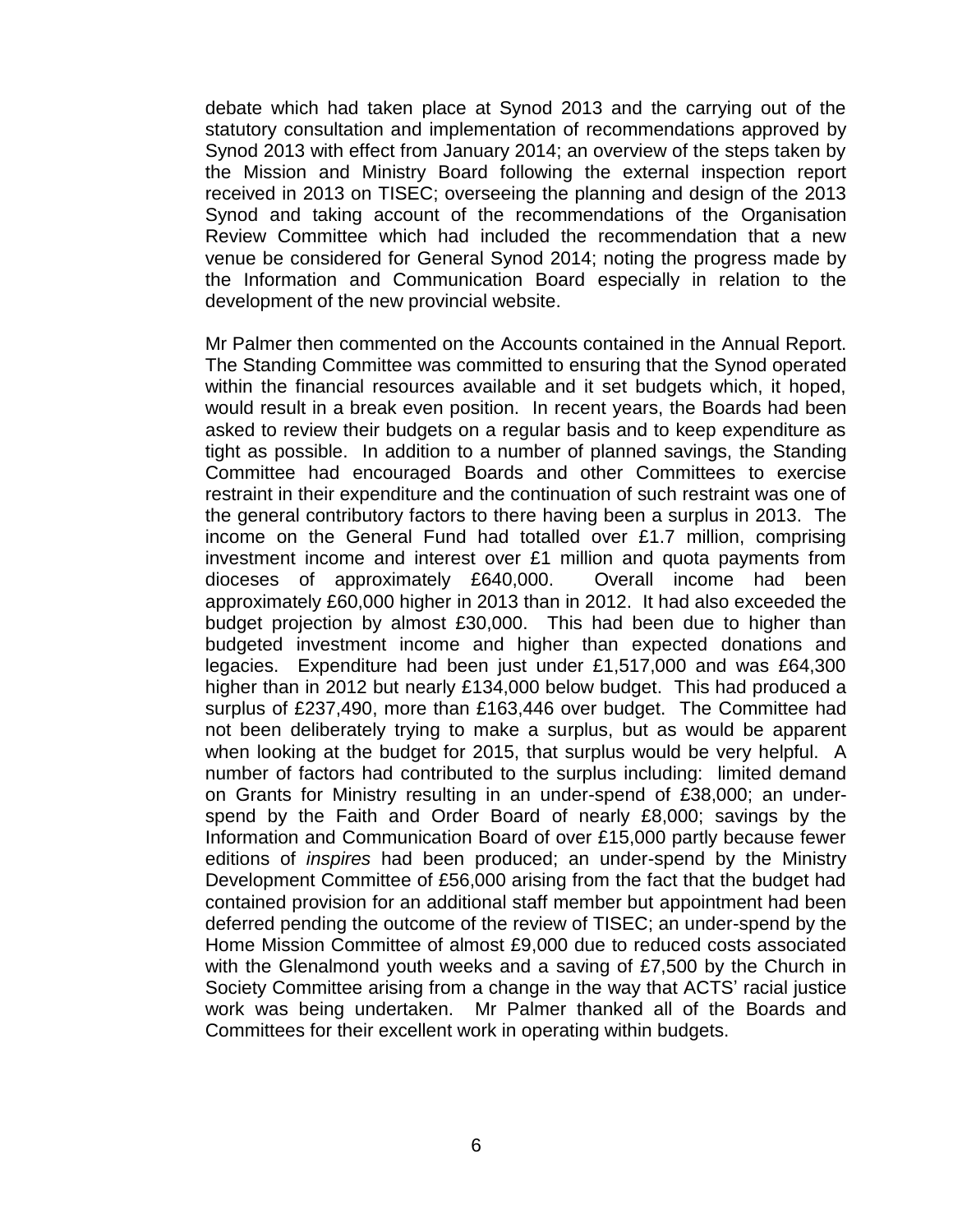debate which had taken place at Synod 2013 and the carrying out of the statutory consultation and implementation of recommendations approved by Synod 2013 with effect from January 2014; an overview of the steps taken by the Mission and Ministry Board following the external inspection report received in 2013 on TISEC; overseeing the planning and design of the 2013 Synod and taking account of the recommendations of the Organisation Review Committee which had included the recommendation that a new venue be considered for General Synod 2014; noting the progress made by the Information and Communication Board especially in relation to the development of the new provincial website.

Mr Palmer then commented on the Accounts contained in the Annual Report. The Standing Committee was committed to ensuring that the Synod operated within the financial resources available and it set budgets which, it hoped, would result in a break even position. In recent years, the Boards had been asked to review their budgets on a regular basis and to keep expenditure as tight as possible. In addition to a number of planned savings, the Standing Committee had encouraged Boards and other Committees to exercise restraint in their expenditure and the continuation of such restraint was one of the general contributory factors to there having been a surplus in 2013. The income on the General Fund had totalled over £1.7 million, comprising investment income and interest over £1 million and quota payments from dioceses of approximately £640,000. Overall income had been approximately £60,000 higher in 2013 than in 2012. It had also exceeded the budget projection by almost £30,000. This had been due to higher than budgeted investment income and higher than expected donations and legacies. Expenditure had been just under £1,517,000 and was £64,300 higher than in 2012 but nearly £134,000 below budget. This had produced a surplus of £237,490, more than £163,446 over budget. The Committee had not been deliberately trying to make a surplus, but as would be apparent when looking at the budget for 2015, that surplus would be very helpful. A number of factors had contributed to the surplus including: limited demand on Grants for Ministry resulting in an under-spend of £38,000; an under-spend by the Faith and Order Board of nearly £8,000; savings by the Information and Communication Board of over £15,000 partly because fewer editions of *inspires* had been produced; an under-spend by the Ministry Development Committee of £56,000 arising from the fact that the budget had contained provision for an additional staff member but appointment had been deferred pending the outcome of the review of TISEC; an under-spend by the Home Mission Committee of almost £9,000 due to reduced costs associated with the Glenalmond youth weeks and a saving of £7,500 by the Church in Society Committee arising from a change in the way that ACTS' racial justice work was being undertaken. Mr Palmer thanked all of the Boards and Committees for their excellent work in operating within budgets.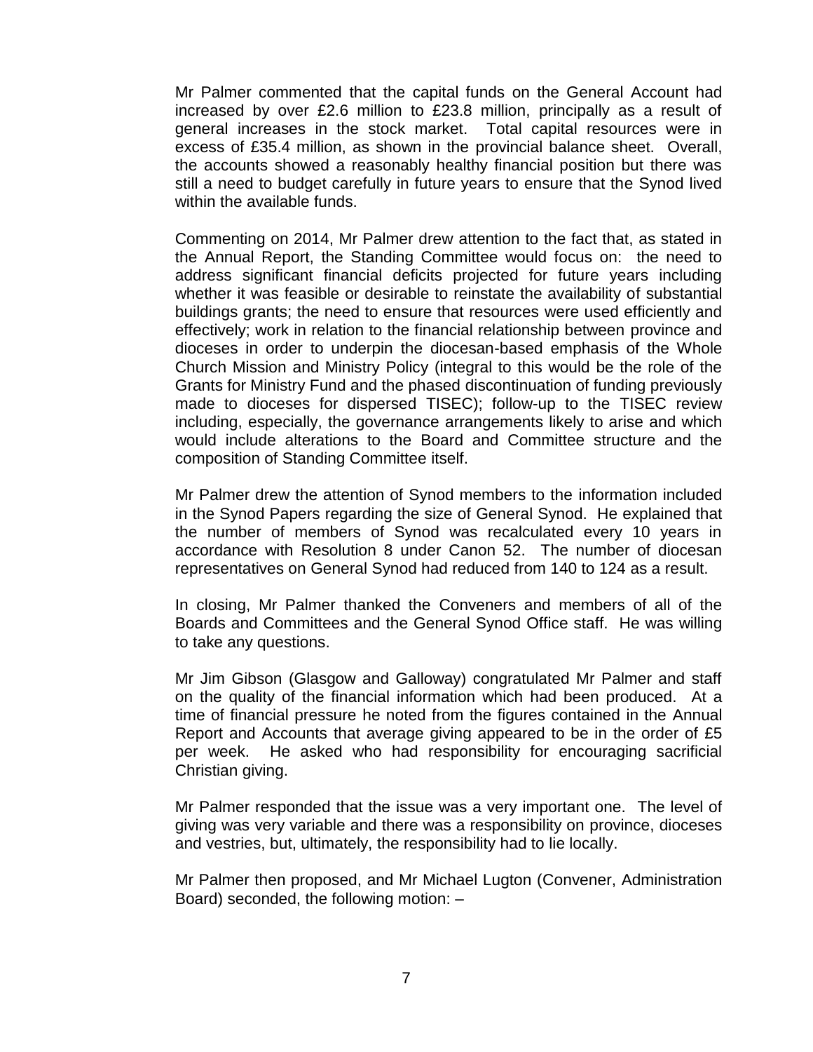Mr Palmer commented that the capital funds on the General Account had increased by over £2.6 million to £23.8 million, principally as a result of general increases in the stock market. Total capital resources were in excess of £35.4 million, as shown in the provincial balance sheet. Overall, the accounts showed a reasonably healthy financial position but there was still a need to budget carefully in future years to ensure that the Synod lived within the available funds.

Commenting on 2014, Mr Palmer drew attention to the fact that, as stated in the Annual Report, the Standing Committee would focus on: the need to address significant financial deficits projected for future years including whether it was feasible or desirable to reinstate the availability of substantial buildings grants; the need to ensure that resources were used efficiently and effectively; work in relation to the financial relationship between province and dioceses in order to underpin the diocesan-based emphasis of the Whole Church Mission and Ministry Policy (integral to this would be the role of the Grants for Ministry Fund and the phased discontinuation of funding previously made to dioceses for dispersed TISEC); follow-up to the TISEC review including, especially, the governance arrangements likely to arise and which would include alterations to the Board and Committee structure and the composition of Standing Committee itself.

Mr Palmer drew the attention of Synod members to the information included in the Synod Papers regarding the size of General Synod. He explained that the number of members of Synod was recalculated every 10 years in accordance with Resolution 8 under Canon 52. The number of diocesan representatives on General Synod had reduced from 140 to 124 as a result.

In closing, Mr Palmer thanked the Conveners and members of all of the Boards and Committees and the General Synod Office staff. He was willing to take any questions.

Mr Jim Gibson (Glasgow and Galloway) congratulated Mr Palmer and staff on the quality of the financial information which had been produced. At a time of financial pressure he noted from the figures contained in the Annual Report and Accounts that average giving appeared to be in the order of £5 per week. He asked who had responsibility for encouraging sacrificial Christian giving.

Mr Palmer responded that the issue was a very important one. The level of giving was very variable and there was a responsibility on province, dioceses and vestries, but, ultimately, the responsibility had to lie locally.

Mr Palmer then proposed, and Mr Michael Lugton (Convener, Administration Board) seconded, the following motion: –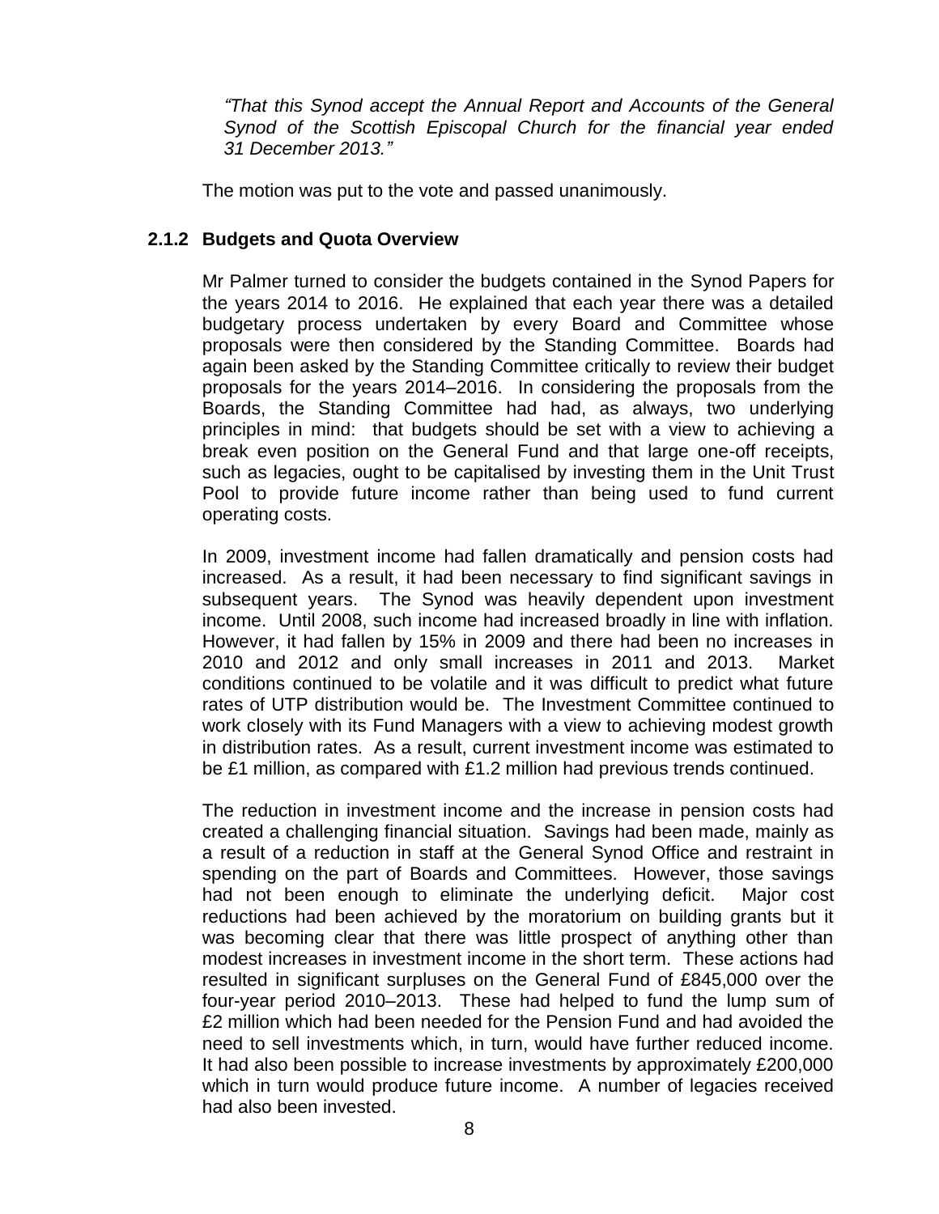*"That this Synod accept the Annual Report and Accounts of the General Synod of the Scottish Episcopal Church for the financial year ended 31 December 2013."*

The motion was put to the vote and passed unanimously.

### 2.1.2 Budgets and Quota Overview

Mr Palmer turned to consider the budgets contained in the Synod Papers for the years 2014 to 2016. He explained that each year there was a detailed budgetary process undertaken by every Board and Committee whose proposals were then considered by the Standing Committee. Boards had again been asked by the Standing Committee critically to review their budget proposals for the years 2014–2016. In considering the proposals from the Boards, the Standing Committee had had, as always, two underlying principles in mind: that budgets should be set with a view to achieving a break even position on the General Fund and that large one-off receipts, such as legacies, ought to be capitalised by investing them in the Unit Trust Pool to provide future income rather than being used to fund current operating costs.

In 2009, investment income had fallen dramatically and pension costs had increased. As a result, it had been necessary to find significant savings in subsequent years. The Synod was heavily dependent upon investment income. Until 2008, such income had increased broadly in line with inflation. However, it had fallen by 15% in 2009 and there had been no increases in 2010 and 2012 and only small increases in 2011 and 2013. Market conditions continued to be volatile and it was difficult to predict what future rates of UTP distribution would be. The Investment Committee continued to work closely with its Fund Managers with a view to achieving modest growth in distribution rates. As a result, current investment income was estimated to be £1 million, as compared with £1.2 million had previous trends continued.

The reduction in investment income and the increase in pension costs had created a challenging financial situation. Savings had been made, mainly as a result of a reduction in staff at the General Synod Office and restraint in spending on the part of Boards and Committees. However, those savings had not been enough to eliminate the underlying deficit. Major cost reductions had been achieved by the moratorium on building grants but it was becoming clear that there was little prospect of anything other than modest increases in investment income in the short term. These actions had resulted in significant surpluses on the General Fund of £845,000 over the four-year period 2010–2013. These had helped to fund the lump sum of £2 million which had been needed for the Pension Fund and had avoided the need to sell investments which, in turn, would have further reduced income. It had also been possible to increase investments by approximately £200,000 which in turn would produce future income. A number of legacies received had also been invested.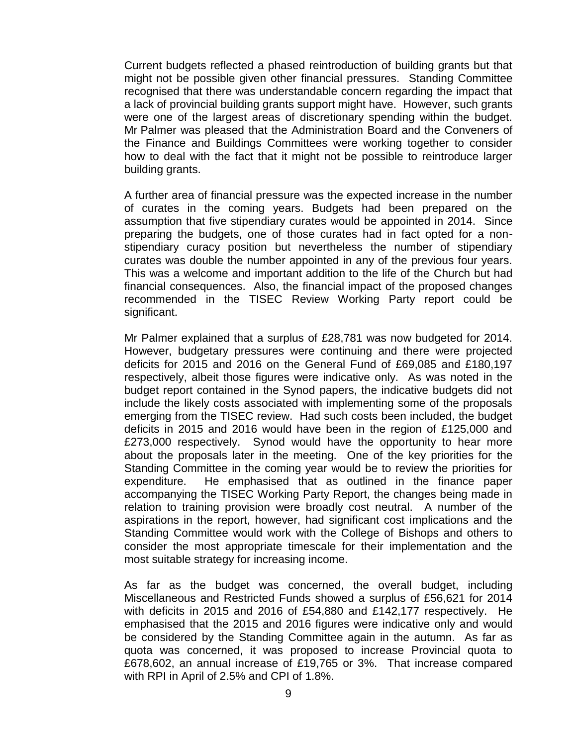Current budgets reflected a phased reintroduction of building grants but that might not be possible given other financial pressures. Standing Committee recognised that there was understandable concern regarding the impact that a lack of provincial building grants support might have. However, such grants were one of the largest areas of discretionary spending within the budget. Mr Palmer was pleased that the Administration Board and the Conveners of the Finance and Buildings Committees were working together to consider how to deal with the fact that it might not be possible to reintroduce larger building grants.

A further area of financial pressure was the expected increase in the number of curates in the coming years. Budgets had been prepared on the assumption that five stipendiary curates would be appointed in 2014. Since preparing the budgets, one of those curates had in fact opted for a non-stipendiary curacy position but nevertheless the number of stipendiary curates was double the number appointed in any of the previous four years. This was a welcome and important addition to the life of the Church but had financial consequences. Also, the financial impact of the proposed changes recommended in the TISEC Review Working Party report could be significant.

Mr Palmer explained that a surplus of £28,781 was now budgeted for 2014. However, budgetary pressures were continuing and there were projected deficits for 2015 and 2016 on the General Fund of £69,085 and £180,197 respectively, albeit those figures were indicative only. As was noted in the budget report contained in the Synod papers, the indicative budgets did not include the likely costs associated with implementing some of the proposals emerging from the TISEC review. Had such costs been included, the budget deficits in 2015 and 2016 would have been in the region of £125,000 and £273,000 respectively. Synod would have the opportunity to hear more about the proposals later in the meeting. One of the key priorities for the Standing Committee in the coming year would be to review the priorities for expenditure. He emphasised that as outlined in the finance paper accompanying the TISEC Working Party Report, the changes being made in relation to training provision were broadly cost neutral. A number of the aspirations in the report, however, had significant cost implications and the Standing Committee would work with the College of Bishops and others to consider the most appropriate timescale for their implementation and the most suitable strategy for increasing income.

As far as the budget was concerned, the overall budget, including Miscellaneous and Restricted Funds showed a surplus of £56,621 for 2014 with deficits in 2015 and 2016 of £54,880 and £142,177 respectively. He emphasised that the 2015 and 2016 figures were indicative only and would be considered by the Standing Committee again in the autumn. As far as quota was concerned, it was proposed to increase Provincial quota to £678,602, an annual increase of £19,765 or 3%. That increase compared with RPI in April of 2.5% and CPI of 1.8%.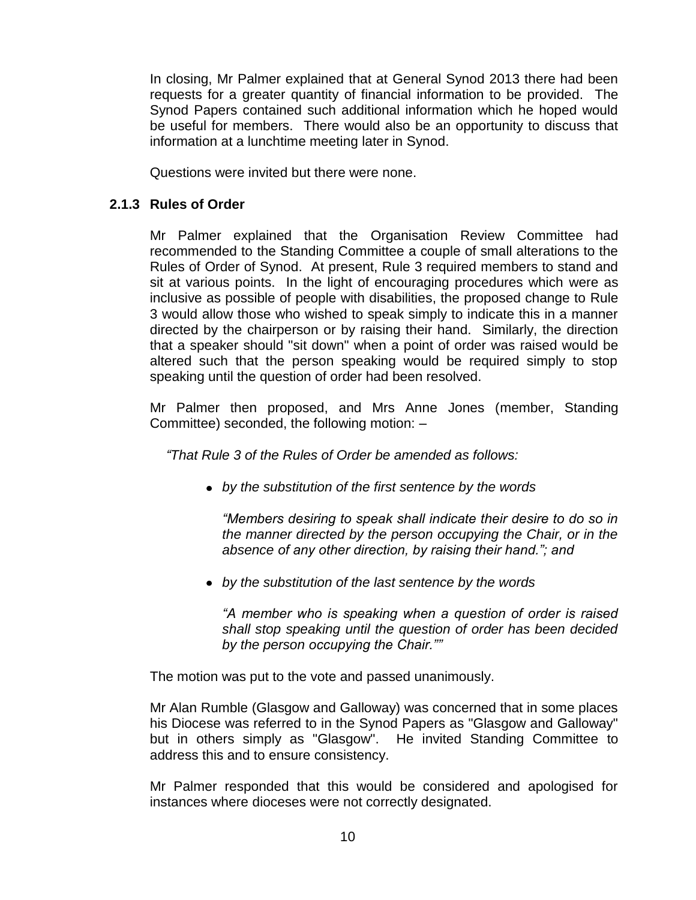In closing, Mr Palmer explained that at General Synod 2013 there had been requests for a greater quantity of financial information to be provided. The Synod Papers contained such additional information which he hoped would be useful for members. There would also be an opportunity to discuss that information at a lunchtime meeting later in Synod.

Questions were invited but there were none.

### 2.1.3 Rules of Order

Mr Palmer explained that the Organisation Review Committee had recommended to the Standing Committee a couple of small alterations to the Rules of Order of Synod. At present, Rule 3 required members to stand and sit at various points. In the light of encouraging procedures which were as inclusive as possible of people with disabilities, the proposed change to Rule 3 would allow those who wished to speak simply to indicate this in a manner directed by the chairperson or by raising their hand. Similarly, the direction that a speaker should "sit down" when a point of order was raised would be altered such that the person speaking would be required simply to stop speaking until the question of order had been resolved.

Mr Palmer then proposed, and Mrs Anne Jones (member, Standing Committee) seconded, the following motion: –

*"That Rule 3 of the Rules of Order be amended as follows:*

- *by the substitution of the first sentence by the words*

  *"Members desiring to speak shall indicate their desire to do so in the manner directed by the person occupying the Chair, or in the absence of any other direction, by raising their hand."; and*

- *by the substitution of the last sentence by the words*

  *"A member who is speaking when a question of order is raised shall stop speaking until the question of order has been decided by the person occupying the Chair.""*

The motion was put to the vote and passed unanimously.

Mr Alan Rumble (Glasgow and Galloway) was concerned that in some places his Diocese was referred to in the Synod Papers as "Glasgow and Galloway" but in others simply as "Glasgow". He invited Standing Committee to address this and to ensure consistency.

Mr Palmer responded that this would be considered and apologised for instances where dioceses were not correctly designated.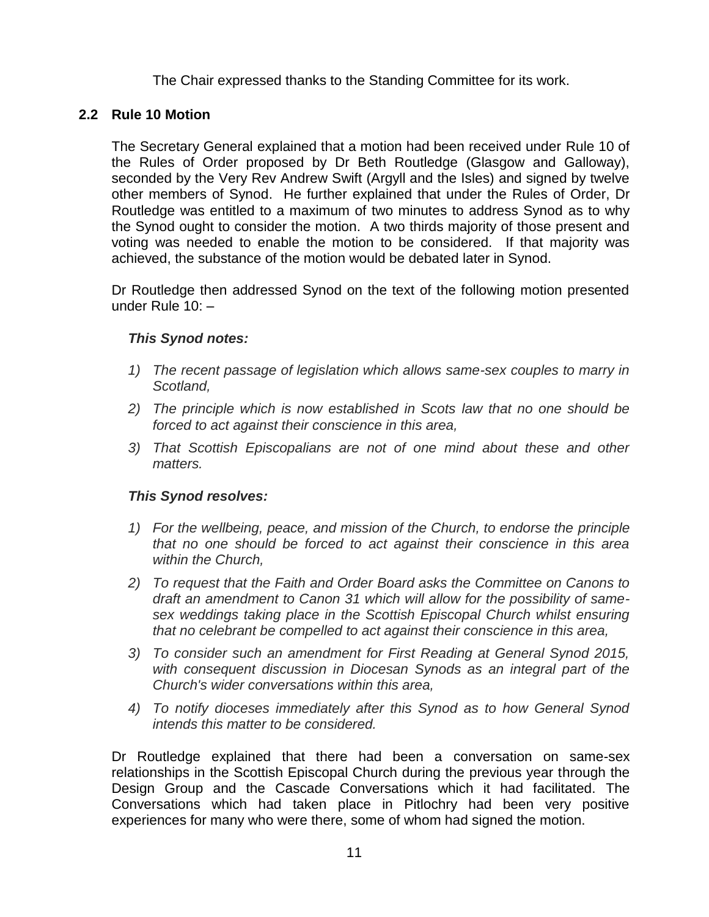The Chair expressed thanks to the Standing Committee for its work.

## 2.2 Rule 10 Motion

The Secretary General explained that a motion had been received under Rule 10 of the Rules of Order proposed by Dr Beth Routledge (Glasgow and Galloway), seconded by the Very Rev Andrew Swift (Argyll and the Isles) and signed by twelve other members of Synod. He further explained that under the Rules of Order, Dr Routledge was entitled to a maximum of two minutes to address Synod as to why the Synod ought to consider the motion. A two thirds majority of those present and voting was needed to enable the motion to be considered. If that majority was achieved, the substance of the motion would be debated later in Synod.

Dr Routledge then addressed Synod on the text of the following motion presented under Rule 10: –

***This Synod notes:***

1) *The recent passage of legislation which allows same-sex couples to marry in Scotland,*
2) *The principle which is now established in Scots law that no one should be forced to act against their conscience in this area,*
3) *That Scottish Episcopalians are not of one mind about these and other matters.*

***This Synod resolves:***

1) *For the wellbeing, peace, and mission of the Church, to endorse the principle that no one should be forced to act against their conscience in this area within the Church,*
2) *To request that the Faith and Order Board asks the Committee on Canons to draft an amendment to Canon 31 which will allow for the possibility of same-sex weddings taking place in the Scottish Episcopal Church whilst ensuring that no celebrant be compelled to act against their conscience in this area,*
3) *To consider such an amendment for First Reading at General Synod 2015, with consequent discussion in Diocesan Synods as an integral part of the Church's wider conversations within this area,*
4) *To notify dioceses immediately after this Synod as to how General Synod intends this matter to be considered.*

Dr Routledge explained that there had been a conversation on same-sex relationships in the Scottish Episcopal Church during the previous year through the Design Group and the Cascade Conversations which it had facilitated. The Conversations which had taken place in Pitlochry had been very positive experiences for many who were there, some of whom had signed the motion.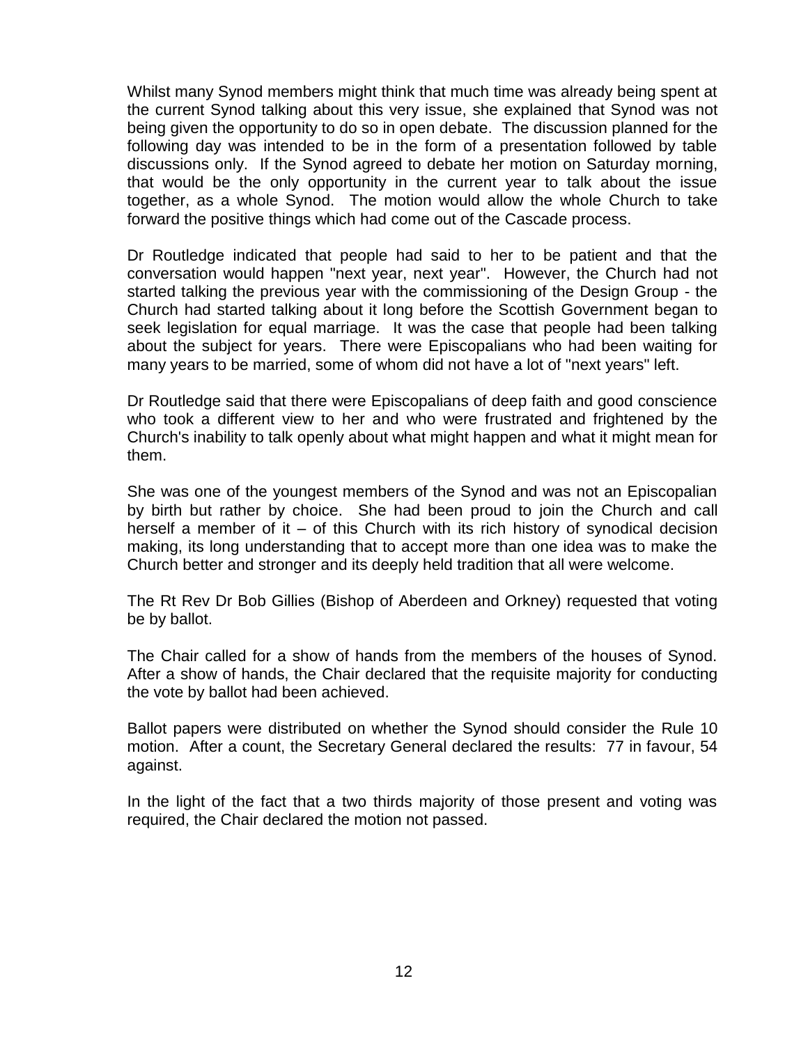Whilst many Synod members might think that much time was already being spent at the current Synod talking about this very issue, she explained that Synod was not being given the opportunity to do so in open debate. The discussion planned for the following day was intended to be in the form of a presentation followed by table discussions only. If the Synod agreed to debate her motion on Saturday morning, that would be the only opportunity in the current year to talk about the issue together, as a whole Synod. The motion would allow the whole Church to take forward the positive things which had come out of the Cascade process.

Dr Routledge indicated that people had said to her to be patient and that the conversation would happen "next year, next year". However, the Church had not started talking the previous year with the commissioning of the Design Group - the Church had started talking about it long before the Scottish Government began to seek legislation for equal marriage. It was the case that people had been talking about the subject for years. There were Episcopalians who had been waiting for many years to be married, some of whom did not have a lot of "next years" left.

Dr Routledge said that there were Episcopalians of deep faith and good conscience who took a different view to her and who were frustrated and frightened by the Church's inability to talk openly about what might happen and what it might mean for them.

She was one of the youngest members of the Synod and was not an Episcopalian by birth but rather by choice. She had been proud to join the Church and call herself a member of it – of this Church with its rich history of synodical decision making, its long understanding that to accept more than one idea was to make the Church better and stronger and its deeply held tradition that all were welcome.

The Rt Rev Dr Bob Gillies (Bishop of Aberdeen and Orkney) requested that voting be by ballot.

The Chair called for a show of hands from the members of the houses of Synod. After a show of hands, the Chair declared that the requisite majority for conducting the vote by ballot had been achieved.

Ballot papers were distributed on whether the Synod should consider the Rule 10 motion. After a count, the Secretary General declared the results: 77 in favour, 54 against.

In the light of the fact that a two thirds majority of those present and voting was required, the Chair declared the motion not passed.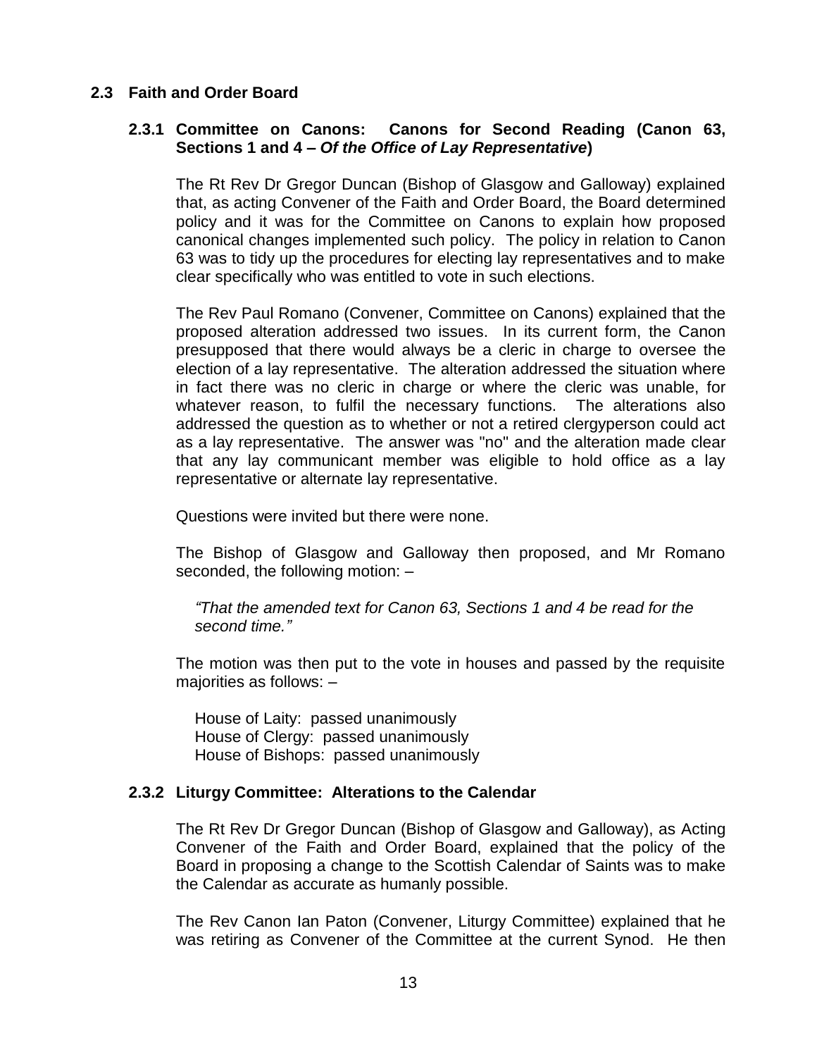## 2.3 Faith and Order Board

### 2.3.1 Committee on Canons: Canons for Second Reading (Canon 63, Sections 1 and 4 – *Of the Office of Lay Representative*)

The Rt Rev Dr Gregor Duncan (Bishop of Glasgow and Galloway) explained that, as acting Convener of the Faith and Order Board, the Board determined policy and it was for the Committee on Canons to explain how proposed canonical changes implemented such policy. The policy in relation to Canon 63 was to tidy up the procedures for electing lay representatives and to make clear specifically who was entitled to vote in such elections.

The Rev Paul Romano (Convener, Committee on Canons) explained that the proposed alteration addressed two issues. In its current form, the Canon presupposed that there would always be a cleric in charge to oversee the election of a lay representative. The alteration addressed the situation where in fact there was no cleric in charge or where the cleric was unable, for whatever reason, to fulfil the necessary functions. The alterations also addressed the question as to whether or not a retired clergyperson could act as a lay representative. The answer was "no" and the alteration made clear that any lay communicant member was eligible to hold office as a lay representative or alternate lay representative.

Questions were invited but there were none.

The Bishop of Glasgow and Galloway then proposed, and Mr Romano seconded, the following motion: –

> *"That the amended text for Canon 63, Sections 1 and 4 be read for the second time."*

The motion was then put to the vote in houses and passed by the requisite majorities as follows: –

House of Laity: passed unanimously
House of Clergy: passed unanimously
House of Bishops: passed unanimously

### 2.3.2 Liturgy Committee: Alterations to the Calendar

The Rt Rev Dr Gregor Duncan (Bishop of Glasgow and Galloway), as Acting Convener of the Faith and Order Board, explained that the policy of the Board in proposing a change to the Scottish Calendar of Saints was to make the Calendar as accurate as humanly possible.

The Rev Canon Ian Paton (Convener, Liturgy Committee) explained that he was retiring as Convener of the Committee at the current Synod. He then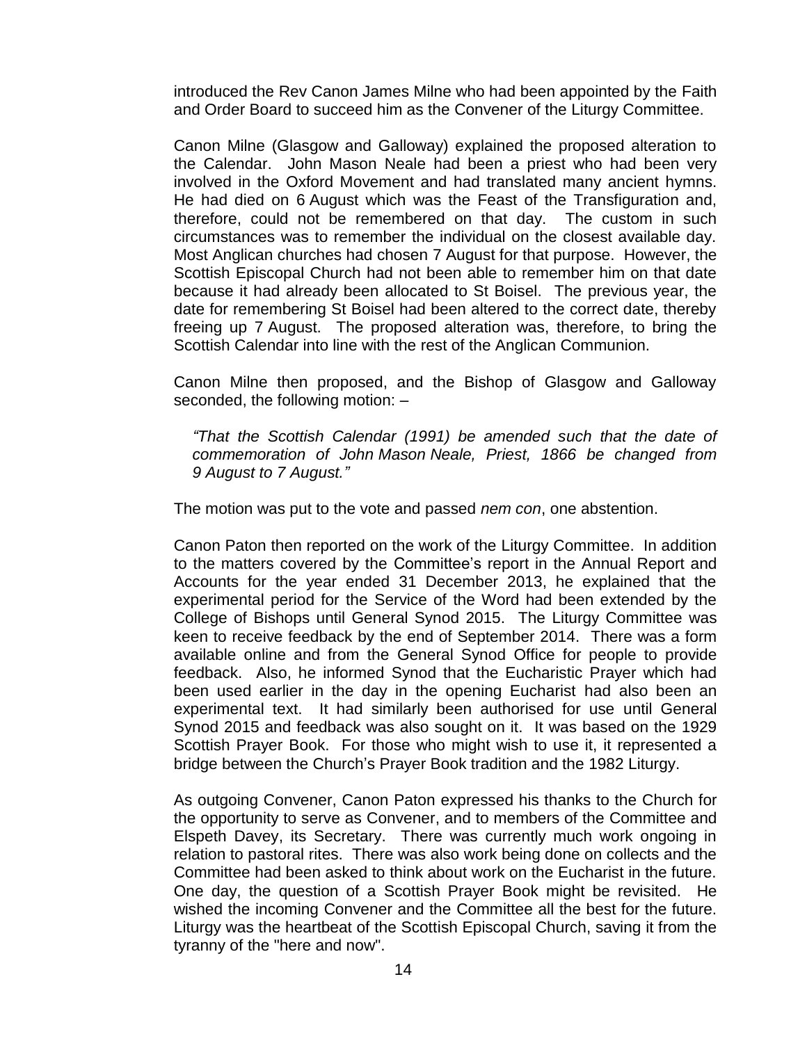introduced the Rev Canon James Milne who had been appointed by the Faith and Order Board to succeed him as the Convener of the Liturgy Committee.

Canon Milne (Glasgow and Galloway) explained the proposed alteration to the Calendar. John Mason Neale had been a priest who had been very involved in the Oxford Movement and had translated many ancient hymns. He had died on 6 August which was the Feast of the Transfiguration and, therefore, could not be remembered on that day. The custom in such circumstances was to remember the individual on the closest available day. Most Anglican churches had chosen 7 August for that purpose. However, the Scottish Episcopal Church had not been able to remember him on that date because it had already been allocated to St Boisel. The previous year, the date for remembering St Boisel had been altered to the correct date, thereby freeing up 7 August. The proposed alteration was, therefore, to bring the Scottish Calendar into line with the rest of the Anglican Communion.

Canon Milne then proposed, and the Bishop of Glasgow and Galloway seconded, the following motion: –

> *"That the Scottish Calendar (1991) be amended such that the date of commemoration of John Mason Neale, Priest, 1866 be changed from 9 August to 7 August."*

The motion was put to the vote and passed *nem con*, one abstention.

Canon Paton then reported on the work of the Liturgy Committee. In addition to the matters covered by the Committee's report in the Annual Report and Accounts for the year ended 31 December 2013, he explained that the experimental period for the Service of the Word had been extended by the College of Bishops until General Synod 2015. The Liturgy Committee was keen to receive feedback by the end of September 2014. There was a form available online and from the General Synod Office for people to provide feedback. Also, he informed Synod that the Eucharistic Prayer which had been used earlier in the day in the opening Eucharist had also been an experimental text. It had similarly been authorised for use until General Synod 2015 and feedback was also sought on it. It was based on the 1929 Scottish Prayer Book. For those who might wish to use it, it represented a bridge between the Church's Prayer Book tradition and the 1982 Liturgy.

As outgoing Convener, Canon Paton expressed his thanks to the Church for the opportunity to serve as Convener, and to members of the Committee and Elspeth Davey, its Secretary. There was currently much work ongoing in relation to pastoral rites. There was also work being done on collects and the Committee had been asked to think about work on the Eucharist in the future. One day, the question of a Scottish Prayer Book might be revisited. He wished the incoming Convener and the Committee all the best for the future. Liturgy was the heartbeat of the Scottish Episcopal Church, saving it from the tyranny of the "here and now".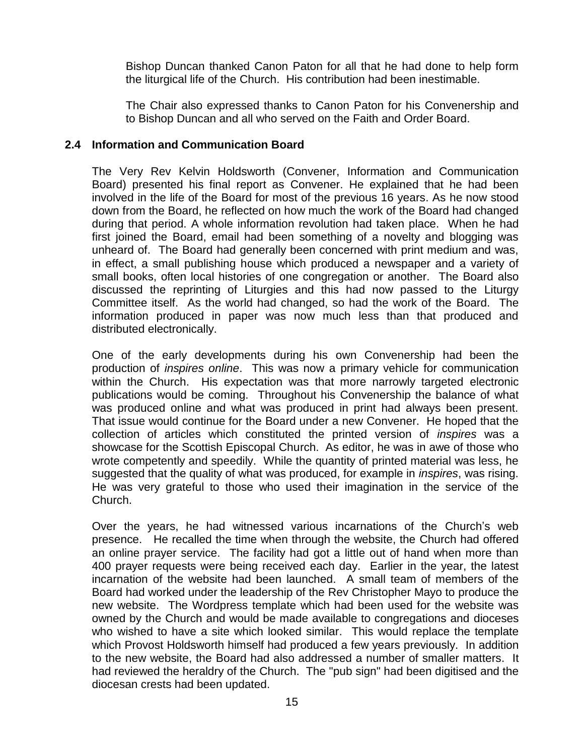Bishop Duncan thanked Canon Paton for all that he had done to help form the liturgical life of the Church. His contribution had been inestimable.

The Chair also expressed thanks to Canon Paton for his Convenership and to Bishop Duncan and all who served on the Faith and Order Board.

### 2.4 Information and Communication Board

The Very Rev Kelvin Holdsworth (Convener, Information and Communication Board) presented his final report as Convener. He explained that he had been involved in the life of the Board for most of the previous 16 years. As he now stood down from the Board, he reflected on how much the work of the Board had changed during that period. A whole information revolution had taken place. When he had first joined the Board, email had been something of a novelty and blogging was unheard of. The Board had generally been concerned with print medium and was, in effect, a small publishing house which produced a newspaper and a variety of small books, often local histories of one congregation or another. The Board also discussed the reprinting of Liturgies and this had now passed to the Liturgy Committee itself. As the world had changed, so had the work of the Board. The information produced in paper was now much less than that produced and distributed electronically.

One of the early developments during his own Convenership had been the production of *inspires online*. This was now a primary vehicle for communication within the Church. His expectation was that more narrowly targeted electronic publications would be coming. Throughout his Convenership the balance of what was produced online and what was produced in print had always been present. That issue would continue for the Board under a new Convener. He hoped that the collection of articles which constituted the printed version of *inspires* was a showcase for the Scottish Episcopal Church. As editor, he was in awe of those who wrote competently and speedily. While the quantity of printed material was less, he suggested that the quality of what was produced, for example in *inspires*, was rising. He was very grateful to those who used their imagination in the service of the Church.

Over the years, he had witnessed various incarnations of the Church's web presence. He recalled the time when through the website, the Church had offered an online prayer service. The facility had got a little out of hand when more than 400 prayer requests were being received each day. Earlier in the year, the latest incarnation of the website had been launched. A small team of members of the Board had worked under the leadership of the Rev Christopher Mayo to produce the new website. The Wordpress template which had been used for the website was owned by the Church and would be made available to congregations and dioceses who wished to have a site which looked similar. This would replace the template which Provost Holdsworth himself had produced a few years previously. In addition to the new website, the Board had also addressed a number of smaller matters. It had reviewed the heraldry of the Church. The "pub sign" had been digitised and the diocesan crests had been updated.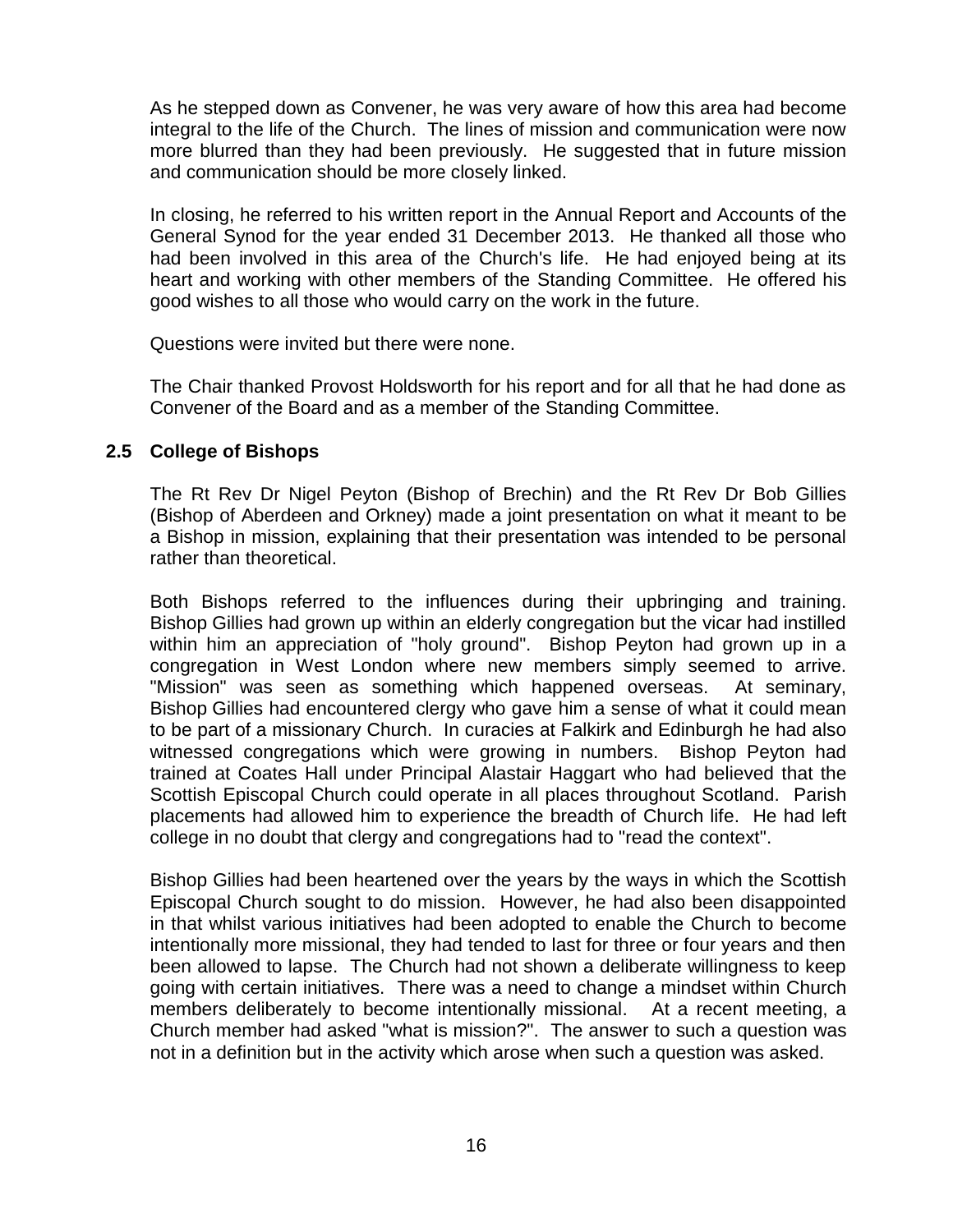As he stepped down as Convener, he was very aware of how this area had become integral to the life of the Church. The lines of mission and communication were now more blurred than they had been previously. He suggested that in future mission and communication should be more closely linked.

In closing, he referred to his written report in the Annual Report and Accounts of the General Synod for the year ended 31 December 2013. He thanked all those who had been involved in this area of the Church's life. He had enjoyed being at its heart and working with other members of the Standing Committee. He offered his good wishes to all those who would carry on the work in the future.

Questions were invited but there were none.

The Chair thanked Provost Holdsworth for his report and for all that he had done as Convener of the Board and as a member of the Standing Committee.

### 2.5 College of Bishops

The Rt Rev Dr Nigel Peyton (Bishop of Brechin) and the Rt Rev Dr Bob Gillies (Bishop of Aberdeen and Orkney) made a joint presentation on what it meant to be a Bishop in mission, explaining that their presentation was intended to be personal rather than theoretical.

Both Bishops referred to the influences during their upbringing and training. Bishop Gillies had grown up within an elderly congregation but the vicar had instilled within him an appreciation of "holy ground". Bishop Peyton had grown up in a congregation in West London where new members simply seemed to arrive. "Mission" was seen as something which happened overseas. At seminary, Bishop Gillies had encountered clergy who gave him a sense of what it could mean to be part of a missionary Church. In curacies at Falkirk and Edinburgh he had also witnessed congregations which were growing in numbers. Bishop Peyton had trained at Coates Hall under Principal Alastair Haggart who had believed that the Scottish Episcopal Church could operate in all places throughout Scotland. Parish placements had allowed him to experience the breadth of Church life. He had left college in no doubt that clergy and congregations had to "read the context".

Bishop Gillies had been heartened over the years by the ways in which the Scottish Episcopal Church sought to do mission. However, he had also been disappointed in that whilst various initiatives had been adopted to enable the Church to become intentionally more missional, they had tended to last for three or four years and then been allowed to lapse. The Church had not shown a deliberate willingness to keep going with certain initiatives. There was a need to change a mindset within Church members deliberately to become intentionally missional. At a recent meeting, a Church member had asked "what is mission?". The answer to such a question was not in a definition but in the activity which arose when such a question was asked.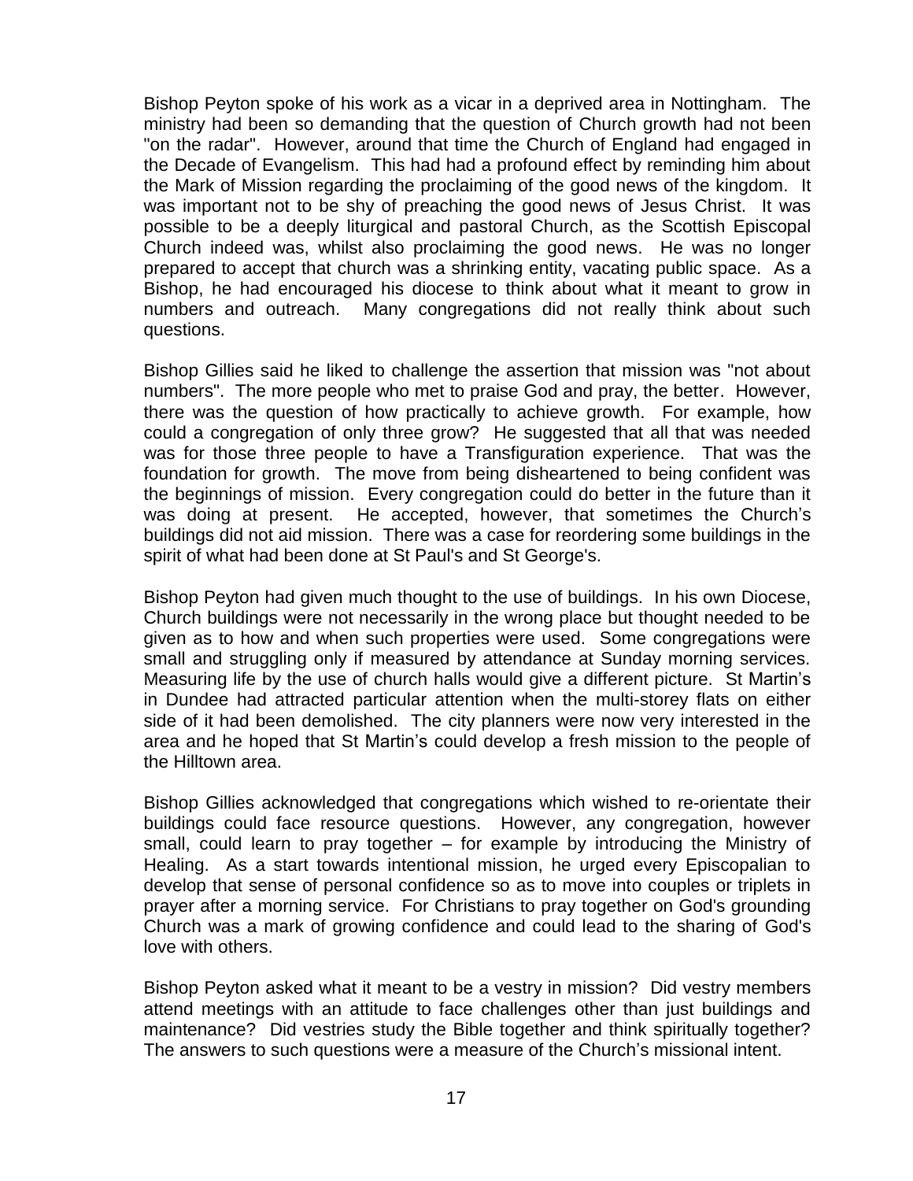Bishop Peyton spoke of his work as a vicar in a deprived area in Nottingham. The ministry had been so demanding that the question of Church growth had not been "on the radar". However, around that time the Church of England had engaged in the Decade of Evangelism. This had had a profound effect by reminding him about the Mark of Mission regarding the proclaiming of the good news of the kingdom. It was important not to be shy of preaching the good news of Jesus Christ. It was possible to be a deeply liturgical and pastoral Church, as the Scottish Episcopal Church indeed was, whilst also proclaiming the good news. He was no longer prepared to accept that church was a shrinking entity, vacating public space. As a Bishop, he had encouraged his diocese to think about what it meant to grow in numbers and outreach. Many congregations did not really think about such questions.

Bishop Gillies said he liked to challenge the assertion that mission was "not about numbers". The more people who met to praise God and pray, the better. However, there was the question of how practically to achieve growth. For example, how could a congregation of only three grow? He suggested that all that was needed was for those three people to have a Transfiguration experience. That was the foundation for growth. The move from being disheartened to being confident was the beginnings of mission. Every congregation could do better in the future than it was doing at present. He accepted, however, that sometimes the Church's buildings did not aid mission. There was a case for reordering some buildings in the spirit of what had been done at St Paul's and St George's.

Bishop Peyton had given much thought to the use of buildings. In his own Diocese, Church buildings were not necessarily in the wrong place but thought needed to be given as to how and when such properties were used. Some congregations were small and struggling only if measured by attendance at Sunday morning services. Measuring life by the use of church halls would give a different picture. St Martin's in Dundee had attracted particular attention when the multi-storey flats on either side of it had been demolished. The city planners were now very interested in the area and he hoped that St Martin's could develop a fresh mission to the people of the Hilltown area.

Bishop Gillies acknowledged that congregations which wished to re-orientate their buildings could face resource questions. However, any congregation, however small, could learn to pray together – for example by introducing the Ministry of Healing. As a start towards intentional mission, he urged every Episcopalian to develop that sense of personal confidence so as to move into couples or triplets in prayer after a morning service. For Christians to pray together on God's grounding Church was a mark of growing confidence and could lead to the sharing of God's love with others.

Bishop Peyton asked what it meant to be a vestry in mission? Did vestry members attend meetings with an attitude to face challenges other than just buildings and maintenance? Did vestries study the Bible together and think spiritually together? The answers to such questions were a measure of the Church's missional intent.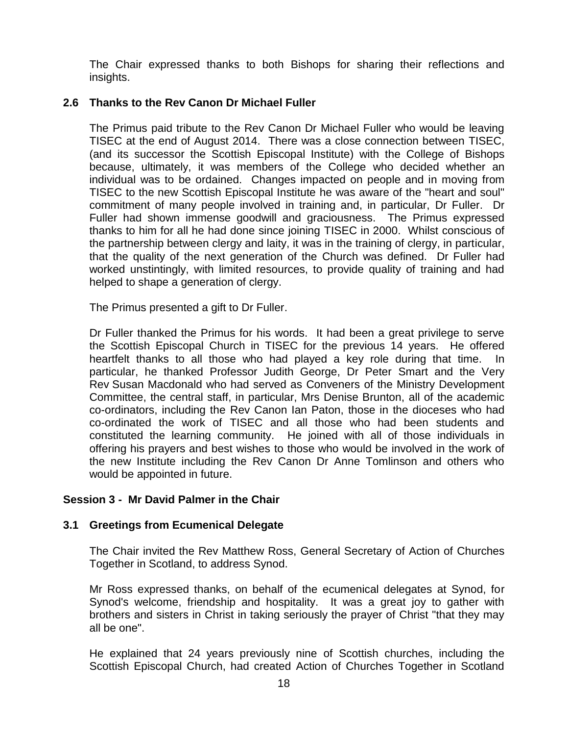The Chair expressed thanks to both Bishops for sharing their reflections and insights.

### 2.6 Thanks to the Rev Canon Dr Michael Fuller

The Primus paid tribute to the Rev Canon Dr Michael Fuller who would be leaving TISEC at the end of August 2014. There was a close connection between TISEC, (and its successor the Scottish Episcopal Institute) with the College of Bishops because, ultimately, it was members of the College who decided whether an individual was to be ordained. Changes impacted on people and in moving from TISEC to the new Scottish Episcopal Institute he was aware of the "heart and soul" commitment of many people involved in training and, in particular, Dr Fuller. Dr Fuller had shown immense goodwill and graciousness. The Primus expressed thanks to him for all he had done since joining TISEC in 2000. Whilst conscious of the partnership between clergy and laity, it was in the training of clergy, in particular, that the quality of the next generation of the Church was defined. Dr Fuller had worked unstintingly, with limited resources, to provide quality of training and had helped to shape a generation of clergy.

The Primus presented a gift to Dr Fuller.

Dr Fuller thanked the Primus for his words. It had been a great privilege to serve the Scottish Episcopal Church in TISEC for the previous 14 years. He offered heartfelt thanks to all those who had played a key role during that time. In particular, he thanked Professor Judith George, Dr Peter Smart and the Very Rev Susan Macdonald who had served as Conveners of the Ministry Development Committee, the central staff, in particular, Mrs Denise Brunton, all of the academic co-ordinators, including the Rev Canon Ian Paton, those in the dioceses who had co-ordinated the work of TISEC and all those who had been students and constituted the learning community. He joined with all of those individuals in offering his prayers and best wishes to those who would be involved in the work of the new Institute including the Rev Canon Dr Anne Tomlinson and others who would be appointed in future.

## Session 3 - Mr David Palmer in the Chair

### 3.1 Greetings from Ecumenical Delegate

The Chair invited the Rev Matthew Ross, General Secretary of Action of Churches Together in Scotland, to address Synod.

Mr Ross expressed thanks, on behalf of the ecumenical delegates at Synod, for Synod's welcome, friendship and hospitality. It was a great joy to gather with brothers and sisters in Christ in taking seriously the prayer of Christ "that they may all be one".

He explained that 24 years previously nine of Scottish churches, including the Scottish Episcopal Church, had created Action of Churches Together in Scotland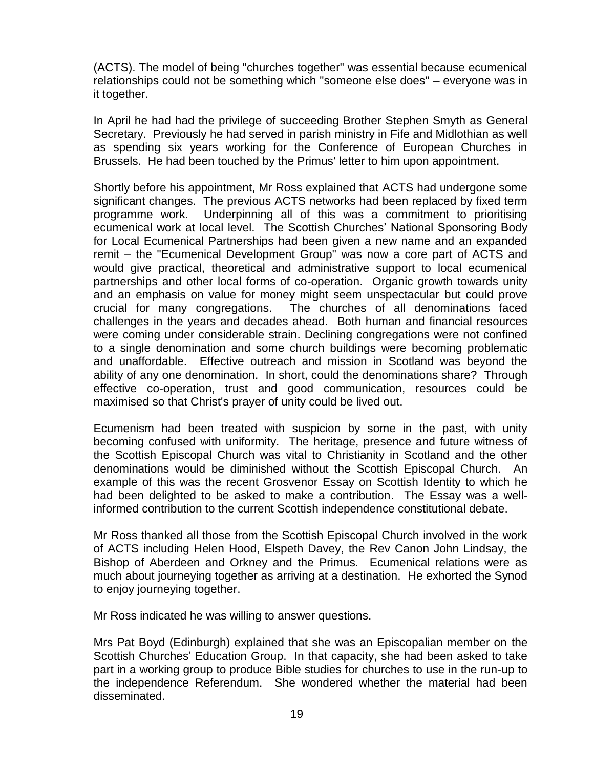(ACTS). The model of being "churches together" was essential because ecumenical relationships could not be something which "someone else does" – everyone was in it together.

In April he had had the privilege of succeeding Brother Stephen Smyth as General Secretary. Previously he had served in parish ministry in Fife and Midlothian as well as spending six years working for the Conference of European Churches in Brussels. He had been touched by the Primus' letter to him upon appointment.

Shortly before his appointment, Mr Ross explained that ACTS had undergone some significant changes. The previous ACTS networks had been replaced by fixed term programme work. Underpinning all of this was a commitment to prioritising ecumenical work at local level. The Scottish Churches' National Sponsoring Body for Local Ecumenical Partnerships had been given a new name and an expanded remit – the "Ecumenical Development Group" was now a core part of ACTS and would give practical, theoretical and administrative support to local ecumenical partnerships and other local forms of co-operation. Organic growth towards unity and an emphasis on value for money might seem unspectacular but could prove crucial for many congregations. The churches of all denominations faced challenges in the years and decades ahead. Both human and financial resources were coming under considerable strain. Declining congregations were not confined to a single denomination and some church buildings were becoming problematic and unaffordable. Effective outreach and mission in Scotland was beyond the ability of any one denomination. In short, could the denominations share? Through effective co-operation, trust and good communication, resources could be maximised so that Christ's prayer of unity could be lived out.

Ecumenism had been treated with suspicion by some in the past, with unity becoming confused with uniformity. The heritage, presence and future witness of the Scottish Episcopal Church was vital to Christianity in Scotland and the other denominations would be diminished without the Scottish Episcopal Church. An example of this was the recent Grosvenor Essay on Scottish Identity to which he had been delighted to be asked to make a contribution. The Essay was a well-informed contribution to the current Scottish independence constitutional debate.

Mr Ross thanked all those from the Scottish Episcopal Church involved in the work of ACTS including Helen Hood, Elspeth Davey, the Rev Canon John Lindsay, the Bishop of Aberdeen and Orkney and the Primus. Ecumenical relations were as much about journeying together as arriving at a destination. He exhorted the Synod to enjoy journeying together.

Mr Ross indicated he was willing to answer questions.

Mrs Pat Boyd (Edinburgh) explained that she was an Episcopalian member on the Scottish Churches' Education Group. In that capacity, she had been asked to take part in a working group to produce Bible studies for churches to use in the run-up to the independence Referendum. She wondered whether the material had been disseminated.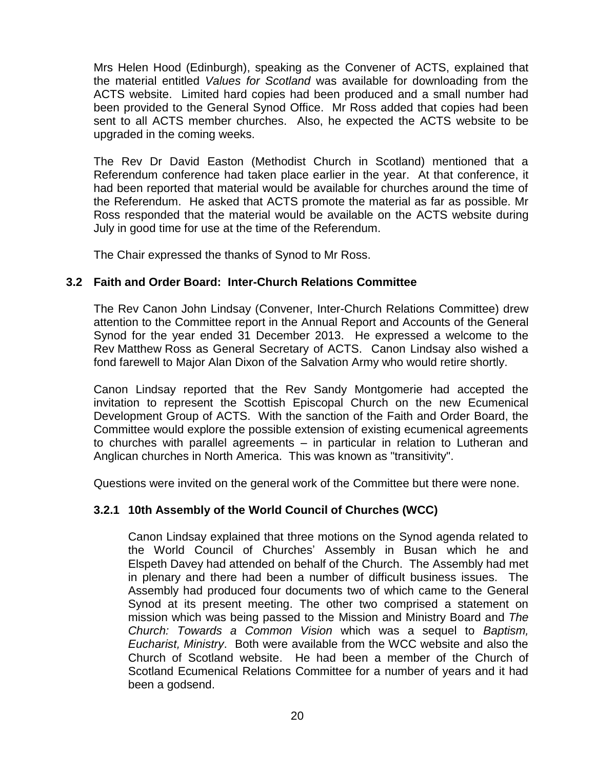Mrs Helen Hood (Edinburgh), speaking as the Convener of ACTS, explained that the material entitled *Values for Scotland* was available for downloading from the ACTS website. Limited hard copies had been produced and a small number had been provided to the General Synod Office. Mr Ross added that copies had been sent to all ACTS member churches. Also, he expected the ACTS website to be upgraded in the coming weeks.

The Rev Dr David Easton (Methodist Church in Scotland) mentioned that a Referendum conference had taken place earlier in the year. At that conference, it had been reported that material would be available for churches around the time of the Referendum. He asked that ACTS promote the material as far as possible. Mr Ross responded that the material would be available on the ACTS website during July in good time for use at the time of the Referendum.

The Chair expressed the thanks of Synod to Mr Ross.

### 3.2 Faith and Order Board: Inter-Church Relations Committee

The Rev Canon John Lindsay (Convener, Inter-Church Relations Committee) drew attention to the Committee report in the Annual Report and Accounts of the General Synod for the year ended 31 December 2013. He expressed a welcome to the Rev Matthew Ross as General Secretary of ACTS. Canon Lindsay also wished a fond farewell to Major Alan Dixon of the Salvation Army who would retire shortly.

Canon Lindsay reported that the Rev Sandy Montgomerie had accepted the invitation to represent the Scottish Episcopal Church on the new Ecumenical Development Group of ACTS. With the sanction of the Faith and Order Board, the Committee would explore the possible extension of existing ecumenical agreements to churches with parallel agreements – in particular in relation to Lutheran and Anglican churches in North America. This was known as "transitivity".

Questions were invited on the general work of the Committee but there were none.

#### 3.2.1 10th Assembly of the World Council of Churches (WCC)

Canon Lindsay explained that three motions on the Synod agenda related to the World Council of Churches' Assembly in Busan which he and Elspeth Davey had attended on behalf of the Church. The Assembly had met in plenary and there had been a number of difficult business issues. The Assembly had produced four documents two of which came to the General Synod at its present meeting. The other two comprised a statement on mission which was being passed to the Mission and Ministry Board and *The Church: Towards a Common Vision* which was a sequel to *Baptism, Eucharist, Ministry*. Both were available from the WCC website and also the Church of Scotland website. He had been a member of the Church of Scotland Ecumenical Relations Committee for a number of years and it had been a godsend.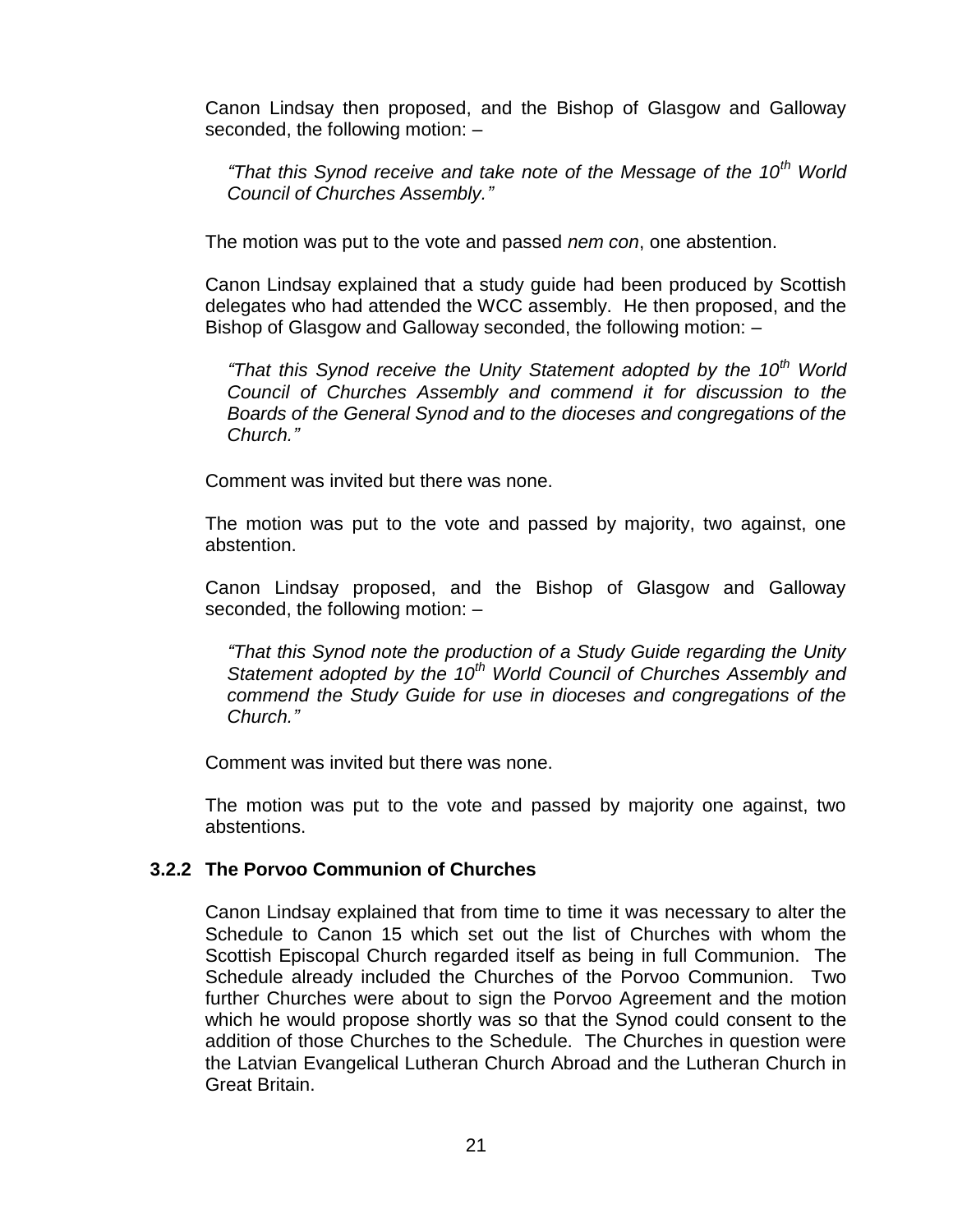Canon Lindsay then proposed, and the Bishop of Glasgow and Galloway seconded, the following motion: –

> *"That this Synod receive and take note of the Message of the 10th World Council of Churches Assembly."*

The motion was put to the vote and passed *nem con*, one abstention.

Canon Lindsay explained that a study guide had been produced by Scottish delegates who had attended the WCC assembly. He then proposed, and the Bishop of Glasgow and Galloway seconded, the following motion: –

> *"That this Synod receive the Unity Statement adopted by the 10th World Council of Churches Assembly and commend it for discussion to the Boards of the General Synod and to the dioceses and congregations of the Church."*

Comment was invited but there was none.

The motion was put to the vote and passed by majority, two against, one abstention.

Canon Lindsay proposed, and the Bishop of Glasgow and Galloway seconded, the following motion: –

> *"That this Synod note the production of a Study Guide regarding the Unity Statement adopted by the 10th World Council of Churches Assembly and commend the Study Guide for use in dioceses and congregations of the Church."*

Comment was invited but there was none.

The motion was put to the vote and passed by majority one against, two abstentions.

### 3.2.2 The Porvoo Communion of Churches

Canon Lindsay explained that from time to time it was necessary to alter the Schedule to Canon 15 which set out the list of Churches with whom the Scottish Episcopal Church regarded itself as being in full Communion. The Schedule already included the Churches of the Porvoo Communion. Two further Churches were about to sign the Porvoo Agreement and the motion which he would propose shortly was so that the Synod could consent to the addition of those Churches to the Schedule. The Churches in question were the Latvian Evangelical Lutheran Church Abroad and the Lutheran Church in Great Britain.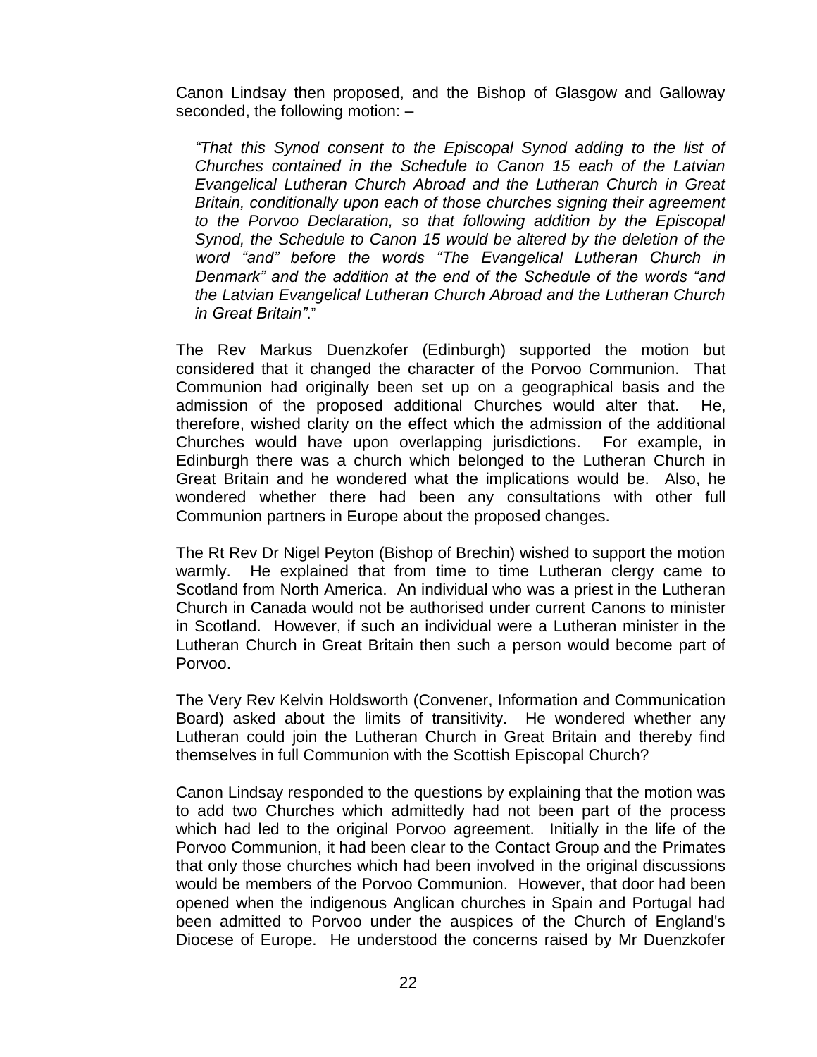Canon Lindsay then proposed, and the Bishop of Glasgow and Galloway seconded, the following motion: –

> *"That this Synod consent to the Episcopal Synod adding to the list of Churches contained in the Schedule to Canon 15 each of the Latvian Evangelical Lutheran Church Abroad and the Lutheran Church in Great Britain, conditionally upon each of those churches signing their agreement to the Porvoo Declaration, so that following addition by the Episcopal Synod, the Schedule to Canon 15 would be altered by the deletion of the word "and" before the words "The Evangelical Lutheran Church in Denmark" and the addition at the end of the Schedule of the words "and the Latvian Evangelical Lutheran Church Abroad and the Lutheran Church in Great Britain"*."

The Rev Markus Duenzkofer (Edinburgh) supported the motion but considered that it changed the character of the Porvoo Communion. That Communion had originally been set up on a geographical basis and the admission of the proposed additional Churches would alter that. He, therefore, wished clarity on the effect which the admission of the additional Churches would have upon overlapping jurisdictions. For example, in Edinburgh there was a church which belonged to the Lutheran Church in Great Britain and he wondered what the implications would be. Also, he wondered whether there had been any consultations with other full Communion partners in Europe about the proposed changes.

The Rt Rev Dr Nigel Peyton (Bishop of Brechin) wished to support the motion warmly. He explained that from time to time Lutheran clergy came to Scotland from North America. An individual who was a priest in the Lutheran Church in Canada would not be authorised under current Canons to minister in Scotland. However, if such an individual were a Lutheran minister in the Lutheran Church in Great Britain then such a person would become part of Porvoo.

The Very Rev Kelvin Holdsworth (Convener, Information and Communication Board) asked about the limits of transitivity. He wondered whether any Lutheran could join the Lutheran Church in Great Britain and thereby find themselves in full Communion with the Scottish Episcopal Church?

Canon Lindsay responded to the questions by explaining that the motion was to add two Churches which admittedly had not been part of the process which had led to the original Porvoo agreement. Initially in the life of the Porvoo Communion, it had been clear to the Contact Group and the Primates that only those churches which had been involved in the original discussions would be members of the Porvoo Communion. However, that door had been opened when the indigenous Anglican churches in Spain and Portugal had been admitted to Porvoo under the auspices of the Church of England's Diocese of Europe. He understood the concerns raised by Mr Duenzkofer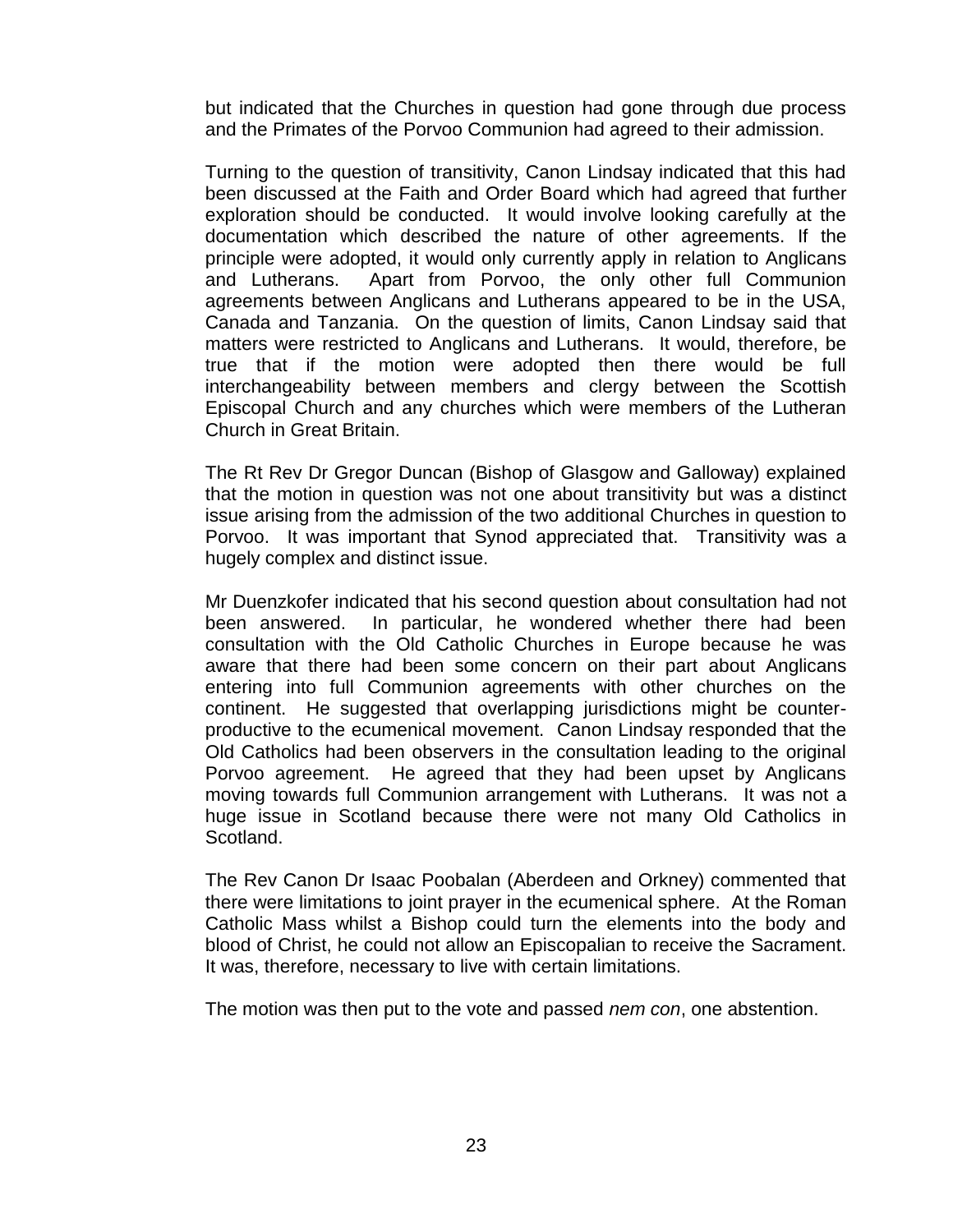but indicated that the Churches in question had gone through due process and the Primates of the Porvoo Communion had agreed to their admission.

Turning to the question of transitivity, Canon Lindsay indicated that this had been discussed at the Faith and Order Board which had agreed that further exploration should be conducted. It would involve looking carefully at the documentation which described the nature of other agreements. If the principle were adopted, it would only currently apply in relation to Anglicans and Lutherans. Apart from Porvoo, the only other full Communion agreements between Anglicans and Lutherans appeared to be in the USA, Canada and Tanzania. On the question of limits, Canon Lindsay said that matters were restricted to Anglicans and Lutherans. It would, therefore, be true that if the motion were adopted then there would be full interchangeability between members and clergy between the Scottish Episcopal Church and any churches which were members of the Lutheran Church in Great Britain.

The Rt Rev Dr Gregor Duncan (Bishop of Glasgow and Galloway) explained that the motion in question was not one about transitivity but was a distinct issue arising from the admission of the two additional Churches in question to Porvoo. It was important that Synod appreciated that. Transitivity was a hugely complex and distinct issue.

Mr Duenzkofer indicated that his second question about consultation had not been answered. In particular, he wondered whether there had been consultation with the Old Catholic Churches in Europe because he was aware that there had been some concern on their part about Anglicans entering into full Communion agreements with other churches on the continent. He suggested that overlapping jurisdictions might be counter-productive to the ecumenical movement. Canon Lindsay responded that the Old Catholics had been observers in the consultation leading to the original Porvoo agreement. He agreed that they had been upset by Anglicans moving towards full Communion arrangement with Lutherans. It was not a huge issue in Scotland because there were not many Old Catholics in Scotland.

The Rev Canon Dr Isaac Poobalan (Aberdeen and Orkney) commented that there were limitations to joint prayer in the ecumenical sphere. At the Roman Catholic Mass whilst a Bishop could turn the elements into the body and blood of Christ, he could not allow an Episcopalian to receive the Sacrament. It was, therefore, necessary to live with certain limitations.

The motion was then put to the vote and passed *nem con*, one abstention.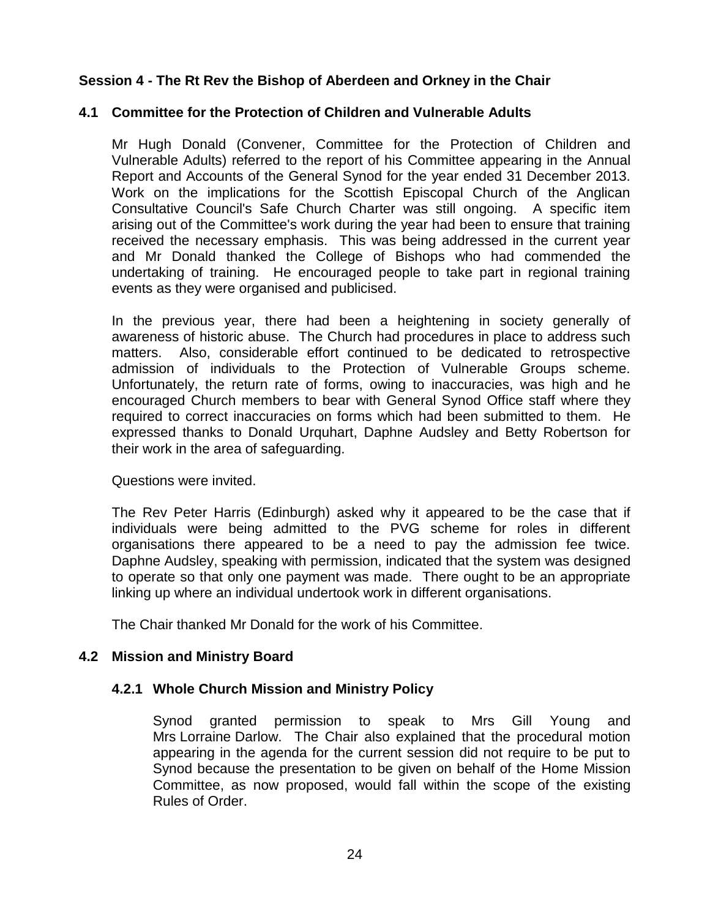## Session 4 - The Rt Rev the Bishop of Aberdeen and Orkney in the Chair

### 4.1 Committee for the Protection of Children and Vulnerable Adults

Mr Hugh Donald (Convener, Committee for the Protection of Children and Vulnerable Adults) referred to the report of his Committee appearing in the Annual Report and Accounts of the General Synod for the year ended 31 December 2013. Work on the implications for the Scottish Episcopal Church of the Anglican Consultative Council's Safe Church Charter was still ongoing. A specific item arising out of the Committee's work during the year had been to ensure that training received the necessary emphasis. This was being addressed in the current year and Mr Donald thanked the College of Bishops who had commended the undertaking of training. He encouraged people to take part in regional training events as they were organised and publicised.

In the previous year, there had been a heightening in society generally of awareness of historic abuse. The Church had procedures in place to address such matters. Also, considerable effort continued to be dedicated to retrospective admission of individuals to the Protection of Vulnerable Groups scheme. Unfortunately, the return rate of forms, owing to inaccuracies, was high and he encouraged Church members to bear with General Synod Office staff where they required to correct inaccuracies on forms which had been submitted to them. He expressed thanks to Donald Urquhart, Daphne Audsley and Betty Robertson for their work in the area of safeguarding.

Questions were invited.

The Rev Peter Harris (Edinburgh) asked why it appeared to be the case that if individuals were being admitted to the PVG scheme for roles in different organisations there appeared to be a need to pay the admission fee twice. Daphne Audsley, speaking with permission, indicated that the system was designed to operate so that only one payment was made. There ought to be an appropriate linking up where an individual undertook work in different organisations.

The Chair thanked Mr Donald for the work of his Committee.

### 4.2 Mission and Ministry Board

#### 4.2.1 Whole Church Mission and Ministry Policy

Synod granted permission to speak to Mrs Gill Young and Mrs Lorraine Darlow. The Chair also explained that the procedural motion appearing in the agenda for the current session did not require to be put to Synod because the presentation to be given on behalf of the Home Mission Committee, as now proposed, would fall within the scope of the existing Rules of Order.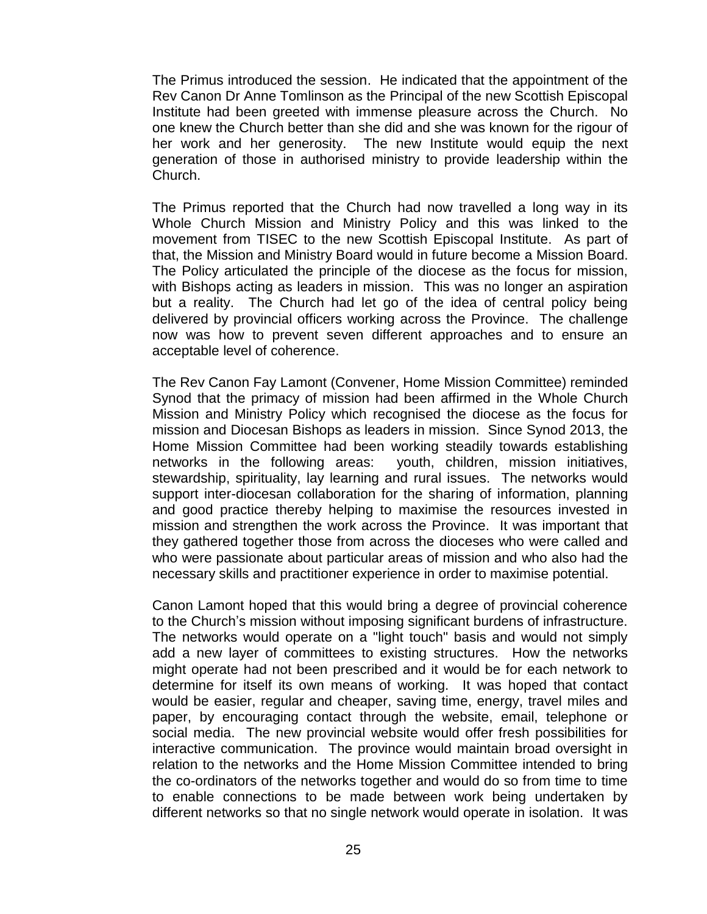The Primus introduced the session. He indicated that the appointment of the Rev Canon Dr Anne Tomlinson as the Principal of the new Scottish Episcopal Institute had been greeted with immense pleasure across the Church. No one knew the Church better than she did and she was known for the rigour of her work and her generosity. The new Institute would equip the next generation of those in authorised ministry to provide leadership within the Church.

The Primus reported that the Church had now travelled a long way in its Whole Church Mission and Ministry Policy and this was linked to the movement from TISEC to the new Scottish Episcopal Institute. As part of that, the Mission and Ministry Board would in future become a Mission Board. The Policy articulated the principle of the diocese as the focus for mission, with Bishops acting as leaders in mission. This was no longer an aspiration but a reality. The Church had let go of the idea of central policy being delivered by provincial officers working across the Province. The challenge now was how to prevent seven different approaches and to ensure an acceptable level of coherence.

The Rev Canon Fay Lamont (Convener, Home Mission Committee) reminded Synod that the primacy of mission had been affirmed in the Whole Church Mission and Ministry Policy which recognised the diocese as the focus for mission and Diocesan Bishops as leaders in mission. Since Synod 2013, the Home Mission Committee had been working steadily towards establishing networks in the following areas: youth, children, mission initiatives, stewardship, spirituality, lay learning and rural issues. The networks would support inter-diocesan collaboration for the sharing of information, planning and good practice thereby helping to maximise the resources invested in mission and strengthen the work across the Province. It was important that they gathered together those from across the dioceses who were called and who were passionate about particular areas of mission and who also had the necessary skills and practitioner experience in order to maximise potential.

Canon Lamont hoped that this would bring a degree of provincial coherence to the Church's mission without imposing significant burdens of infrastructure. The networks would operate on a "light touch" basis and would not simply add a new layer of committees to existing structures. How the networks might operate had not been prescribed and it would be for each network to determine for itself its own means of working. It was hoped that contact would be easier, regular and cheaper, saving time, energy, travel miles and paper, by encouraging contact through the website, email, telephone or social media. The new provincial website would offer fresh possibilities for interactive communication. The province would maintain broad oversight in relation to the networks and the Home Mission Committee intended to bring the co-ordinators of the networks together and would do so from time to time to enable connections to be made between work being undertaken by different networks so that no single network would operate in isolation. It was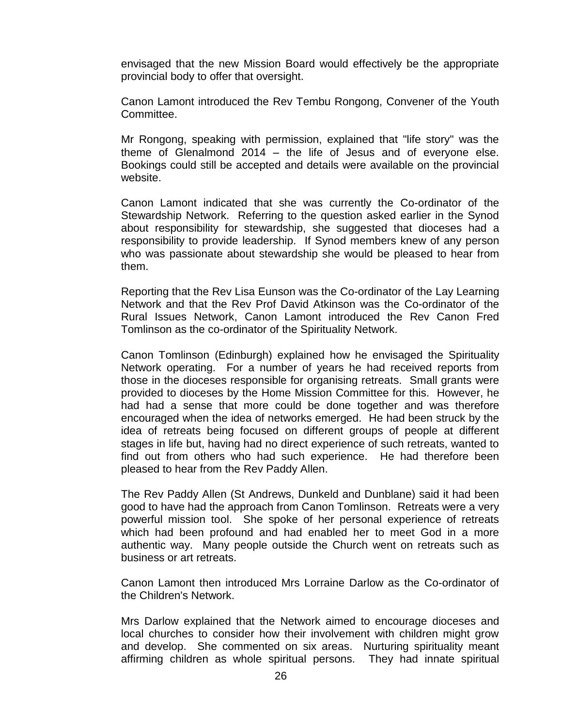envisaged that the new Mission Board would effectively be the appropriate provincial body to offer that oversight.

Canon Lamont introduced the Rev Tembu Rongong, Convener of the Youth Committee.

Mr Rongong, speaking with permission, explained that "life story" was the theme of Glenalmond 2014 – the life of Jesus and of everyone else. Bookings could still be accepted and details were available on the provincial website.

Canon Lamont indicated that she was currently the Co-ordinator of the Stewardship Network. Referring to the question asked earlier in the Synod about responsibility for stewardship, she suggested that dioceses had a responsibility to provide leadership. If Synod members knew of any person who was passionate about stewardship she would be pleased to hear from them.

Reporting that the Rev Lisa Eunson was the Co-ordinator of the Lay Learning Network and that the Rev Prof David Atkinson was the Co-ordinator of the Rural Issues Network, Canon Lamont introduced the Rev Canon Fred Tomlinson as the co-ordinator of the Spirituality Network.

Canon Tomlinson (Edinburgh) explained how he envisaged the Spirituality Network operating. For a number of years he had received reports from those in the dioceses responsible for organising retreats. Small grants were provided to dioceses by the Home Mission Committee for this. However, he had had a sense that more could be done together and was therefore encouraged when the idea of networks emerged. He had been struck by the idea of retreats being focused on different groups of people at different stages in life but, having had no direct experience of such retreats, wanted to find out from others who had such experience. He had therefore been pleased to hear from the Rev Paddy Allen.

The Rev Paddy Allen (St Andrews, Dunkeld and Dunblane) said it had been good to have had the approach from Canon Tomlinson. Retreats were a very powerful mission tool. She spoke of her personal experience of retreats which had been profound and had enabled her to meet God in a more authentic way. Many people outside the Church went on retreats such as business or art retreats.

Canon Lamont then introduced Mrs Lorraine Darlow as the Co-ordinator of the Children's Network.

Mrs Darlow explained that the Network aimed to encourage dioceses and local churches to consider how their involvement with children might grow and develop. She commented on six areas. Nurturing spirituality meant affirming children as whole spiritual persons. They had innate spiritual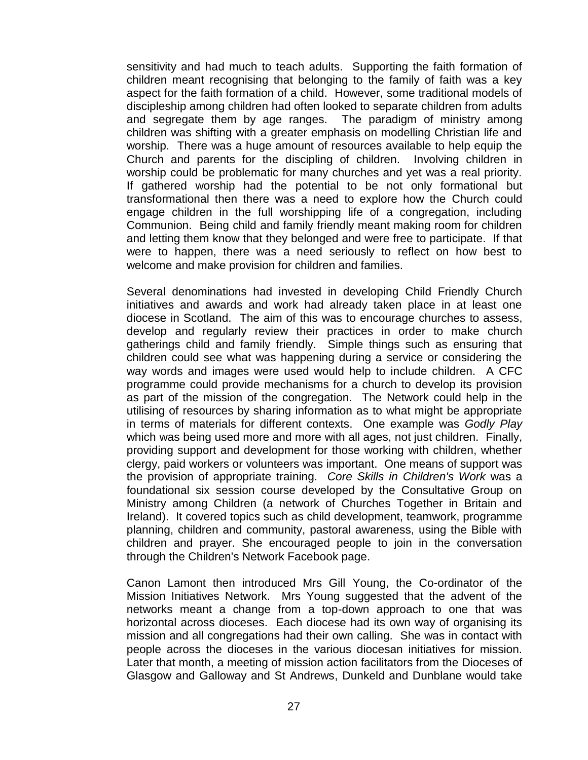sensitivity and had much to teach adults. Supporting the faith formation of children meant recognising that belonging to the family of faith was a key aspect for the faith formation of a child. However, some traditional models of discipleship among children had often looked to separate children from adults and segregate them by age ranges. The paradigm of ministry among children was shifting with a greater emphasis on modelling Christian life and worship. There was a huge amount of resources available to help equip the Church and parents for the discipling of children. Involving children in worship could be problematic for many churches and yet was a real priority. If gathered worship had the potential to be not only formational but transformational then there was a need to explore how the Church could engage children in the full worshipping life of a congregation, including Communion. Being child and family friendly meant making room for children and letting them know that they belonged and were free to participate. If that were to happen, there was a need seriously to reflect on how best to welcome and make provision for children and families.

Several denominations had invested in developing Child Friendly Church initiatives and awards and work had already taken place in at least one diocese in Scotland. The aim of this was to encourage churches to assess, develop and regularly review their practices in order to make church gatherings child and family friendly. Simple things such as ensuring that children could see what was happening during a service or considering the way words and images were used would help to include children. A CFC programme could provide mechanisms for a church to develop its provision as part of the mission of the congregation. The Network could help in the utilising of resources by sharing information as to what might be appropriate in terms of materials for different contexts. One example was *Godly Play* which was being used more and more with all ages, not just children. Finally, providing support and development for those working with children, whether clergy, paid workers or volunteers was important. One means of support was the provision of appropriate training. *Core Skills in Children's Work* was a foundational six session course developed by the Consultative Group on Ministry among Children (a network of Churches Together in Britain and Ireland). It covered topics such as child development, teamwork, programme planning, children and community, pastoral awareness, using the Bible with children and prayer. She encouraged people to join in the conversation through the Children's Network Facebook page.

Canon Lamont then introduced Mrs Gill Young, the Co-ordinator of the Mission Initiatives Network. Mrs Young suggested that the advent of the networks meant a change from a top-down approach to one that was horizontal across dioceses. Each diocese had its own way of organising its mission and all congregations had their own calling. She was in contact with people across the dioceses in the various diocesan initiatives for mission. Later that month, a meeting of mission action facilitators from the Dioceses of Glasgow and Galloway and St Andrews, Dunkeld and Dunblane would take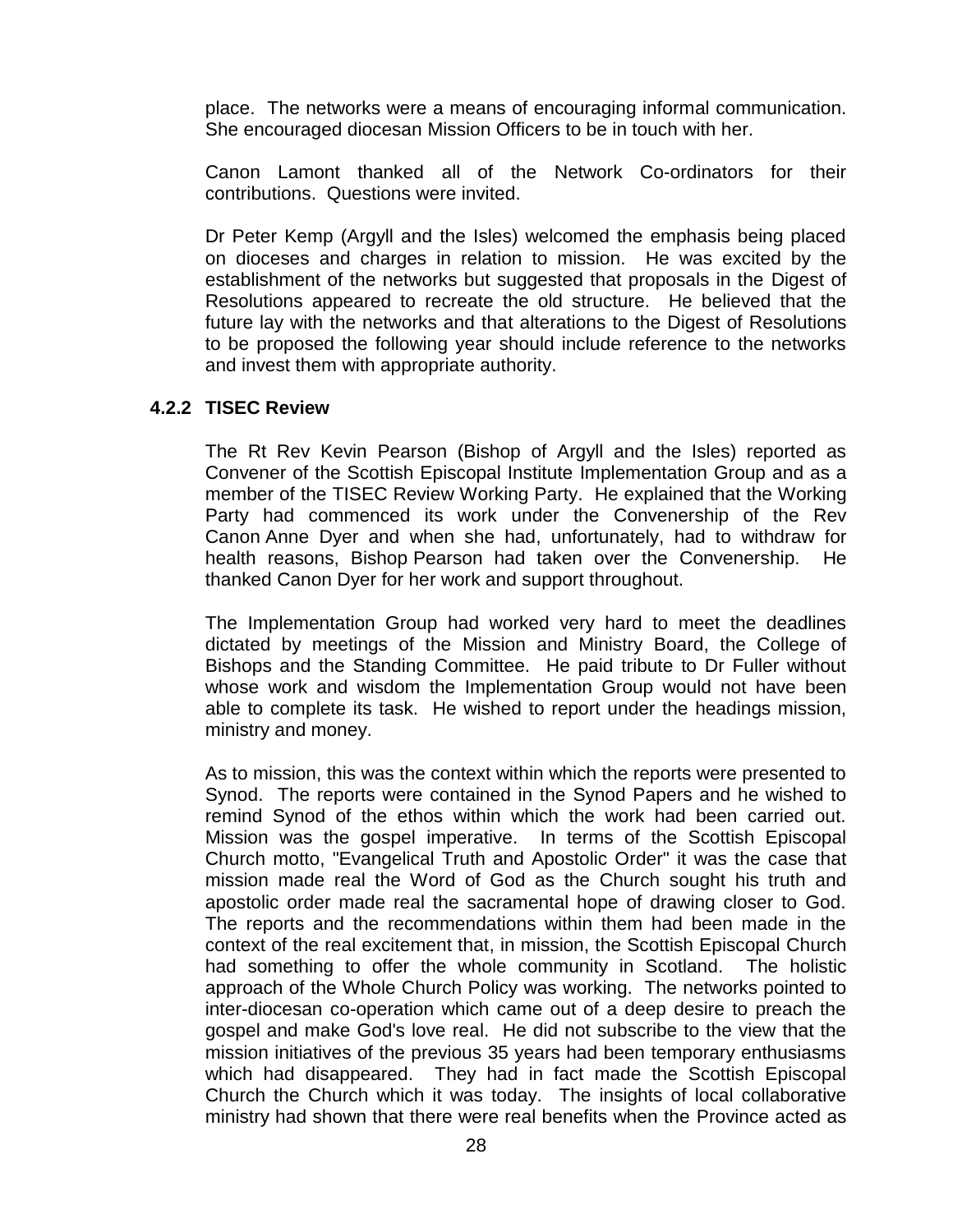place. The networks were a means of encouraging informal communication. She encouraged diocesan Mission Officers to be in touch with her.

Canon Lamont thanked all of the Network Co-ordinators for their contributions. Questions were invited.

Dr Peter Kemp (Argyll and the Isles) welcomed the emphasis being placed on dioceses and charges in relation to mission. He was excited by the establishment of the networks but suggested that proposals in the Digest of Resolutions appeared to recreate the old structure. He believed that the future lay with the networks and that alterations to the Digest of Resolutions to be proposed the following year should include reference to the networks and invest them with appropriate authority.

### 4.2.2 TISEC Review

The Rt Rev Kevin Pearson (Bishop of Argyll and the Isles) reported as Convener of the Scottish Episcopal Institute Implementation Group and as a member of the TISEC Review Working Party. He explained that the Working Party had commenced its work under the Convenership of the Rev Canon Anne Dyer and when she had, unfortunately, had to withdraw for health reasons, Bishop Pearson had taken over the Convenership. He thanked Canon Dyer for her work and support throughout.

The Implementation Group had worked very hard to meet the deadlines dictated by meetings of the Mission and Ministry Board, the College of Bishops and the Standing Committee. He paid tribute to Dr Fuller without whose work and wisdom the Implementation Group would not have been able to complete its task. He wished to report under the headings mission, ministry and money.

As to mission, this was the context within which the reports were presented to Synod. The reports were contained in the Synod Papers and he wished to remind Synod of the ethos within which the work had been carried out. Mission was the gospel imperative. In terms of the Scottish Episcopal Church motto, "Evangelical Truth and Apostolic Order" it was the case that mission made real the Word of God as the Church sought his truth and apostolic order made real the sacramental hope of drawing closer to God. The reports and the recommendations within them had been made in the context of the real excitement that, in mission, the Scottish Episcopal Church had something to offer the whole community in Scotland. The holistic approach of the Whole Church Policy was working. The networks pointed to inter-diocesan co-operation which came out of a deep desire to preach the gospel and make God's love real. He did not subscribe to the view that the mission initiatives of the previous 35 years had been temporary enthusiasms which had disappeared. They had in fact made the Scottish Episcopal Church the Church which it was today. The insights of local collaborative ministry had shown that there were real benefits when the Province acted as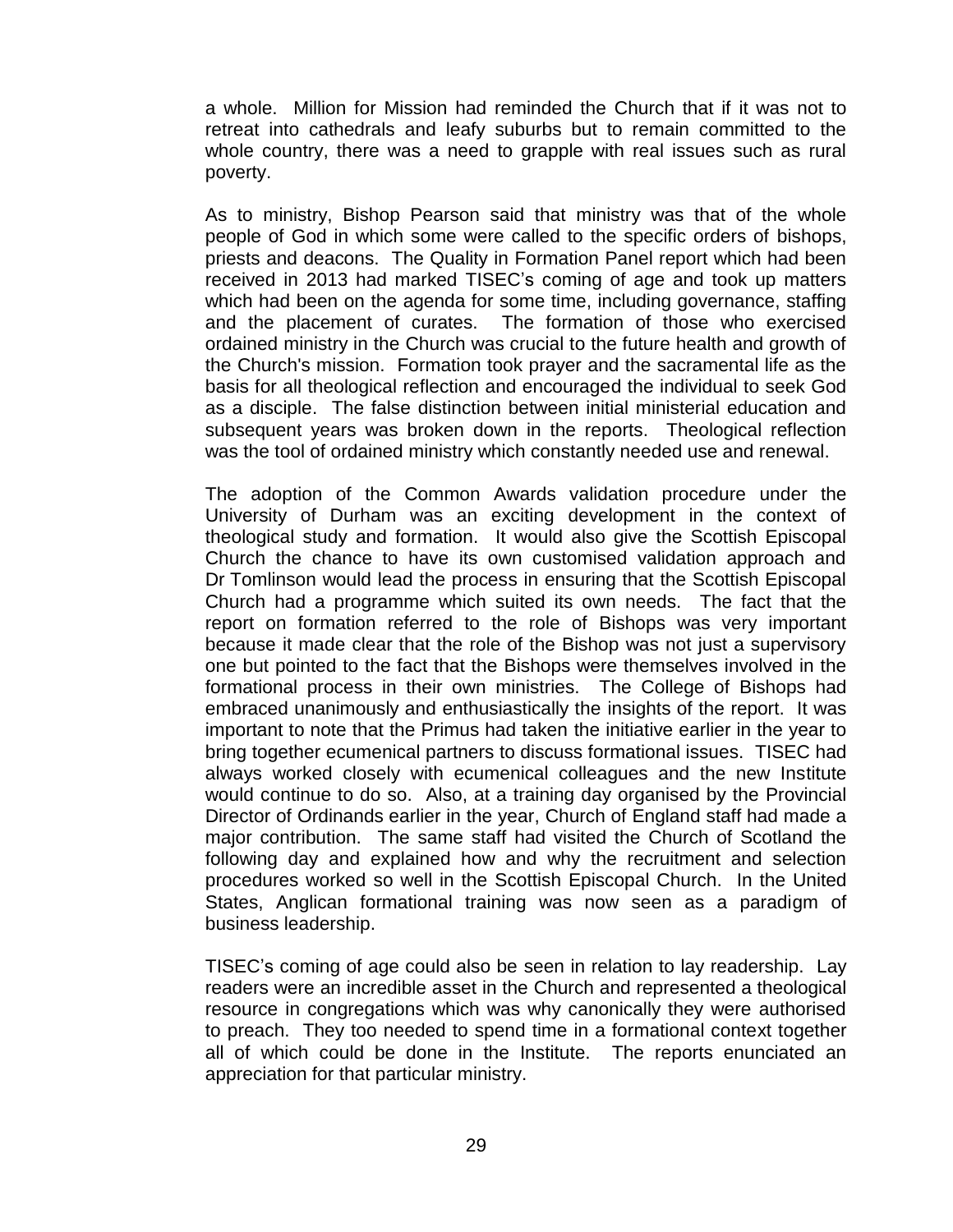a whole. Million for Mission had reminded the Church that if it was not to retreat into cathedrals and leafy suburbs but to remain committed to the whole country, there was a need to grapple with real issues such as rural poverty.

As to ministry, Bishop Pearson said that ministry was that of the whole people of God in which some were called to the specific orders of bishops, priests and deacons. The Quality in Formation Panel report which had been received in 2013 had marked TISEC's coming of age and took up matters which had been on the agenda for some time, including governance, staffing and the placement of curates. The formation of those who exercised ordained ministry in the Church was crucial to the future health and growth of the Church's mission. Formation took prayer and the sacramental life as the basis for all theological reflection and encouraged the individual to seek God as a disciple. The false distinction between initial ministerial education and subsequent years was broken down in the reports. Theological reflection was the tool of ordained ministry which constantly needed use and renewal.

The adoption of the Common Awards validation procedure under the University of Durham was an exciting development in the context of theological study and formation. It would also give the Scottish Episcopal Church the chance to have its own customised validation approach and Dr Tomlinson would lead the process in ensuring that the Scottish Episcopal Church had a programme which suited its own needs. The fact that the report on formation referred to the role of Bishops was very important because it made clear that the role of the Bishop was not just a supervisory one but pointed to the fact that the Bishops were themselves involved in the formational process in their own ministries. The College of Bishops had embraced unanimously and enthusiastically the insights of the report. It was important to note that the Primus had taken the initiative earlier in the year to bring together ecumenical partners to discuss formational issues. TISEC had always worked closely with ecumenical colleagues and the new Institute would continue to do so. Also, at a training day organised by the Provincial Director of Ordinands earlier in the year, Church of England staff had made a major contribution. The same staff had visited the Church of Scotland the following day and explained how and why the recruitment and selection procedures worked so well in the Scottish Episcopal Church. In the United States, Anglican formational training was now seen as a paradigm of business leadership.

TISEC's coming of age could also be seen in relation to lay readership. Lay readers were an incredible asset in the Church and represented a theological resource in congregations which was why canonically they were authorised to preach. They too needed to spend time in a formational context together all of which could be done in the Institute. The reports enunciated an appreciation for that particular ministry.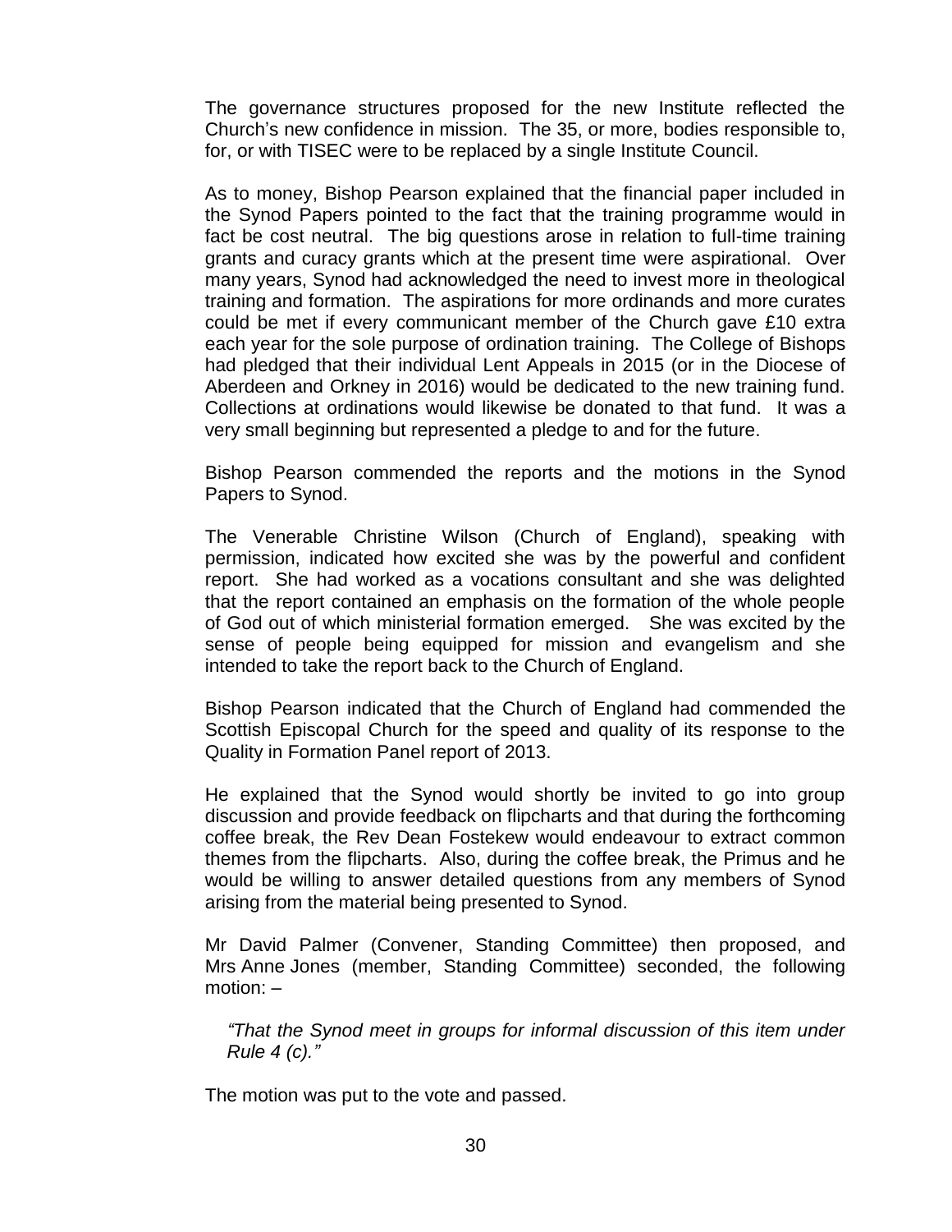The governance structures proposed for the new Institute reflected the Church's new confidence in mission. The 35, or more, bodies responsible to, for, or with TISEC were to be replaced by a single Institute Council.

As to money, Bishop Pearson explained that the financial paper included in the Synod Papers pointed to the fact that the training programme would in fact be cost neutral. The big questions arose in relation to full-time training grants and curacy grants which at the present time were aspirational. Over many years, Synod had acknowledged the need to invest more in theological training and formation. The aspirations for more ordinands and more curates could be met if every communicant member of the Church gave £10 extra each year for the sole purpose of ordination training. The College of Bishops had pledged that their individual Lent Appeals in 2015 (or in the Diocese of Aberdeen and Orkney in 2016) would be dedicated to the new training fund. Collections at ordinations would likewise be donated to that fund. It was a very small beginning but represented a pledge to and for the future.

Bishop Pearson commended the reports and the motions in the Synod Papers to Synod.

The Venerable Christine Wilson (Church of England), speaking with permission, indicated how excited she was by the powerful and confident report. She had worked as a vocations consultant and she was delighted that the report contained an emphasis on the formation of the whole people of God out of which ministerial formation emerged. She was excited by the sense of people being equipped for mission and evangelism and she intended to take the report back to the Church of England.

Bishop Pearson indicated that the Church of England had commended the Scottish Episcopal Church for the speed and quality of its response to the Quality in Formation Panel report of 2013.

He explained that the Synod would shortly be invited to go into group discussion and provide feedback on flipcharts and that during the forthcoming coffee break, the Rev Dean Fostekew would endeavour to extract common themes from the flipcharts. Also, during the coffee break, the Primus and he would be willing to answer detailed questions from any members of Synod arising from the material being presented to Synod.

Mr David Palmer (Convener, Standing Committee) then proposed, and Mrs Anne Jones (member, Standing Committee) seconded, the following motion: –

> *"That the Synod meet in groups for informal discussion of this item under Rule 4 (c)."*

The motion was put to the vote and passed.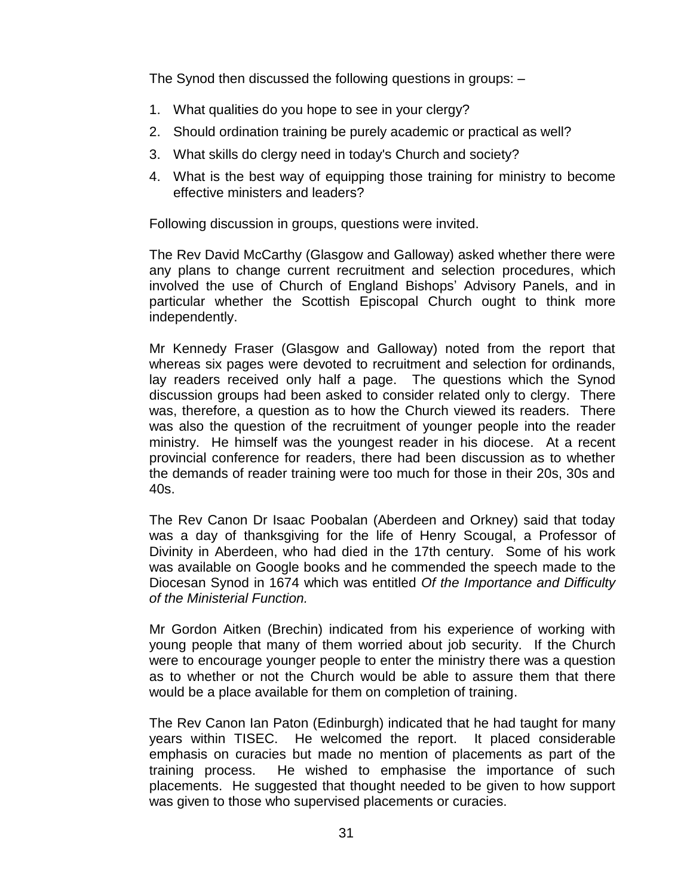The Synod then discussed the following questions in groups: –

1. What qualities do you hope to see in your clergy?
2. Should ordination training be purely academic or practical as well?
3. What skills do clergy need in today's Church and society?
4. What is the best way of equipping those training for ministry to become effective ministers and leaders?

Following discussion in groups, questions were invited.

The Rev David McCarthy (Glasgow and Galloway) asked whether there were any plans to change current recruitment and selection procedures, which involved the use of Church of England Bishops' Advisory Panels, and in particular whether the Scottish Episcopal Church ought to think more independently.

Mr Kennedy Fraser (Glasgow and Galloway) noted from the report that whereas six pages were devoted to recruitment and selection for ordinands, lay readers received only half a page. The questions which the Synod discussion groups had been asked to consider related only to clergy. There was, therefore, a question as to how the Church viewed its readers. There was also the question of the recruitment of younger people into the reader ministry. He himself was the youngest reader in his diocese. At a recent provincial conference for readers, there had been discussion as to whether the demands of reader training were too much for those in their 20s, 30s and 40s.

The Rev Canon Dr Isaac Poobalan (Aberdeen and Orkney) said that today was a day of thanksgiving for the life of Henry Scougal, a Professor of Divinity in Aberdeen, who had died in the 17th century. Some of his work was available on Google books and he commended the speech made to the Diocesan Synod in 1674 which was entitled *Of the Importance and Difficulty of the Ministerial Function.*

Mr Gordon Aitken (Brechin) indicated from his experience of working with young people that many of them worried about job security. If the Church were to encourage younger people to enter the ministry there was a question as to whether or not the Church would be able to assure them that there would be a place available for them on completion of training.

The Rev Canon Ian Paton (Edinburgh) indicated that he had taught for many years within TISEC. He welcomed the report. It placed considerable emphasis on curacies but made no mention of placements as part of the training process. He wished to emphasise the importance of such placements. He suggested that thought needed to be given to how support was given to those who supervised placements or curacies.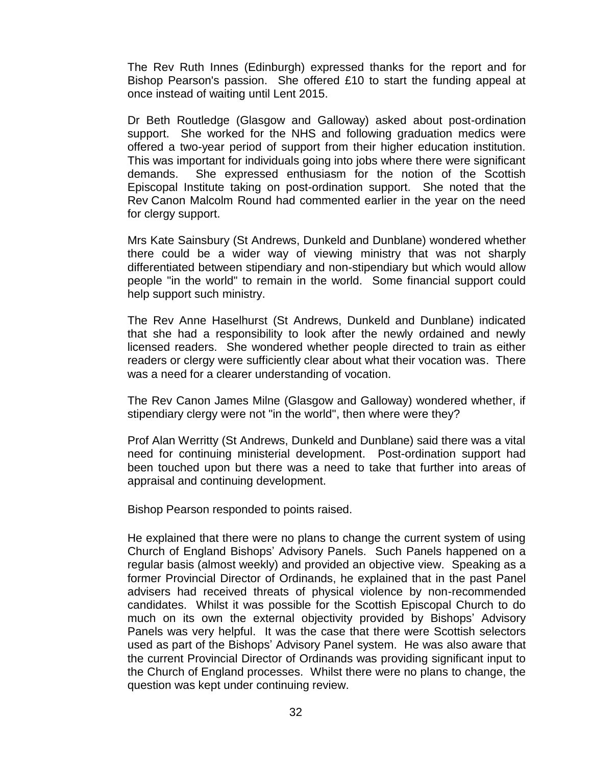The Rev Ruth Innes (Edinburgh) expressed thanks for the report and for Bishop Pearson's passion. She offered £10 to start the funding appeal at once instead of waiting until Lent 2015.

Dr Beth Routledge (Glasgow and Galloway) asked about post-ordination support. She worked for the NHS and following graduation medics were offered a two-year period of support from their higher education institution. This was important for individuals going into jobs where there were significant demands. She expressed enthusiasm for the notion of the Scottish Episcopal Institute taking on post-ordination support. She noted that the Rev Canon Malcolm Round had commented earlier in the year on the need for clergy support.

Mrs Kate Sainsbury (St Andrews, Dunkeld and Dunblane) wondered whether there could be a wider way of viewing ministry that was not sharply differentiated between stipendiary and non-stipendiary but which would allow people "in the world" to remain in the world. Some financial support could help support such ministry.

The Rev Anne Haselhurst (St Andrews, Dunkeld and Dunblane) indicated that she had a responsibility to look after the newly ordained and newly licensed readers. She wondered whether people directed to train as either readers or clergy were sufficiently clear about what their vocation was. There was a need for a clearer understanding of vocation.

The Rev Canon James Milne (Glasgow and Galloway) wondered whether, if stipendiary clergy were not "in the world", then where were they?

Prof Alan Werritty (St Andrews, Dunkeld and Dunblane) said there was a vital need for continuing ministerial development. Post-ordination support had been touched upon but there was a need to take that further into areas of appraisal and continuing development.

Bishop Pearson responded to points raised.

He explained that there were no plans to change the current system of using Church of England Bishops' Advisory Panels. Such Panels happened on a regular basis (almost weekly) and provided an objective view. Speaking as a former Provincial Director of Ordinands, he explained that in the past Panel advisers had received threats of physical violence by non-recommended candidates. Whilst it was possible for the Scottish Episcopal Church to do much on its own the external objectivity provided by Bishops' Advisory Panels was very helpful. It was the case that there were Scottish selectors used as part of the Bishops' Advisory Panel system. He was also aware that the current Provincial Director of Ordinands was providing significant input to the Church of England processes. Whilst there were no plans to change, the question was kept under continuing review.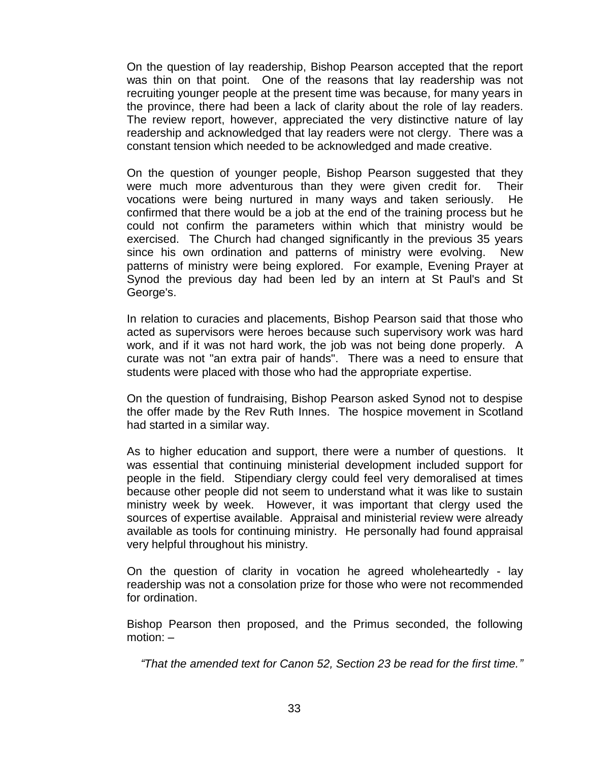On the question of lay readership, Bishop Pearson accepted that the report was thin on that point. One of the reasons that lay readership was not recruiting younger people at the present time was because, for many years in the province, there had been a lack of clarity about the role of lay readers. The review report, however, appreciated the very distinctive nature of lay readership and acknowledged that lay readers were not clergy. There was a constant tension which needed to be acknowledged and made creative.

On the question of younger people, Bishop Pearson suggested that they were much more adventurous than they were given credit for. Their vocations were being nurtured in many ways and taken seriously. He confirmed that there would be a job at the end of the training process but he could not confirm the parameters within which that ministry would be exercised. The Church had changed significantly in the previous 35 years since his own ordination and patterns of ministry were evolving. New patterns of ministry were being explored. For example, Evening Prayer at Synod the previous day had been led by an intern at St Paul's and St George's.

In relation to curacies and placements, Bishop Pearson said that those who acted as supervisors were heroes because such supervisory work was hard work, and if it was not hard work, the job was not being done properly. A curate was not "an extra pair of hands". There was a need to ensure that students were placed with those who had the appropriate expertise.

On the question of fundraising, Bishop Pearson asked Synod not to despise the offer made by the Rev Ruth Innes. The hospice movement in Scotland had started in a similar way.

As to higher education and support, there were a number of questions. It was essential that continuing ministerial development included support for people in the field. Stipendiary clergy could feel very demoralised at times because other people did not seem to understand what it was like to sustain ministry week by week. However, it was important that clergy used the sources of expertise available. Appraisal and ministerial review were already available as tools for continuing ministry. He personally had found appraisal very helpful throughout his ministry.

On the question of clarity in vocation he agreed wholeheartedly - lay readership was not a consolation prize for those who were not recommended for ordination.

Bishop Pearson then proposed, and the Primus seconded, the following motion: –

*"That the amended text for Canon 52, Section 23 be read for the first time."*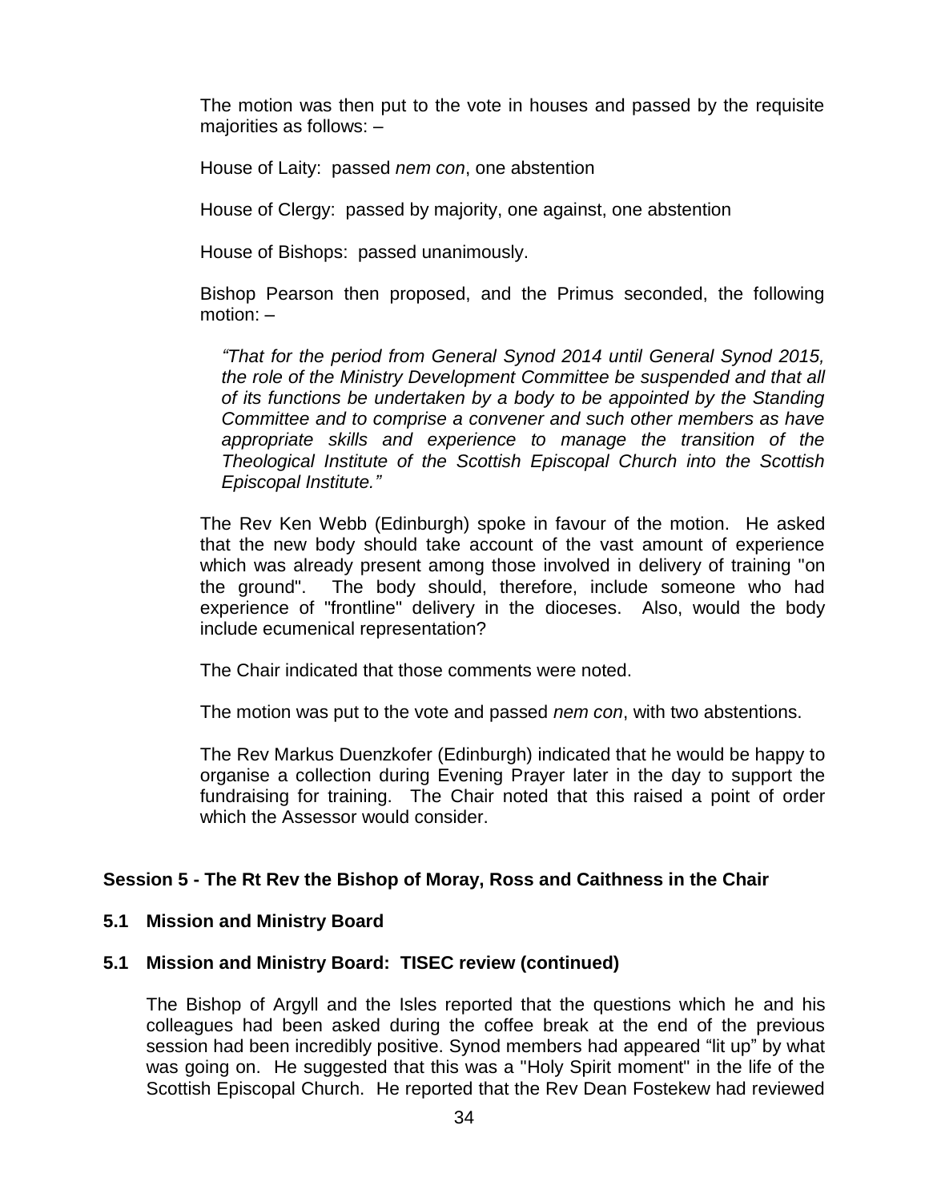The motion was then put to the vote in houses and passed by the requisite majorities as follows: –

House of Laity: passed *nem con*, one abstention

House of Clergy: passed by majority, one against, one abstention

House of Bishops: passed unanimously.

Bishop Pearson then proposed, and the Primus seconded, the following motion: –

> *"That for the period from General Synod 2014 until General Synod 2015, the role of the Ministry Development Committee be suspended and that all of its functions be undertaken by a body to be appointed by the Standing Committee and to comprise a convener and such other members as have appropriate skills and experience to manage the transition of the Theological Institute of the Scottish Episcopal Church into the Scottish Episcopal Institute."*

The Rev Ken Webb (Edinburgh) spoke in favour of the motion. He asked that the new body should take account of the vast amount of experience which was already present among those involved in delivery of training "on the ground". The body should, therefore, include someone who had experience of "frontline" delivery in the dioceses. Also, would the body include ecumenical representation?

The Chair indicated that those comments were noted.

The motion was put to the vote and passed *nem con*, with two abstentions.

The Rev Markus Duenzkofer (Edinburgh) indicated that he would be happy to organise a collection during Evening Prayer later in the day to support the fundraising for training. The Chair noted that this raised a point of order which the Assessor would consider.

## Session 5 - The Rt Rev the Bishop of Moray, Ross and Caithness in the Chair

### 5.1 Mission and Ministry Board

### 5.1 Mission and Ministry Board: TISEC review (continued)

The Bishop of Argyll and the Isles reported that the questions which he and his colleagues had been asked during the coffee break at the end of the previous session had been incredibly positive. Synod members had appeared "lit up" by what was going on. He suggested that this was a "Holy Spirit moment" in the life of the Scottish Episcopal Church. He reported that the Rev Dean Fostekew had reviewed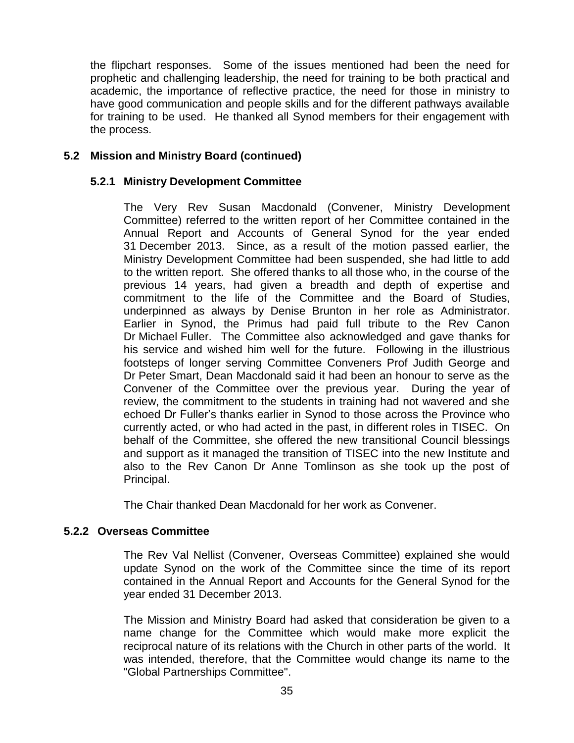the flipchart responses. Some of the issues mentioned had been the need for prophetic and challenging leadership, the need for training to be both practical and academic, the importance of reflective practice, the need for those in ministry to have good communication and people skills and for the different pathways available for training to be used. He thanked all Synod members for their engagement with the process.

## 5.2 Mission and Ministry Board (continued)

### 5.2.1 Ministry Development Committee

The Very Rev Susan Macdonald (Convener, Ministry Development Committee) referred to the written report of her Committee contained in the Annual Report and Accounts of General Synod for the year ended 31 December 2013. Since, as a result of the motion passed earlier, the Ministry Development Committee had been suspended, she had little to add to the written report. She offered thanks to all those who, in the course of the previous 14 years, had given a breadth and depth of expertise and commitment to the life of the Committee and the Board of Studies, underpinned as always by Denise Brunton in her role as Administrator. Earlier in Synod, the Primus had paid full tribute to the Rev Canon Dr Michael Fuller. The Committee also acknowledged and gave thanks for his service and wished him well for the future. Following in the illustrious footsteps of longer serving Committee Conveners Prof Judith George and Dr Peter Smart, Dean Macdonald said it had been an honour to serve as the Convener of the Committee over the previous year. During the year of review, the commitment to the students in training had not wavered and she echoed Dr Fuller's thanks earlier in Synod to those across the Province who currently acted, or who had acted in the past, in different roles in TISEC. On behalf of the Committee, she offered the new transitional Council blessings and support as it managed the transition of TISEC into the new Institute and also to the Rev Canon Dr Anne Tomlinson as she took up the post of Principal.

The Chair thanked Dean Macdonald for her work as Convener.

### 5.2.2 Overseas Committee

The Rev Val Nellist (Convener, Overseas Committee) explained she would update Synod on the work of the Committee since the time of its report contained in the Annual Report and Accounts for the General Synod for the year ended 31 December 2013.

The Mission and Ministry Board had asked that consideration be given to a name change for the Committee which would make more explicit the reciprocal nature of its relations with the Church in other parts of the world. It was intended, therefore, that the Committee would change its name to the "Global Partnerships Committee".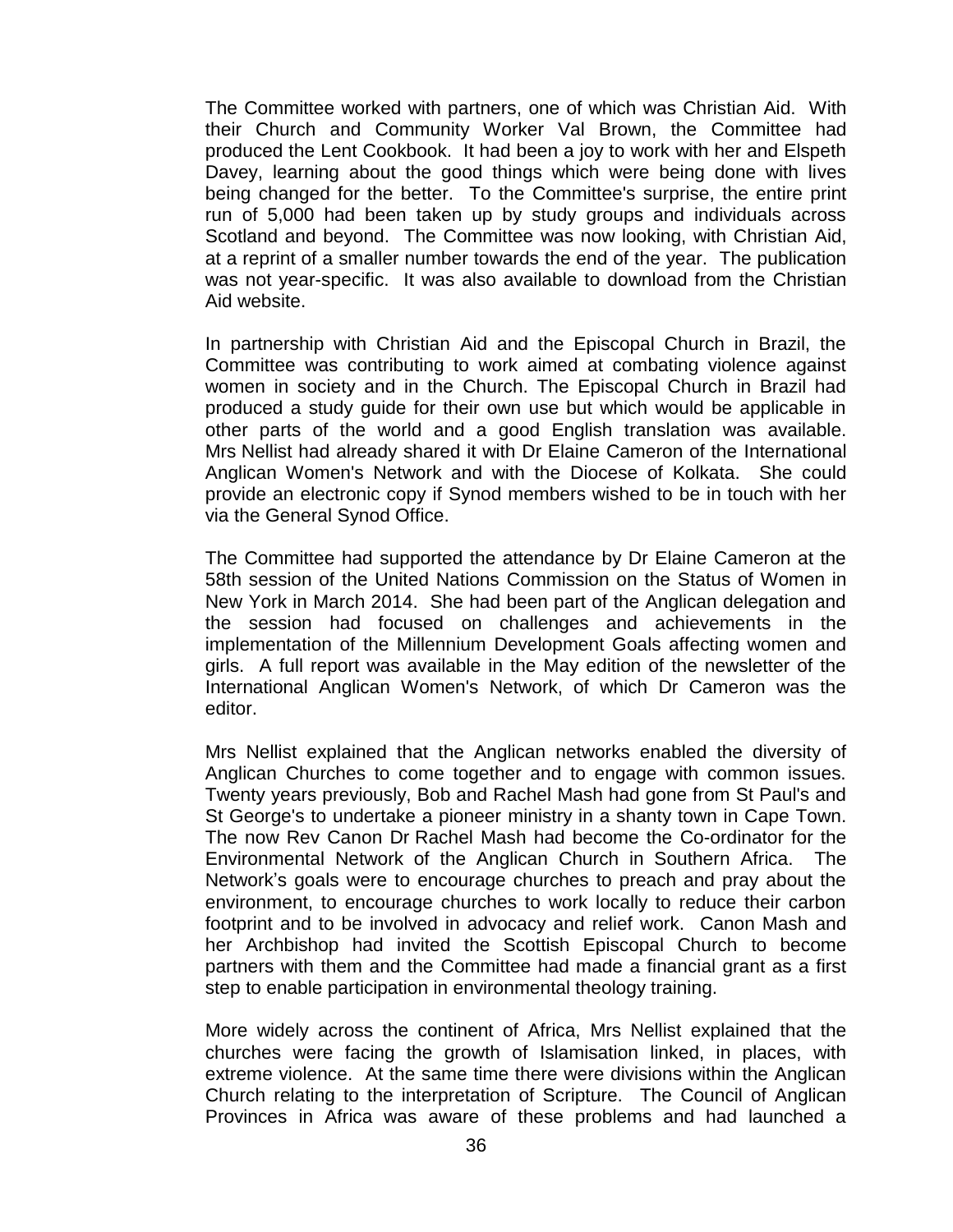The Committee worked with partners, one of which was Christian Aid. With their Church and Community Worker Val Brown, the Committee had produced the Lent Cookbook. It had been a joy to work with her and Elspeth Davey, learning about the good things which were being done with lives being changed for the better. To the Committee's surprise, the entire print run of 5,000 had been taken up by study groups and individuals across Scotland and beyond. The Committee was now looking, with Christian Aid, at a reprint of a smaller number towards the end of the year. The publication was not year-specific. It was also available to download from the Christian Aid website.

In partnership with Christian Aid and the Episcopal Church in Brazil, the Committee was contributing to work aimed at combating violence against women in society and in the Church. The Episcopal Church in Brazil had produced a study guide for their own use but which would be applicable in other parts of the world and a good English translation was available. Mrs Nellist had already shared it with Dr Elaine Cameron of the International Anglican Women's Network and with the Diocese of Kolkata. She could provide an electronic copy if Synod members wished to be in touch with her via the General Synod Office.

The Committee had supported the attendance by Dr Elaine Cameron at the 58th session of the United Nations Commission on the Status of Women in New York in March 2014. She had been part of the Anglican delegation and the session had focused on challenges and achievements in the implementation of the Millennium Development Goals affecting women and girls. A full report was available in the May edition of the newsletter of the International Anglican Women's Network, of which Dr Cameron was the editor.

Mrs Nellist explained that the Anglican networks enabled the diversity of Anglican Churches to come together and to engage with common issues. Twenty years previously, Bob and Rachel Mash had gone from St Paul's and St George's to undertake a pioneer ministry in a shanty town in Cape Town. The now Rev Canon Dr Rachel Mash had become the Co-ordinator for the Environmental Network of the Anglican Church in Southern Africa. The Network's goals were to encourage churches to preach and pray about the environment, to encourage churches to work locally to reduce their carbon footprint and to be involved in advocacy and relief work. Canon Mash and her Archbishop had invited the Scottish Episcopal Church to become partners with them and the Committee had made a financial grant as a first step to enable participation in environmental theology training.

More widely across the continent of Africa, Mrs Nellist explained that the churches were facing the growth of Islamisation linked, in places, with extreme violence. At the same time there were divisions within the Anglican Church relating to the interpretation of Scripture. The Council of Anglican Provinces in Africa was aware of these problems and had launched a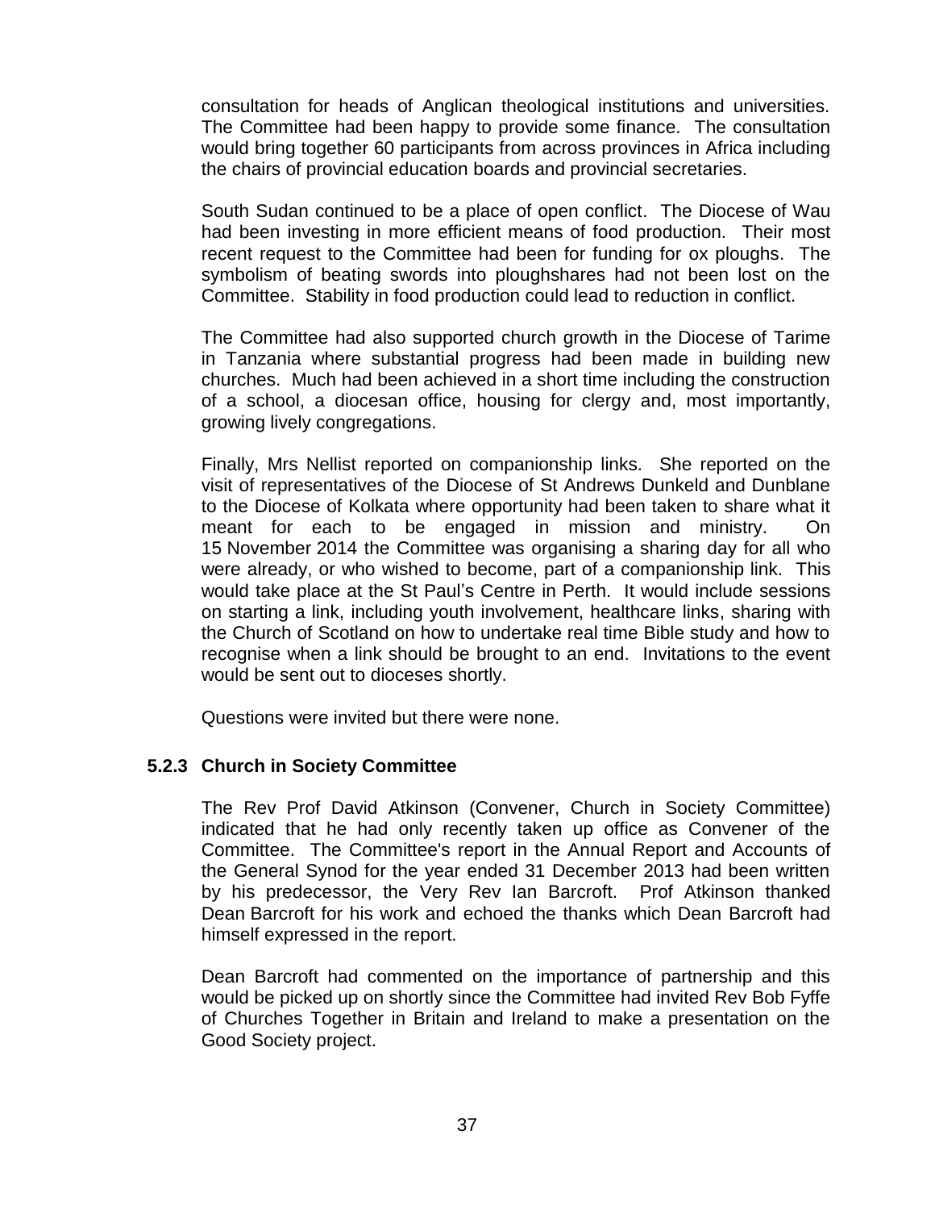consultation for heads of Anglican theological institutions and universities. The Committee had been happy to provide some finance. The consultation would bring together 60 participants from across provinces in Africa including the chairs of provincial education boards and provincial secretaries.

South Sudan continued to be a place of open conflict. The Diocese of Wau had been investing in more efficient means of food production. Their most recent request to the Committee had been for funding for ox ploughs. The symbolism of beating swords into ploughshares had not been lost on the Committee. Stability in food production could lead to reduction in conflict.

The Committee had also supported church growth in the Diocese of Tarime in Tanzania where substantial progress had been made in building new churches. Much had been achieved in a short time including the construction of a school, a diocesan office, housing for clergy and, most importantly, growing lively congregations.

Finally, Mrs Nellist reported on companionship links. She reported on the visit of representatives of the Diocese of St Andrews Dunkeld and Dunblane to the Diocese of Kolkata where opportunity had been taken to share what it meant for each to be engaged in mission and ministry. On 15 November 2014 the Committee was organising a sharing day for all who were already, or who wished to become, part of a companionship link. This would take place at the St Paul's Centre in Perth. It would include sessions on starting a link, including youth involvement, healthcare links, sharing with the Church of Scotland on how to undertake real time Bible study and how to recognise when a link should be brought to an end. Invitations to the event would be sent out to dioceses shortly.

Questions were invited but there were none.

### 5.2.3 Church in Society Committee

The Rev Prof David Atkinson (Convener, Church in Society Committee) indicated that he had only recently taken up office as Convener of the Committee. The Committee's report in the Annual Report and Accounts of the General Synod for the year ended 31 December 2013 had been written by his predecessor, the Very Rev Ian Barcroft. Prof Atkinson thanked Dean Barcroft for his work and echoed the thanks which Dean Barcroft had himself expressed in the report.

Dean Barcroft had commented on the importance of partnership and this would be picked up on shortly since the Committee had invited Rev Bob Fyffe of Churches Together in Britain and Ireland to make a presentation on the Good Society project.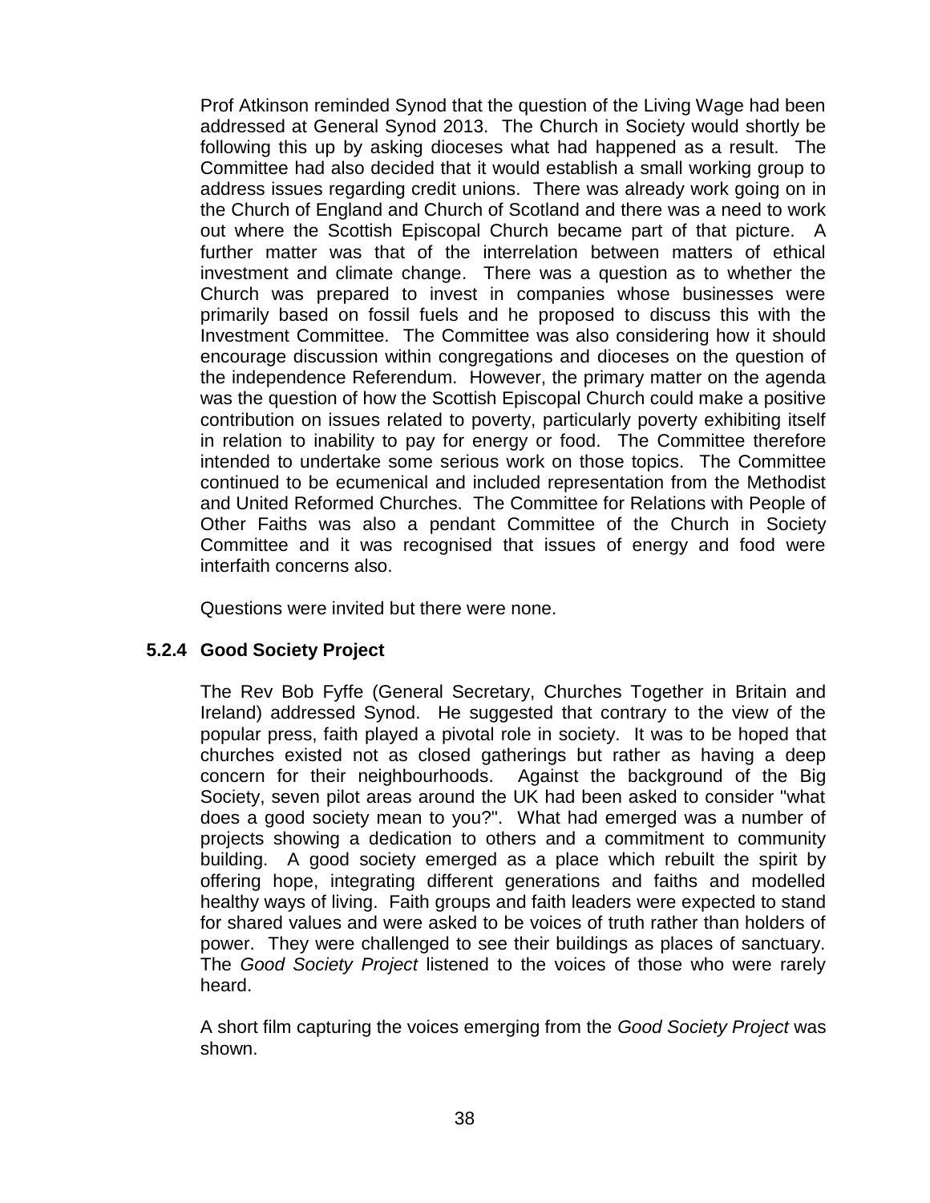Prof Atkinson reminded Synod that the question of the Living Wage had been addressed at General Synod 2013. The Church in Society would shortly be following this up by asking dioceses what had happened as a result. The Committee had also decided that it would establish a small working group to address issues regarding credit unions. There was already work going on in the Church of England and Church of Scotland and there was a need to work out where the Scottish Episcopal Church became part of that picture. A further matter was that of the interrelation between matters of ethical investment and climate change. There was a question as to whether the Church was prepared to invest in companies whose businesses were primarily based on fossil fuels and he proposed to discuss this with the Investment Committee. The Committee was also considering how it should encourage discussion within congregations and dioceses on the question of the independence Referendum. However, the primary matter on the agenda was the question of how the Scottish Episcopal Church could make a positive contribution on issues related to poverty, particularly poverty exhibiting itself in relation to inability to pay for energy or food. The Committee therefore intended to undertake some serious work on those topics. The Committee continued to be ecumenical and included representation from the Methodist and United Reformed Churches. The Committee for Relations with People of Other Faiths was also a pendant Committee of the Church in Society Committee and it was recognised that issues of energy and food were interfaith concerns also.

Questions were invited but there were none.

### 5.2.4 Good Society Project

The Rev Bob Fyffe (General Secretary, Churches Together in Britain and Ireland) addressed Synod. He suggested that contrary to the view of the popular press, faith played a pivotal role in society. It was to be hoped that churches existed not as closed gatherings but rather as having a deep concern for their neighbourhoods. Against the background of the Big Society, seven pilot areas around the UK had been asked to consider "what does a good society mean to you?". What had emerged was a number of projects showing a dedication to others and a commitment to community building. A good society emerged as a place which rebuilt the spirit by offering hope, integrating different generations and faiths and modelled healthy ways of living. Faith groups and faith leaders were expected to stand for shared values and were asked to be voices of truth rather than holders of power. They were challenged to see their buildings as places of sanctuary. The *Good Society Project* listened to the voices of those who were rarely heard.

A short film capturing the voices emerging from the *Good Society Project* was shown.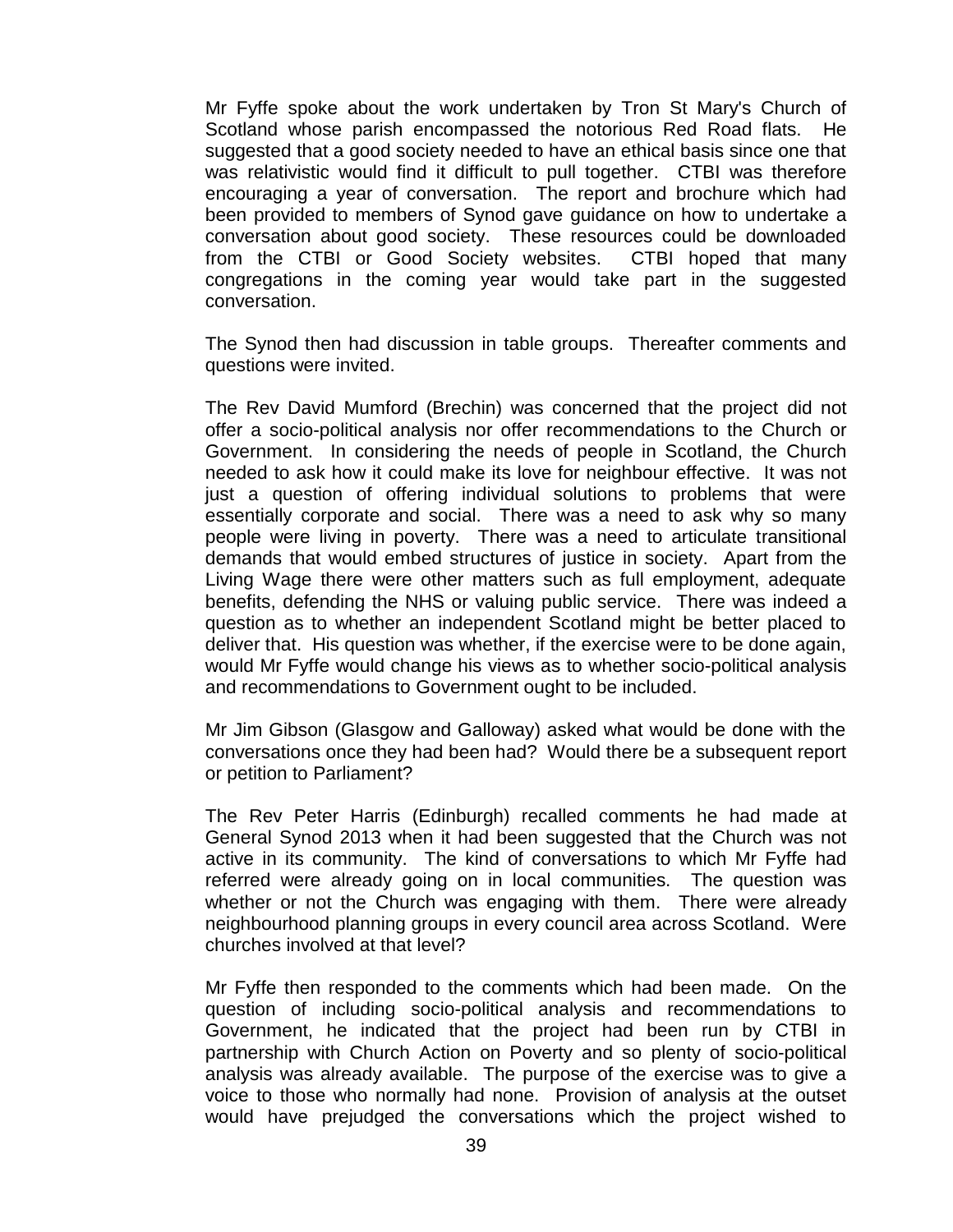Mr Fyffe spoke about the work undertaken by Tron St Mary's Church of Scotland whose parish encompassed the notorious Red Road flats. He suggested that a good society needed to have an ethical basis since one that was relativistic would find it difficult to pull together. CTBI was therefore encouraging a year of conversation. The report and brochure which had been provided to members of Synod gave guidance on how to undertake a conversation about good society. These resources could be downloaded from the CTBI or Good Society websites. CTBI hoped that many congregations in the coming year would take part in the suggested conversation.

The Synod then had discussion in table groups. Thereafter comments and questions were invited.

The Rev David Mumford (Brechin) was concerned that the project did not offer a socio-political analysis nor offer recommendations to the Church or Government. In considering the needs of people in Scotland, the Church needed to ask how it could make its love for neighbour effective. It was not just a question of offering individual solutions to problems that were essentially corporate and social. There was a need to ask why so many people were living in poverty. There was a need to articulate transitional demands that would embed structures of justice in society. Apart from the Living Wage there were other matters such as full employment, adequate benefits, defending the NHS or valuing public service. There was indeed a question as to whether an independent Scotland might be better placed to deliver that. His question was whether, if the exercise were to be done again, would Mr Fyffe would change his views as to whether socio-political analysis and recommendations to Government ought to be included.

Mr Jim Gibson (Glasgow and Galloway) asked what would be done with the conversations once they had been had? Would there be a subsequent report or petition to Parliament?

The Rev Peter Harris (Edinburgh) recalled comments he had made at General Synod 2013 when it had been suggested that the Church was not active in its community. The kind of conversations to which Mr Fyffe had referred were already going on in local communities. The question was whether or not the Church was engaging with them. There were already neighbourhood planning groups in every council area across Scotland. Were churches involved at that level?

Mr Fyffe then responded to the comments which had been made. On the question of including socio-political analysis and recommendations to Government, he indicated that the project had been run by CTBI in partnership with Church Action on Poverty and so plenty of socio-political analysis was already available. The purpose of the exercise was to give a voice to those who normally had none. Provision of analysis at the outset would have prejudged the conversations which the project wished to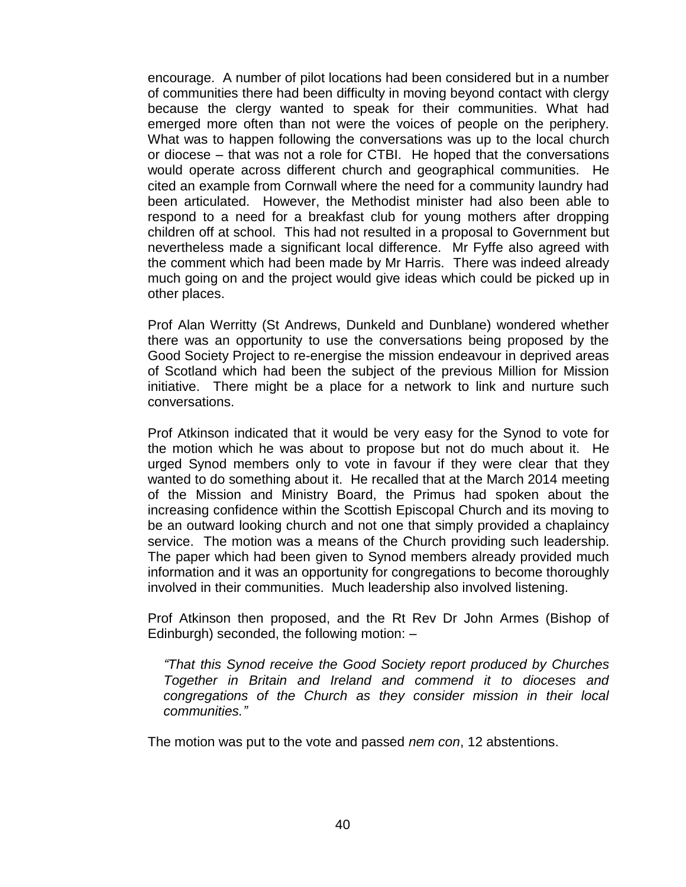encourage. A number of pilot locations had been considered but in a number of communities there had been difficulty in moving beyond contact with clergy because the clergy wanted to speak for their communities. What had emerged more often than not were the voices of people on the periphery. What was to happen following the conversations was up to the local church or diocese – that was not a role for CTBI. He hoped that the conversations would operate across different church and geographical communities. He cited an example from Cornwall where the need for a community laundry had been articulated. However, the Methodist minister had also been able to respond to a need for a breakfast club for young mothers after dropping children off at school. This had not resulted in a proposal to Government but nevertheless made a significant local difference. Mr Fyffe also agreed with the comment which had been made by Mr Harris. There was indeed already much going on and the project would give ideas which could be picked up in other places.

Prof Alan Werritty (St Andrews, Dunkeld and Dunblane) wondered whether there was an opportunity to use the conversations being proposed by the Good Society Project to re-energise the mission endeavour in deprived areas of Scotland which had been the subject of the previous Million for Mission initiative. There might be a place for a network to link and nurture such conversations.

Prof Atkinson indicated that it would be very easy for the Synod to vote for the motion which he was about to propose but not do much about it. He urged Synod members only to vote in favour if they were clear that they wanted to do something about it. He recalled that at the March 2014 meeting of the Mission and Ministry Board, the Primus had spoken about the increasing confidence within the Scottish Episcopal Church and its moving to be an outward looking church and not one that simply provided a chaplaincy service. The motion was a means of the Church providing such leadership. The paper which had been given to Synod members already provided much information and it was an opportunity for congregations to become thoroughly involved in their communities. Much leadership also involved listening.

Prof Atkinson then proposed, and the Rt Rev Dr John Armes (Bishop of Edinburgh) seconded, the following motion: –

> *"That this Synod receive the Good Society report produced by Churches Together in Britain and Ireland and commend it to dioceses and congregations of the Church as they consider mission in their local communities."*

The motion was put to the vote and passed *nem con*, 12 abstentions.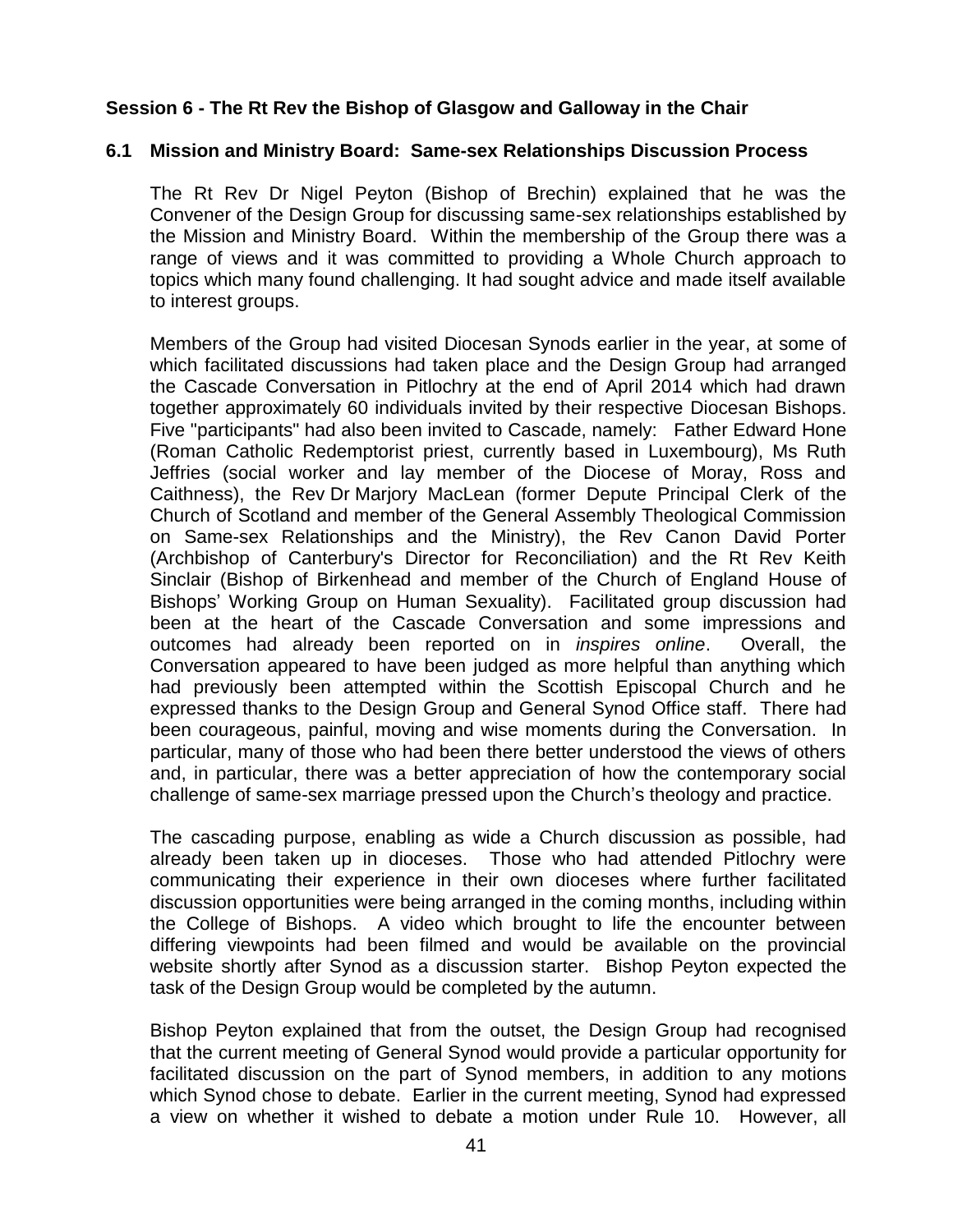## Session 6 - The Rt Rev the Bishop of Glasgow and Galloway in the Chair

### 6.1 Mission and Ministry Board: Same-sex Relationships Discussion Process

The Rt Rev Dr Nigel Peyton (Bishop of Brechin) explained that he was the Convener of the Design Group for discussing same-sex relationships established by the Mission and Ministry Board. Within the membership of the Group there was a range of views and it was committed to providing a Whole Church approach to topics which many found challenging. It had sought advice and made itself available to interest groups.

Members of the Group had visited Diocesan Synods earlier in the year, at some of which facilitated discussions had taken place and the Design Group had arranged the Cascade Conversation in Pitlochry at the end of April 2014 which had drawn together approximately 60 individuals invited by their respective Diocesan Bishops. Five "participants" had also been invited to Cascade, namely: Father Edward Hone (Roman Catholic Redemptorist priest, currently based in Luxembourg), Ms Ruth Jeffries (social worker and lay member of the Diocese of Moray, Ross and Caithness), the Rev Dr Marjory MacLean (former Depute Principal Clerk of the Church of Scotland and member of the General Assembly Theological Commission on Same-sex Relationships and the Ministry), the Rev Canon David Porter (Archbishop of Canterbury's Director for Reconciliation) and the Rt Rev Keith Sinclair (Bishop of Birkenhead and member of the Church of England House of Bishops' Working Group on Human Sexuality). Facilitated group discussion had been at the heart of the Cascade Conversation and some impressions and outcomes had already been reported on in *inspires online*. Overall, the Conversation appeared to have been judged as more helpful than anything which had previously been attempted within the Scottish Episcopal Church and he expressed thanks to the Design Group and General Synod Office staff. There had been courageous, painful, moving and wise moments during the Conversation. In particular, many of those who had been there better understood the views of others and, in particular, there was a better appreciation of how the contemporary social challenge of same-sex marriage pressed upon the Church's theology and practice.

The cascading purpose, enabling as wide a Church discussion as possible, had already been taken up in dioceses. Those who had attended Pitlochry were communicating their experience in their own dioceses where further facilitated discussion opportunities were being arranged in the coming months, including within the College of Bishops. A video which brought to life the encounter between differing viewpoints had been filmed and would be available on the provincial website shortly after Synod as a discussion starter. Bishop Peyton expected the task of the Design Group would be completed by the autumn.

Bishop Peyton explained that from the outset, the Design Group had recognised that the current meeting of General Synod would provide a particular opportunity for facilitated discussion on the part of Synod members, in addition to any motions which Synod chose to debate. Earlier in the current meeting, Synod had expressed a view on whether it wished to debate a motion under Rule 10. However, all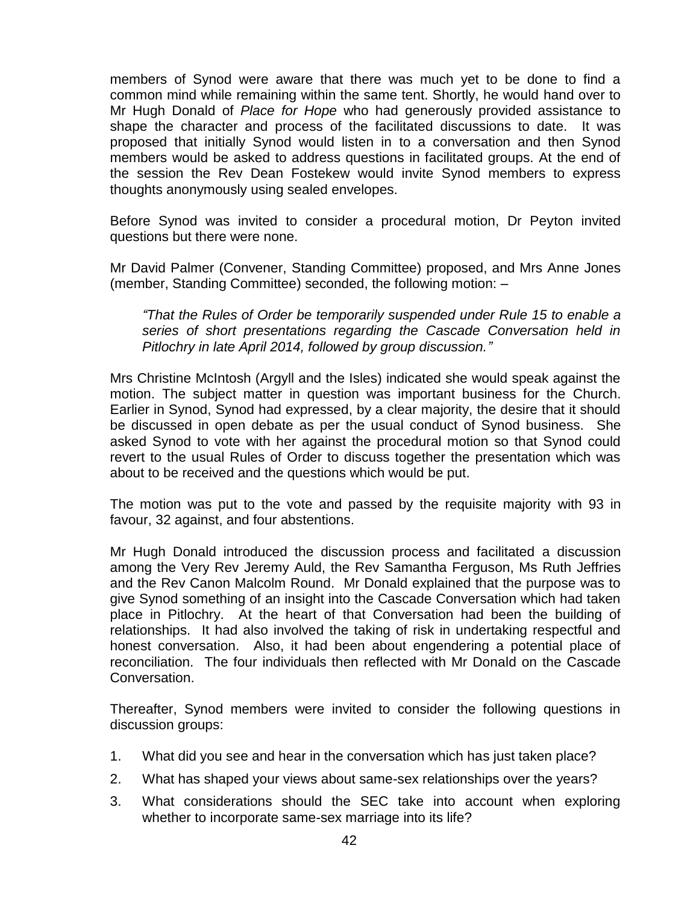members of Synod were aware that there was much yet to be done to find a common mind while remaining within the same tent. Shortly, he would hand over to Mr Hugh Donald of *Place for Hope* who had generously provided assistance to shape the character and process of the facilitated discussions to date. It was proposed that initially Synod would listen in to a conversation and then Synod members would be asked to address questions in facilitated groups. At the end of the session the Rev Dean Fostekew would invite Synod members to express thoughts anonymously using sealed envelopes.

Before Synod was invited to consider a procedural motion, Dr Peyton invited questions but there were none.

Mr David Palmer (Convener, Standing Committee) proposed, and Mrs Anne Jones (member, Standing Committee) seconded, the following motion: –

> *"That the Rules of Order be temporarily suspended under Rule 15 to enable a series of short presentations regarding the Cascade Conversation held in Pitlochry in late April 2014, followed by group discussion."*

Mrs Christine McIntosh (Argyll and the Isles) indicated she would speak against the motion. The subject matter in question was important business for the Church. Earlier in Synod, Synod had expressed, by a clear majority, the desire that it should be discussed in open debate as per the usual conduct of Synod business. She asked Synod to vote with her against the procedural motion so that Synod could revert to the usual Rules of Order to discuss together the presentation which was about to be received and the questions which would be put.

The motion was put to the vote and passed by the requisite majority with 93 in favour, 32 against, and four abstentions.

Mr Hugh Donald introduced the discussion process and facilitated a discussion among the Very Rev Jeremy Auld, the Rev Samantha Ferguson, Ms Ruth Jeffries and the Rev Canon Malcolm Round. Mr Donald explained that the purpose was to give Synod something of an insight into the Cascade Conversation which had taken place in Pitlochry. At the heart of that Conversation had been the building of relationships. It had also involved the taking of risk in undertaking respectful and honest conversation. Also, it had been about engendering a potential place of reconciliation. The four individuals then reflected with Mr Donald on the Cascade Conversation.

Thereafter, Synod members were invited to consider the following questions in discussion groups:

1. What did you see and hear in the conversation which has just taken place?
2. What has shaped your views about same-sex relationships over the years?
3. What considerations should the SEC take into account when exploring whether to incorporate same-sex marriage into its life?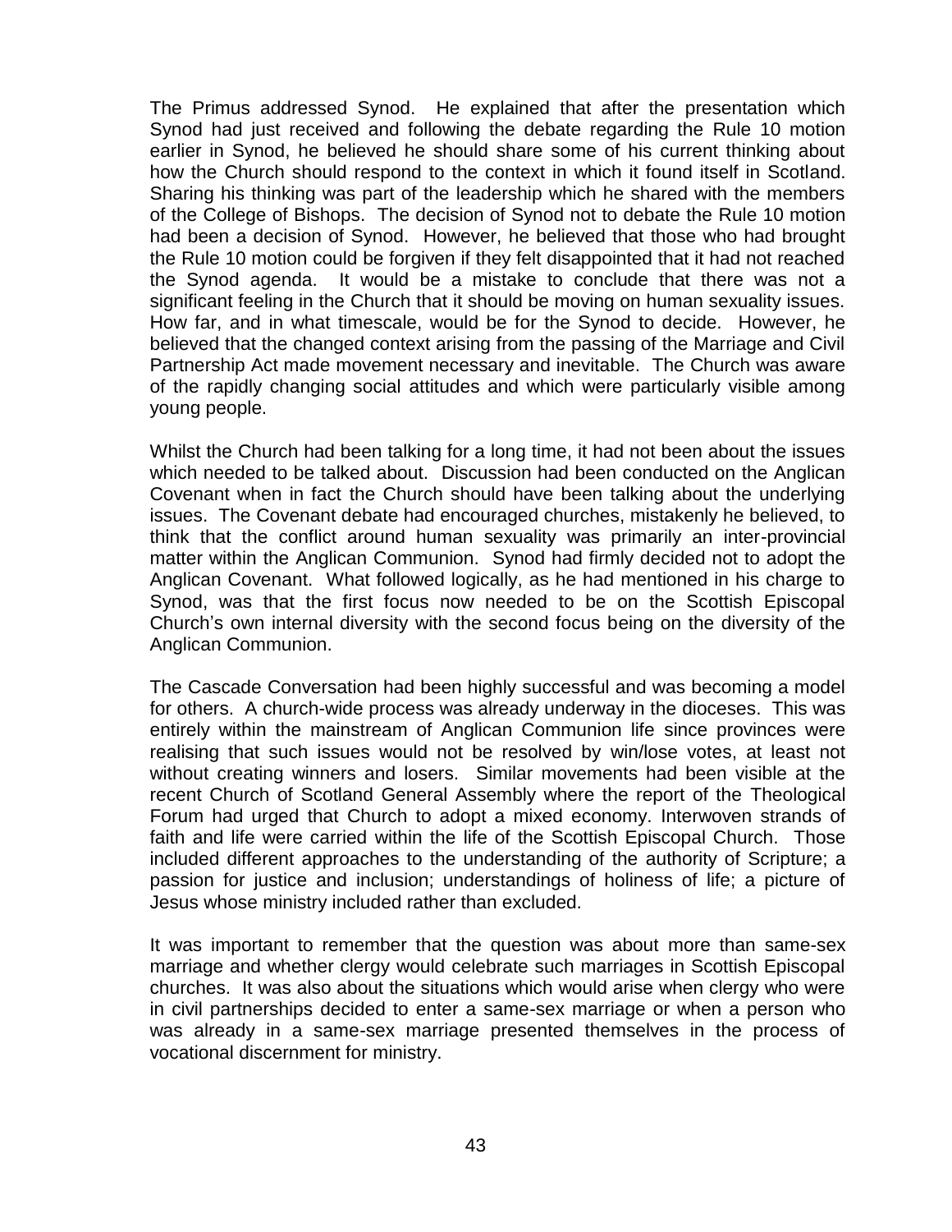The Primus addressed Synod. He explained that after the presentation which Synod had just received and following the debate regarding the Rule 10 motion earlier in Synod, he believed he should share some of his current thinking about how the Church should respond to the context in which it found itself in Scotland. Sharing his thinking was part of the leadership which he shared with the members of the College of Bishops. The decision of Synod not to debate the Rule 10 motion had been a decision of Synod. However, he believed that those who had brought the Rule 10 motion could be forgiven if they felt disappointed that it had not reached the Synod agenda. It would be a mistake to conclude that there was not a significant feeling in the Church that it should be moving on human sexuality issues. How far, and in what timescale, would be for the Synod to decide. However, he believed that the changed context arising from the passing of the Marriage and Civil Partnership Act made movement necessary and inevitable. The Church was aware of the rapidly changing social attitudes and which were particularly visible among young people.

Whilst the Church had been talking for a long time, it had not been about the issues which needed to be talked about. Discussion had been conducted on the Anglican Covenant when in fact the Church should have been talking about the underlying issues. The Covenant debate had encouraged churches, mistakenly he believed, to think that the conflict around human sexuality was primarily an inter-provincial matter within the Anglican Communion. Synod had firmly decided not to adopt the Anglican Covenant. What followed logically, as he had mentioned in his charge to Synod, was that the first focus now needed to be on the Scottish Episcopal Church's own internal diversity with the second focus being on the diversity of the Anglican Communion.

The Cascade Conversation had been highly successful and was becoming a model for others. A church-wide process was already underway in the dioceses. This was entirely within the mainstream of Anglican Communion life since provinces were realising that such issues would not be resolved by win/lose votes, at least not without creating winners and losers. Similar movements had been visible at the recent Church of Scotland General Assembly where the report of the Theological Forum had urged that Church to adopt a mixed economy. Interwoven strands of faith and life were carried within the life of the Scottish Episcopal Church. Those included different approaches to the understanding of the authority of Scripture; a passion for justice and inclusion; understandings of holiness of life; a picture of Jesus whose ministry included rather than excluded.

It was important to remember that the question was about more than same-sex marriage and whether clergy would celebrate such marriages in Scottish Episcopal churches. It was also about the situations which would arise when clergy who were in civil partnerships decided to enter a same-sex marriage or when a person who was already in a same-sex marriage presented themselves in the process of vocational discernment for ministry.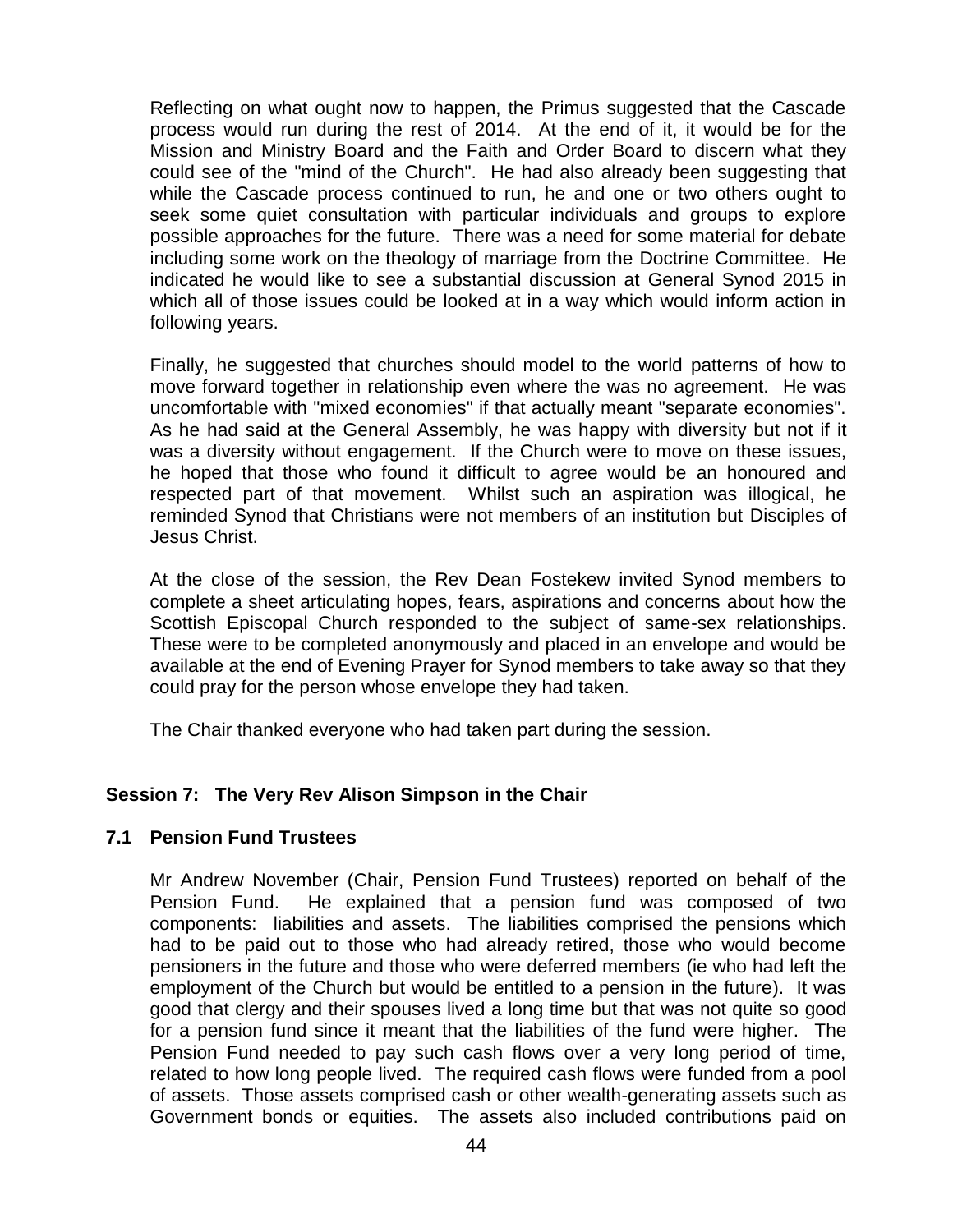Reflecting on what ought now to happen, the Primus suggested that the Cascade process would run during the rest of 2014. At the end of it, it would be for the Mission and Ministry Board and the Faith and Order Board to discern what they could see of the "mind of the Church". He had also already been suggesting that while the Cascade process continued to run, he and one or two others ought to seek some quiet consultation with particular individuals and groups to explore possible approaches for the future. There was a need for some material for debate including some work on the theology of marriage from the Doctrine Committee. He indicated he would like to see a substantial discussion at General Synod 2015 in which all of those issues could be looked at in a way which would inform action in following years.

Finally, he suggested that churches should model to the world patterns of how to move forward together in relationship even where the was no agreement. He was uncomfortable with "mixed economies" if that actually meant "separate economies". As he had said at the General Assembly, he was happy with diversity but not if it was a diversity without engagement. If the Church were to move on these issues, he hoped that those who found it difficult to agree would be an honoured and respected part of that movement. Whilst such an aspiration was illogical, he reminded Synod that Christians were not members of an institution but Disciples of Jesus Christ.

At the close of the session, the Rev Dean Fostekew invited Synod members to complete a sheet articulating hopes, fears, aspirations and concerns about how the Scottish Episcopal Church responded to the subject of same-sex relationships. These were to be completed anonymously and placed in an envelope and would be available at the end of Evening Prayer for Synod members to take away so that they could pray for the person whose envelope they had taken.

The Chair thanked everyone who had taken part during the session.

## Session 7: The Very Rev Alison Simpson in the Chair

### 7.1 Pension Fund Trustees

Mr Andrew November (Chair, Pension Fund Trustees) reported on behalf of the Pension Fund. He explained that a pension fund was composed of two components: liabilities and assets. The liabilities comprised the pensions which had to be paid out to those who had already retired, those who would become pensioners in the future and those who were deferred members (ie who had left the employment of the Church but would be entitled to a pension in the future). It was good that clergy and their spouses lived a long time but that was not quite so good for a pension fund since it meant that the liabilities of the fund were higher. The Pension Fund needed to pay such cash flows over a very long period of time, related to how long people lived. The required cash flows were funded from a pool of assets. Those assets comprised cash or other wealth-generating assets such as Government bonds or equities. The assets also included contributions paid on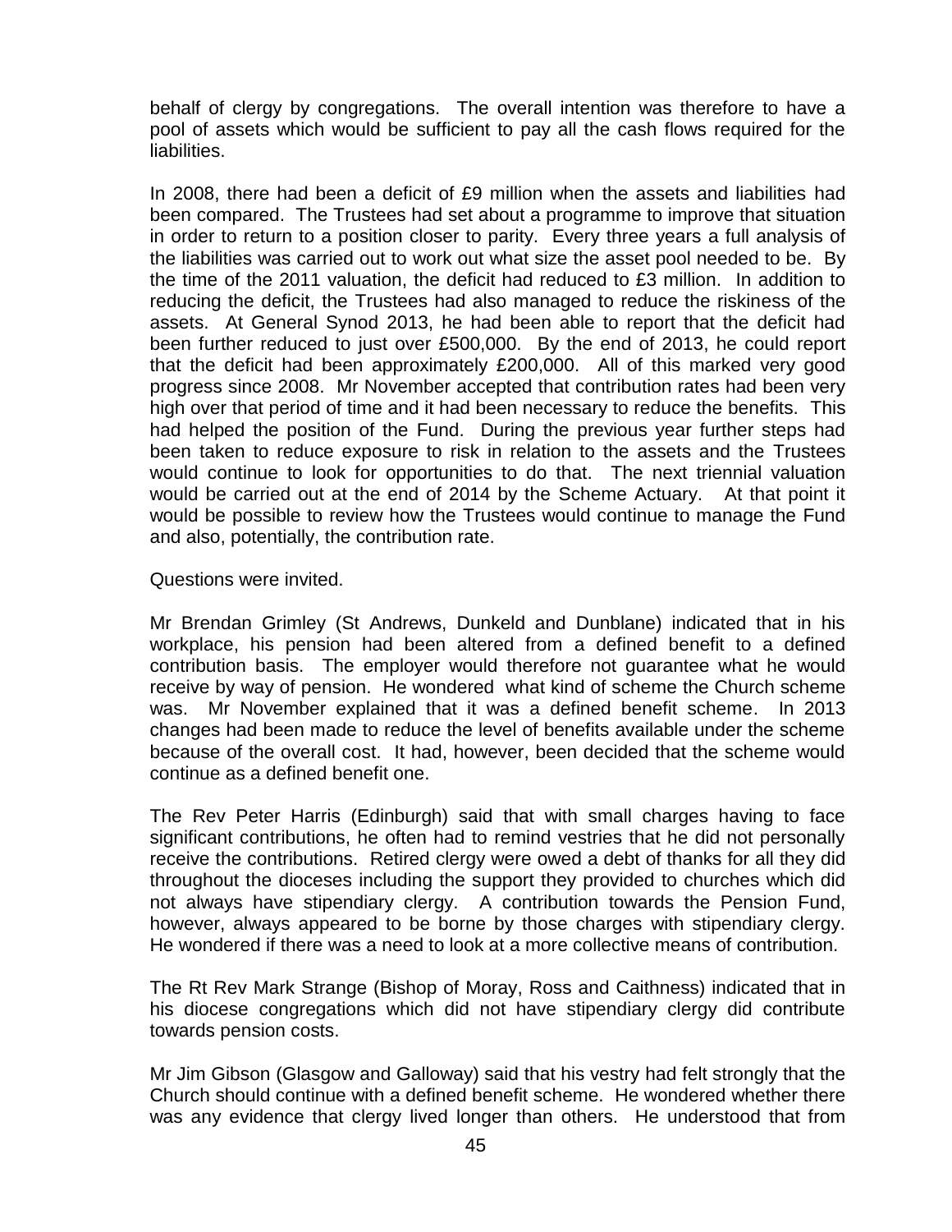behalf of clergy by congregations. The overall intention was therefore to have a pool of assets which would be sufficient to pay all the cash flows required for the liabilities.

In 2008, there had been a deficit of £9 million when the assets and liabilities had been compared. The Trustees had set about a programme to improve that situation in order to return to a position closer to parity. Every three years a full analysis of the liabilities was carried out to work out what size the asset pool needed to be. By the time of the 2011 valuation, the deficit had reduced to £3 million. In addition to reducing the deficit, the Trustees had also managed to reduce the riskiness of the assets. At General Synod 2013, he had been able to report that the deficit had been further reduced to just over £500,000. By the end of 2013, he could report that the deficit had been approximately £200,000. All of this marked very good progress since 2008. Mr November accepted that contribution rates had been very high over that period of time and it had been necessary to reduce the benefits. This had helped the position of the Fund. During the previous year further steps had been taken to reduce exposure to risk in relation to the assets and the Trustees would continue to look for opportunities to do that. The next triennial valuation would be carried out at the end of 2014 by the Scheme Actuary. At that point it would be possible to review how the Trustees would continue to manage the Fund and also, potentially, the contribution rate.

Questions were invited.

Mr Brendan Grimley (St Andrews, Dunkeld and Dunblane) indicated that in his workplace, his pension had been altered from a defined benefit to a defined contribution basis. The employer would therefore not guarantee what he would receive by way of pension. He wondered what kind of scheme the Church scheme was. Mr November explained that it was a defined benefit scheme. In 2013 changes had been made to reduce the level of benefits available under the scheme because of the overall cost. It had, however, been decided that the scheme would continue as a defined benefit one.

The Rev Peter Harris (Edinburgh) said that with small charges having to face significant contributions, he often had to remind vestries that he did not personally receive the contributions. Retired clergy were owed a debt of thanks for all they did throughout the dioceses including the support they provided to churches which did not always have stipendiary clergy. A contribution towards the Pension Fund, however, always appeared to be borne by those charges with stipendiary clergy. He wondered if there was a need to look at a more collective means of contribution.

The Rt Rev Mark Strange (Bishop of Moray, Ross and Caithness) indicated that in his diocese congregations which did not have stipendiary clergy did contribute towards pension costs.

Mr Jim Gibson (Glasgow and Galloway) said that his vestry had felt strongly that the Church should continue with a defined benefit scheme. He wondered whether there was any evidence that clergy lived longer than others. He understood that from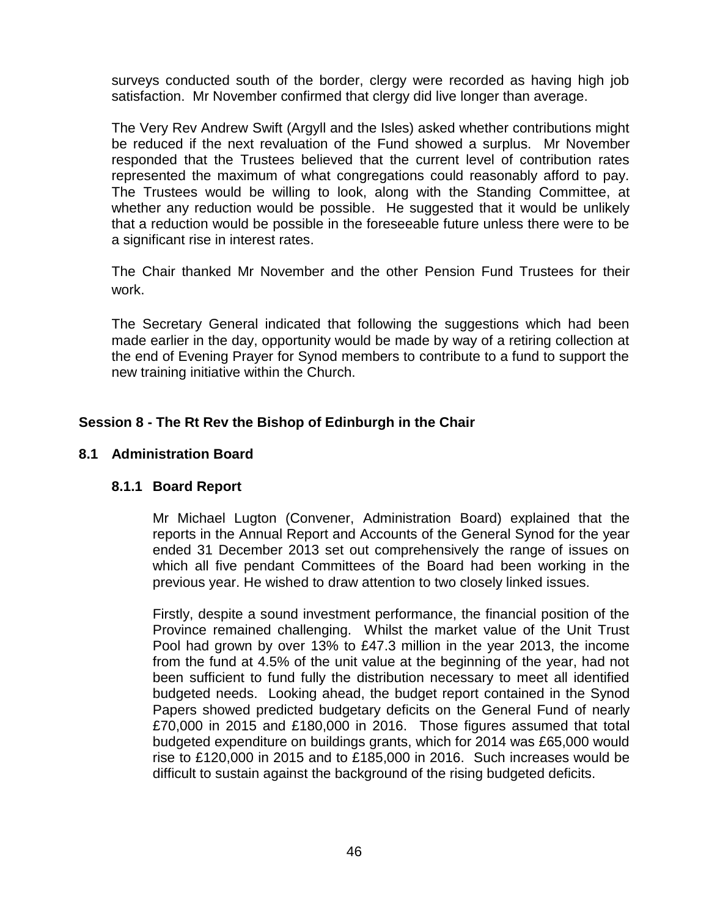surveys conducted south of the border, clergy were recorded as having high job satisfaction. Mr November confirmed that clergy did live longer than average.

The Very Rev Andrew Swift (Argyll and the Isles) asked whether contributions might be reduced if the next revaluation of the Fund showed a surplus. Mr November responded that the Trustees believed that the current level of contribution rates represented the maximum of what congregations could reasonably afford to pay. The Trustees would be willing to look, along with the Standing Committee, at whether any reduction would be possible. He suggested that it would be unlikely that a reduction would be possible in the foreseeable future unless there were to be a significant rise in interest rates.

The Chair thanked Mr November and the other Pension Fund Trustees for their work.

The Secretary General indicated that following the suggestions which had been made earlier in the day, opportunity would be made by way of a retiring collection at the end of Evening Prayer for Synod members to contribute to a fund to support the new training initiative within the Church.

## Session 8 - The Rt Rev the Bishop of Edinburgh in the Chair

### 8.1 Administration Board

#### 8.1.1 Board Report

Mr Michael Lugton (Convener, Administration Board) explained that the reports in the Annual Report and Accounts of the General Synod for the year ended 31 December 2013 set out comprehensively the range of issues on which all five pendant Committees of the Board had been working in the previous year. He wished to draw attention to two closely linked issues.

Firstly, despite a sound investment performance, the financial position of the Province remained challenging. Whilst the market value of the Unit Trust Pool had grown by over 13% to £47.3 million in the year 2013, the income from the fund at 4.5% of the unit value at the beginning of the year, had not been sufficient to fund fully the distribution necessary to meet all identified budgeted needs. Looking ahead, the budget report contained in the Synod Papers showed predicted budgetary deficits on the General Fund of nearly £70,000 in 2015 and £180,000 in 2016. Those figures assumed that total budgeted expenditure on buildings grants, which for 2014 was £65,000 would rise to £120,000 in 2015 and to £185,000 in 2016. Such increases would be difficult to sustain against the background of the rising budgeted deficits.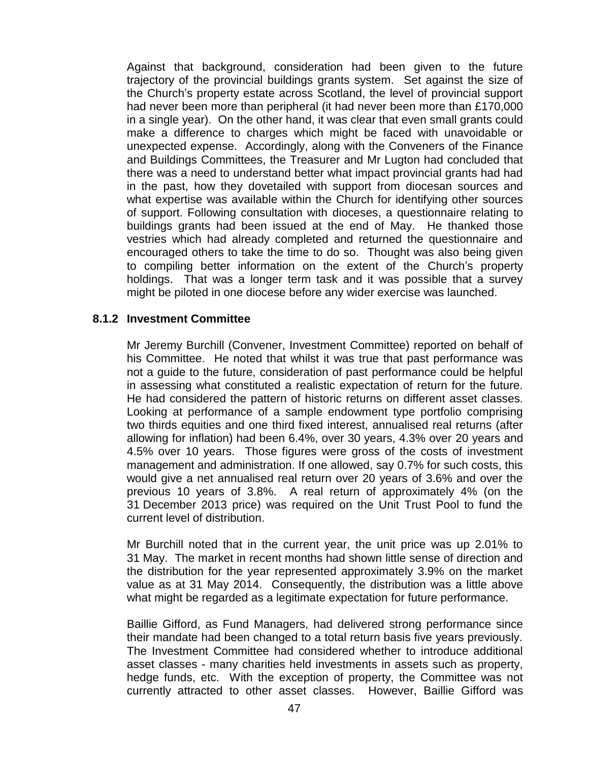Against that background, consideration had been given to the future trajectory of the provincial buildings grants system. Set against the size of the Church's property estate across Scotland, the level of provincial support had never been more than peripheral (it had never been more than £170,000 in a single year). On the other hand, it was clear that even small grants could make a difference to charges which might be faced with unavoidable or unexpected expense. Accordingly, along with the Conveners of the Finance and Buildings Committees, the Treasurer and Mr Lugton had concluded that there was a need to understand better what impact provincial grants had had in the past, how they dovetailed with support from diocesan sources and what expertise was available within the Church for identifying other sources of support. Following consultation with dioceses, a questionnaire relating to buildings grants had been issued at the end of May. He thanked those vestries which had already completed and returned the questionnaire and encouraged others to take the time to do so. Thought was also being given to compiling better information on the extent of the Church's property holdings. That was a longer term task and it was possible that a survey might be piloted in one diocese before any wider exercise was launched.

### 8.1.2 Investment Committee

Mr Jeremy Burchill (Convener, Investment Committee) reported on behalf of his Committee. He noted that whilst it was true that past performance was not a guide to the future, consideration of past performance could be helpful in assessing what constituted a realistic expectation of return for the future. He had considered the pattern of historic returns on different asset classes. Looking at performance of a sample endowment type portfolio comprising two thirds equities and one third fixed interest, annualised real returns (after allowing for inflation) had been 6.4%, over 30 years, 4.3% over 20 years and 4.5% over 10 years. Those figures were gross of the costs of investment management and administration. If one allowed, say 0.7% for such costs, this would give a net annualised real return over 20 years of 3.6% and over the previous 10 years of 3.8%. A real return of approximately 4% (on the 31 December 2013 price) was required on the Unit Trust Pool to fund the current level of distribution.

Mr Burchill noted that in the current year, the unit price was up 2.01% to 31 May. The market in recent months had shown little sense of direction and the distribution for the year represented approximately 3.9% on the market value as at 31 May 2014. Consequently, the distribution was a little above what might be regarded as a legitimate expectation for future performance.

Baillie Gifford, as Fund Managers, had delivered strong performance since their mandate had been changed to a total return basis five years previously. The Investment Committee had considered whether to introduce additional asset classes - many charities held investments in assets such as property, hedge funds, etc. With the exception of property, the Committee was not currently attracted to other asset classes. However, Baillie Gifford was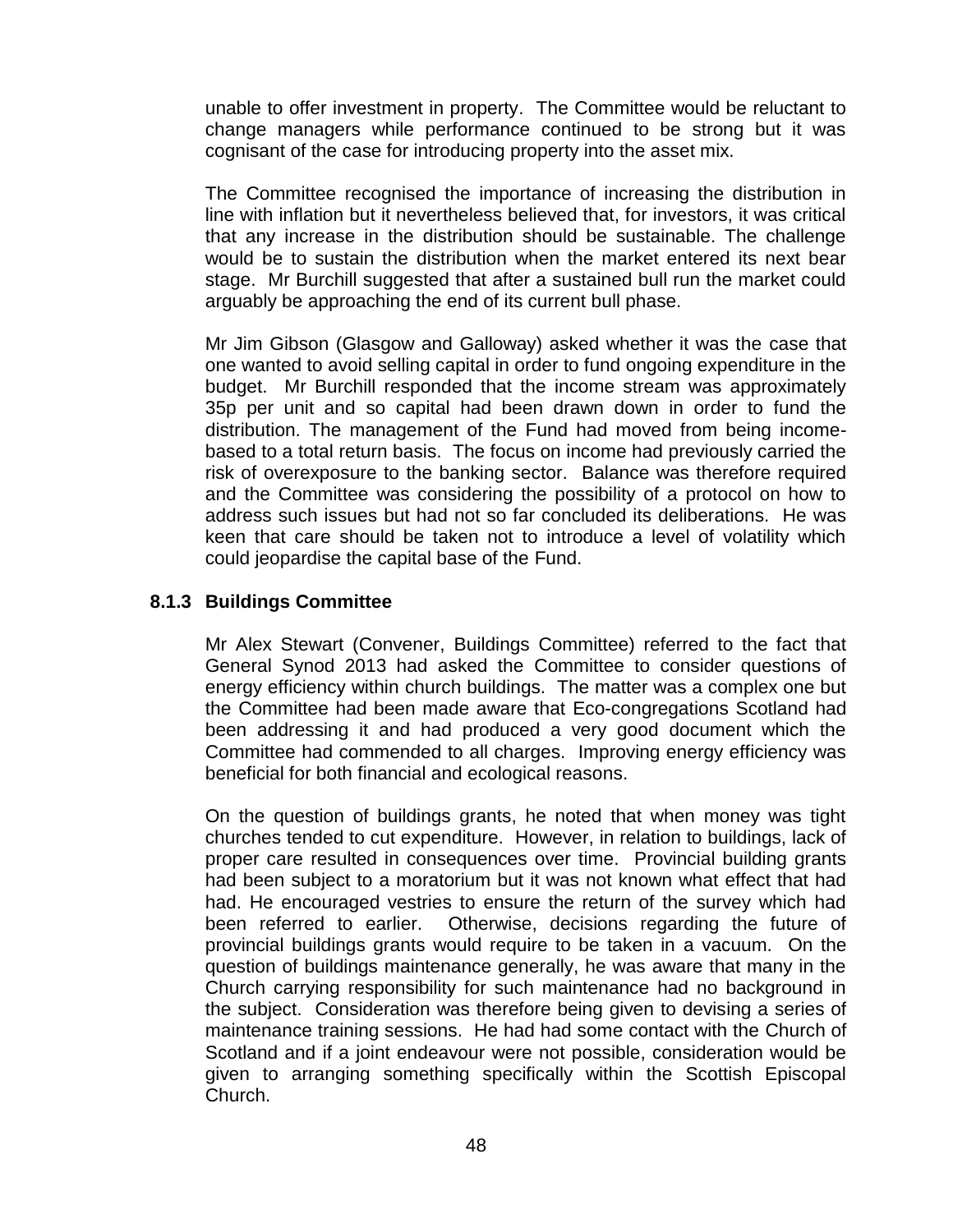unable to offer investment in property. The Committee would be reluctant to change managers while performance continued to be strong but it was cognisant of the case for introducing property into the asset mix.

The Committee recognised the importance of increasing the distribution in line with inflation but it nevertheless believed that, for investors, it was critical that any increase in the distribution should be sustainable. The challenge would be to sustain the distribution when the market entered its next bear stage. Mr Burchill suggested that after a sustained bull run the market could arguably be approaching the end of its current bull phase.

Mr Jim Gibson (Glasgow and Galloway) asked whether it was the case that one wanted to avoid selling capital in order to fund ongoing expenditure in the budget. Mr Burchill responded that the income stream was approximately 35p per unit and so capital had been drawn down in order to fund the distribution. The management of the Fund had moved from being income-based to a total return basis. The focus on income had previously carried the risk of overexposure to the banking sector. Balance was therefore required and the Committee was considering the possibility of a protocol on how to address such issues but had not so far concluded its deliberations. He was keen that care should be taken not to introduce a level of volatility which could jeopardise the capital base of the Fund.

### 8.1.3 Buildings Committee

Mr Alex Stewart (Convener, Buildings Committee) referred to the fact that General Synod 2013 had asked the Committee to consider questions of energy efficiency within church buildings. The matter was a complex one but the Committee had been made aware that Eco-congregations Scotland had been addressing it and had produced a very good document which the Committee had commended to all charges. Improving energy efficiency was beneficial for both financial and ecological reasons.

On the question of buildings grants, he noted that when money was tight churches tended to cut expenditure. However, in relation to buildings, lack of proper care resulted in consequences over time. Provincial building grants had been subject to a moratorium but it was not known what effect that had had. He encouraged vestries to ensure the return of the survey which had been referred to earlier. Otherwise, decisions regarding the future of provincial buildings grants would require to be taken in a vacuum. On the question of buildings maintenance generally, he was aware that many in the Church carrying responsibility for such maintenance had no background in the subject. Consideration was therefore being given to devising a series of maintenance training sessions. He had had some contact with the Church of Scotland and if a joint endeavour were not possible, consideration would be given to arranging something specifically within the Scottish Episcopal Church.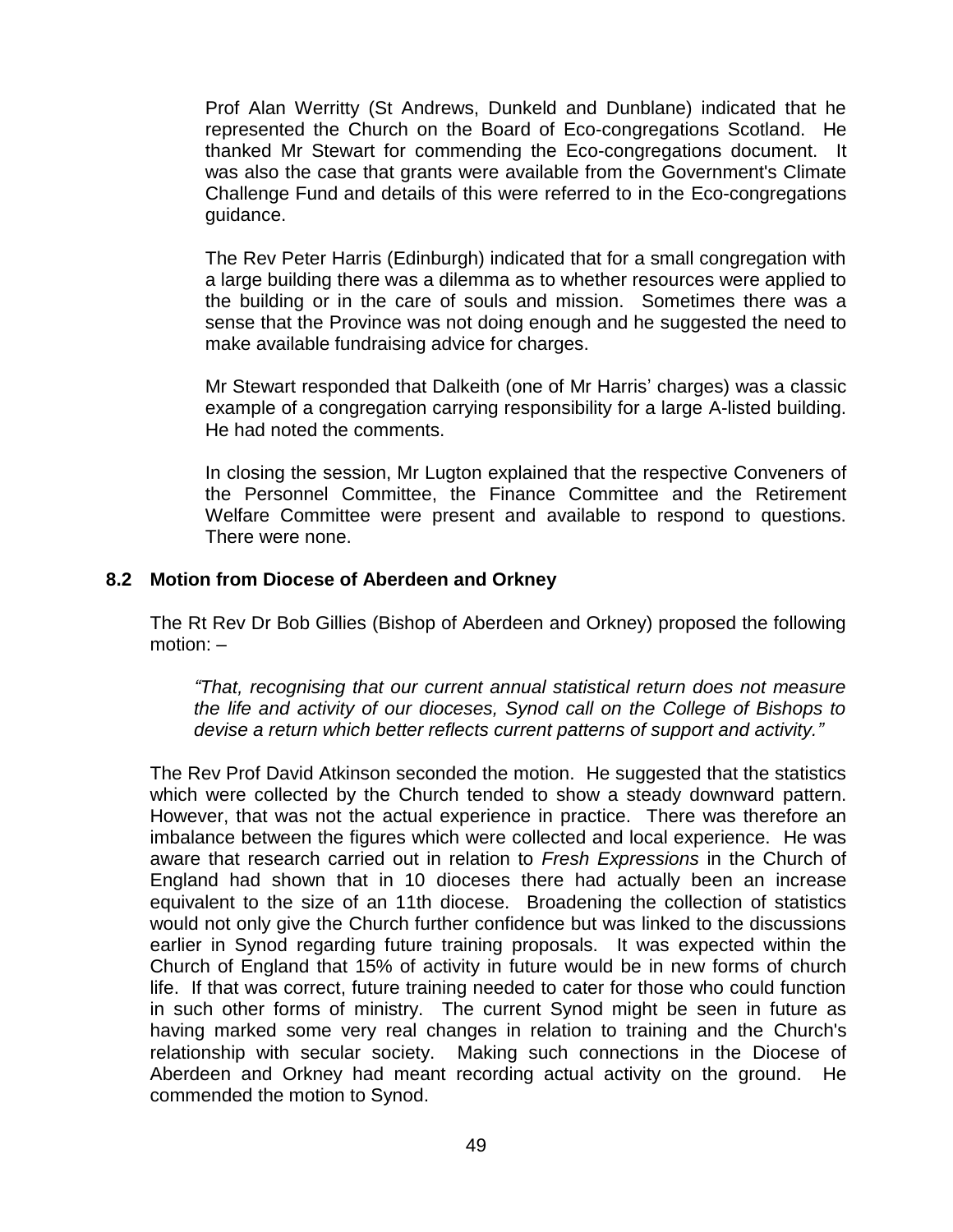Prof Alan Werritty (St Andrews, Dunkeld and Dunblane) indicated that he represented the Church on the Board of Eco-congregations Scotland. He thanked Mr Stewart for commending the Eco-congregations document. It was also the case that grants were available from the Government's Climate Challenge Fund and details of this were referred to in the Eco-congregations guidance.

The Rev Peter Harris (Edinburgh) indicated that for a small congregation with a large building there was a dilemma as to whether resources were applied to the building or in the care of souls and mission. Sometimes there was a sense that the Province was not doing enough and he suggested the need to make available fundraising advice for charges.

Mr Stewart responded that Dalkeith (one of Mr Harris' charges) was a classic example of a congregation carrying responsibility for a large A-listed building. He had noted the comments.

In closing the session, Mr Lugton explained that the respective Conveners of the Personnel Committee, the Finance Committee and the Retirement Welfare Committee were present and available to respond to questions. There were none.

### 8.2 Motion from Diocese of Aberdeen and Orkney

The Rt Rev Dr Bob Gillies (Bishop of Aberdeen and Orkney) proposed the following motion: –

*"That, recognising that our current annual statistical return does not measure the life and activity of our dioceses, Synod call on the College of Bishops to devise a return which better reflects current patterns of support and activity."*

The Rev Prof David Atkinson seconded the motion. He suggested that the statistics which were collected by the Church tended to show a steady downward pattern. However, that was not the actual experience in practice. There was therefore an imbalance between the figures which were collected and local experience. He was aware that research carried out in relation to *Fresh Expressions* in the Church of England had shown that in 10 dioceses there had actually been an increase equivalent to the size of an 11th diocese. Broadening the collection of statistics would not only give the Church further confidence but was linked to the discussions earlier in Synod regarding future training proposals. It was expected within the Church of England that 15% of activity in future would be in new forms of church life. If that was correct, future training needed to cater for those who could function in such other forms of ministry. The current Synod might be seen in future as having marked some very real changes in relation to training and the Church's relationship with secular society. Making such connections in the Diocese of Aberdeen and Orkney had meant recording actual activity on the ground. He commended the motion to Synod.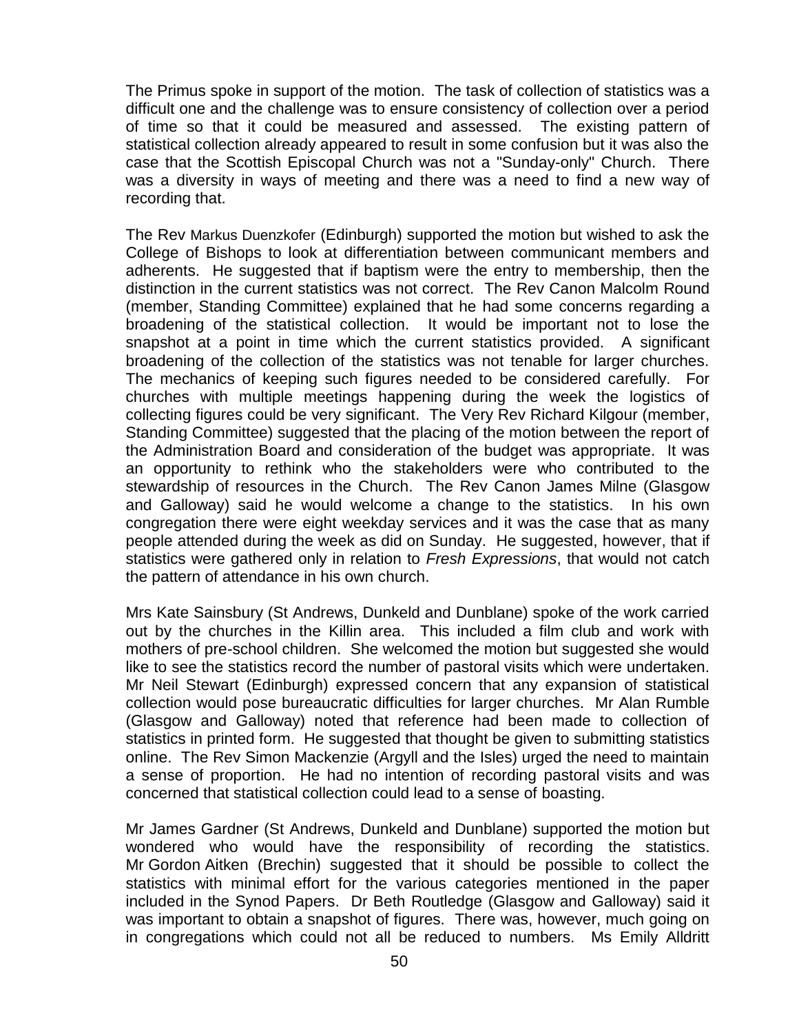The Primus spoke in support of the motion. The task of collection of statistics was a difficult one and the challenge was to ensure consistency of collection over a period of time so that it could be measured and assessed. The existing pattern of statistical collection already appeared to result in some confusion but it was also the case that the Scottish Episcopal Church was not a "Sunday-only" Church. There was a diversity in ways of meeting and there was a need to find a new way of recording that.

The Rev Markus Duenzkofer (Edinburgh) supported the motion but wished to ask the College of Bishops to look at differentiation between communicant members and adherents. He suggested that if baptism were the entry to membership, then the distinction in the current statistics was not correct. The Rev Canon Malcolm Round (member, Standing Committee) explained that he had some concerns regarding a broadening of the statistical collection. It would be important not to lose the snapshot at a point in time which the current statistics provided. A significant broadening of the collection of the statistics was not tenable for larger churches. The mechanics of keeping such figures needed to be considered carefully. For churches with multiple meetings happening during the week the logistics of collecting figures could be very significant. The Very Rev Richard Kilgour (member, Standing Committee) suggested that the placing of the motion between the report of the Administration Board and consideration of the budget was appropriate. It was an opportunity to rethink who the stakeholders were who contributed to the stewardship of resources in the Church. The Rev Canon James Milne (Glasgow and Galloway) said he would welcome a change to the statistics. In his own congregation there were eight weekday services and it was the case that as many people attended during the week as did on Sunday. He suggested, however, that if statistics were gathered only in relation to *Fresh Expressions*, that would not catch the pattern of attendance in his own church.

Mrs Kate Sainsbury (St Andrews, Dunkeld and Dunblane) spoke of the work carried out by the churches in the Killin area. This included a film club and work with mothers of pre-school children. She welcomed the motion but suggested she would like to see the statistics record the number of pastoral visits which were undertaken. Mr Neil Stewart (Edinburgh) expressed concern that any expansion of statistical collection would pose bureaucratic difficulties for larger churches. Mr Alan Rumble (Glasgow and Galloway) noted that reference had been made to collection of statistics in printed form. He suggested that thought be given to submitting statistics online. The Rev Simon Mackenzie (Argyll and the Isles) urged the need to maintain a sense of proportion. He had no intention of recording pastoral visits and was concerned that statistical collection could lead to a sense of boasting.

Mr James Gardner (St Andrews, Dunkeld and Dunblane) supported the motion but wondered who would have the responsibility of recording the statistics. Mr Gordon Aitken (Brechin) suggested that it should be possible to collect the statistics with minimal effort for the various categories mentioned in the paper included in the Synod Papers. Dr Beth Routledge (Glasgow and Galloway) said it was important to obtain a snapshot of figures. There was, however, much going on in congregations which could not all be reduced to numbers. Ms Emily Alldritt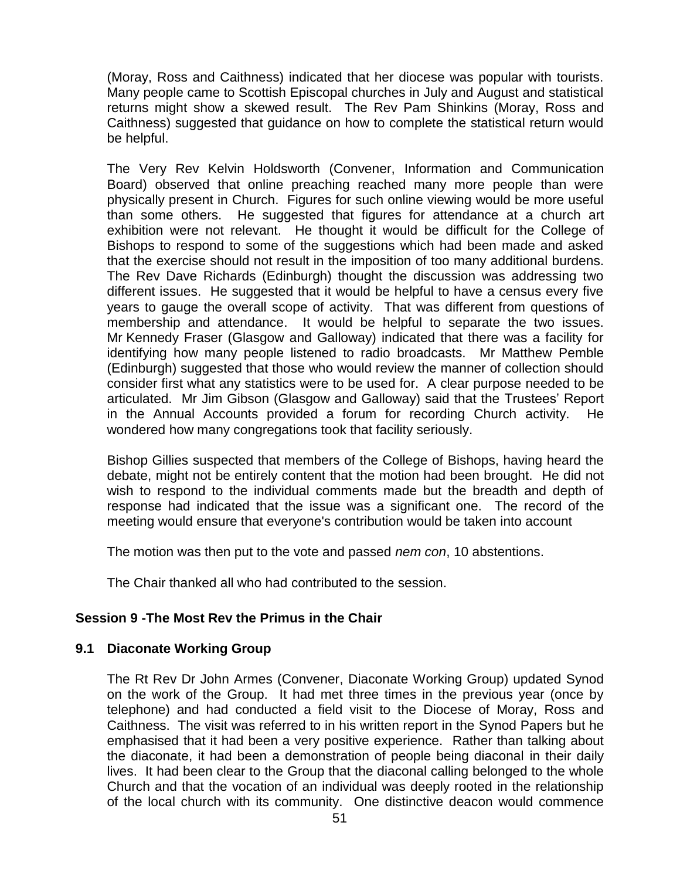(Moray, Ross and Caithness) indicated that her diocese was popular with tourists. Many people came to Scottish Episcopal churches in July and August and statistical returns might show a skewed result. The Rev Pam Shinkins (Moray, Ross and Caithness) suggested that guidance on how to complete the statistical return would be helpful.

The Very Rev Kelvin Holdsworth (Convener, Information and Communication Board) observed that online preaching reached many more people than were physically present in Church. Figures for such online viewing would be more useful than some others. He suggested that figures for attendance at a church art exhibition were not relevant. He thought it would be difficult for the College of Bishops to respond to some of the suggestions which had been made and asked that the exercise should not result in the imposition of too many additional burdens. The Rev Dave Richards (Edinburgh) thought the discussion was addressing two different issues. He suggested that it would be helpful to have a census every five years to gauge the overall scope of activity. That was different from questions of membership and attendance. It would be helpful to separate the two issues. Mr Kennedy Fraser (Glasgow and Galloway) indicated that there was a facility for identifying how many people listened to radio broadcasts. Mr Matthew Pemble (Edinburgh) suggested that those who would review the manner of collection should consider first what any statistics were to be used for. A clear purpose needed to be articulated. Mr Jim Gibson (Glasgow and Galloway) said that the Trustees' Report in the Annual Accounts provided a forum for recording Church activity. He wondered how many congregations took that facility seriously.

Bishop Gillies suspected that members of the College of Bishops, having heard the debate, might not be entirely content that the motion had been brought. He did not wish to respond to the individual comments made but the breadth and depth of response had indicated that the issue was a significant one. The record of the meeting would ensure that everyone's contribution would be taken into account

The motion was then put to the vote and passed *nem con*, 10 abstentions.

The Chair thanked all who had contributed to the session.

## Session 9 -The Most Rev the Primus in the Chair

### 9.1 Diaconate Working Group

The Rt Rev Dr John Armes (Convener, Diaconate Working Group) updated Synod on the work of the Group. It had met three times in the previous year (once by telephone) and had conducted a field visit to the Diocese of Moray, Ross and Caithness. The visit was referred to in his written report in the Synod Papers but he emphasised that it had been a very positive experience. Rather than talking about the diaconate, it had been a demonstration of people being diaconal in their daily lives. It had been clear to the Group that the diaconal calling belonged to the whole Church and that the vocation of an individual was deeply rooted in the relationship of the local church with its community. One distinctive deacon would commence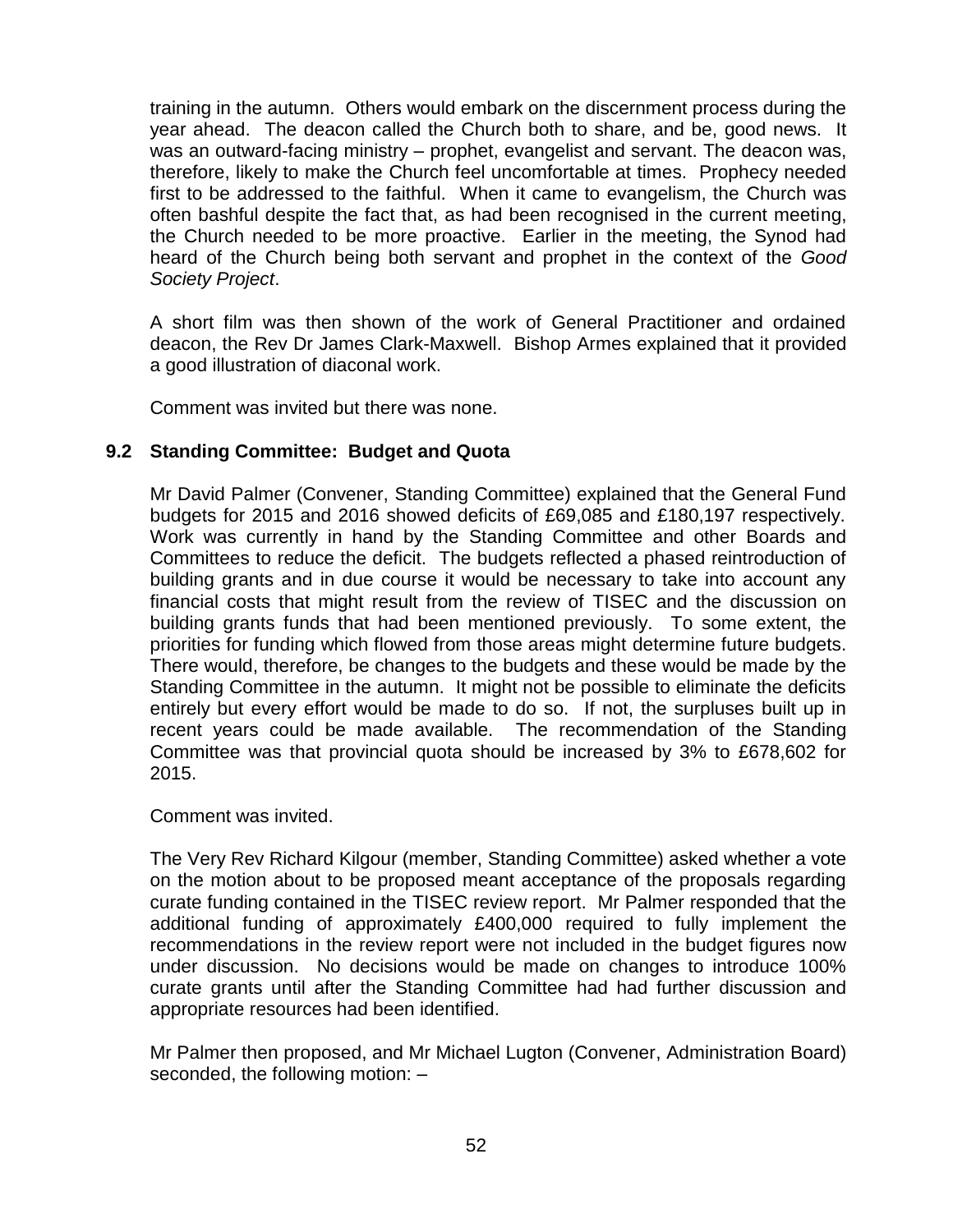training in the autumn. Others would embark on the discernment process during the year ahead. The deacon called the Church both to share, and be, good news. It was an outward-facing ministry – prophet, evangelist and servant. The deacon was, therefore, likely to make the Church feel uncomfortable at times. Prophecy needed first to be addressed to the faithful. When it came to evangelism, the Church was often bashful despite the fact that, as had been recognised in the current meeting, the Church needed to be more proactive. Earlier in the meeting, the Synod had heard of the Church being both servant and prophet in the context of the *Good Society Project*.

A short film was then shown of the work of General Practitioner and ordained deacon, the Rev Dr James Clark-Maxwell. Bishop Armes explained that it provided a good illustration of diaconal work.

Comment was invited but there was none.

### 9.2 Standing Committee: Budget and Quota

Mr David Palmer (Convener, Standing Committee) explained that the General Fund budgets for 2015 and 2016 showed deficits of £69,085 and £180,197 respectively. Work was currently in hand by the Standing Committee and other Boards and Committees to reduce the deficit. The budgets reflected a phased reintroduction of building grants and in due course it would be necessary to take into account any financial costs that might result from the review of TISEC and the discussion on building grants funds that had been mentioned previously. To some extent, the priorities for funding which flowed from those areas might determine future budgets. There would, therefore, be changes to the budgets and these would be made by the Standing Committee in the autumn. It might not be possible to eliminate the deficits entirely but every effort would be made to do so. If not, the surpluses built up in recent years could be made available. The recommendation of the Standing Committee was that provincial quota should be increased by 3% to £678,602 for 2015.

Comment was invited.

The Very Rev Richard Kilgour (member, Standing Committee) asked whether a vote on the motion about to be proposed meant acceptance of the proposals regarding curate funding contained in the TISEC review report. Mr Palmer responded that the additional funding of approximately £400,000 required to fully implement the recommendations in the review report were not included in the budget figures now under discussion. No decisions would be made on changes to introduce 100% curate grants until after the Standing Committee had had further discussion and appropriate resources had been identified.

Mr Palmer then proposed, and Mr Michael Lugton (Convener, Administration Board) seconded, the following motion: –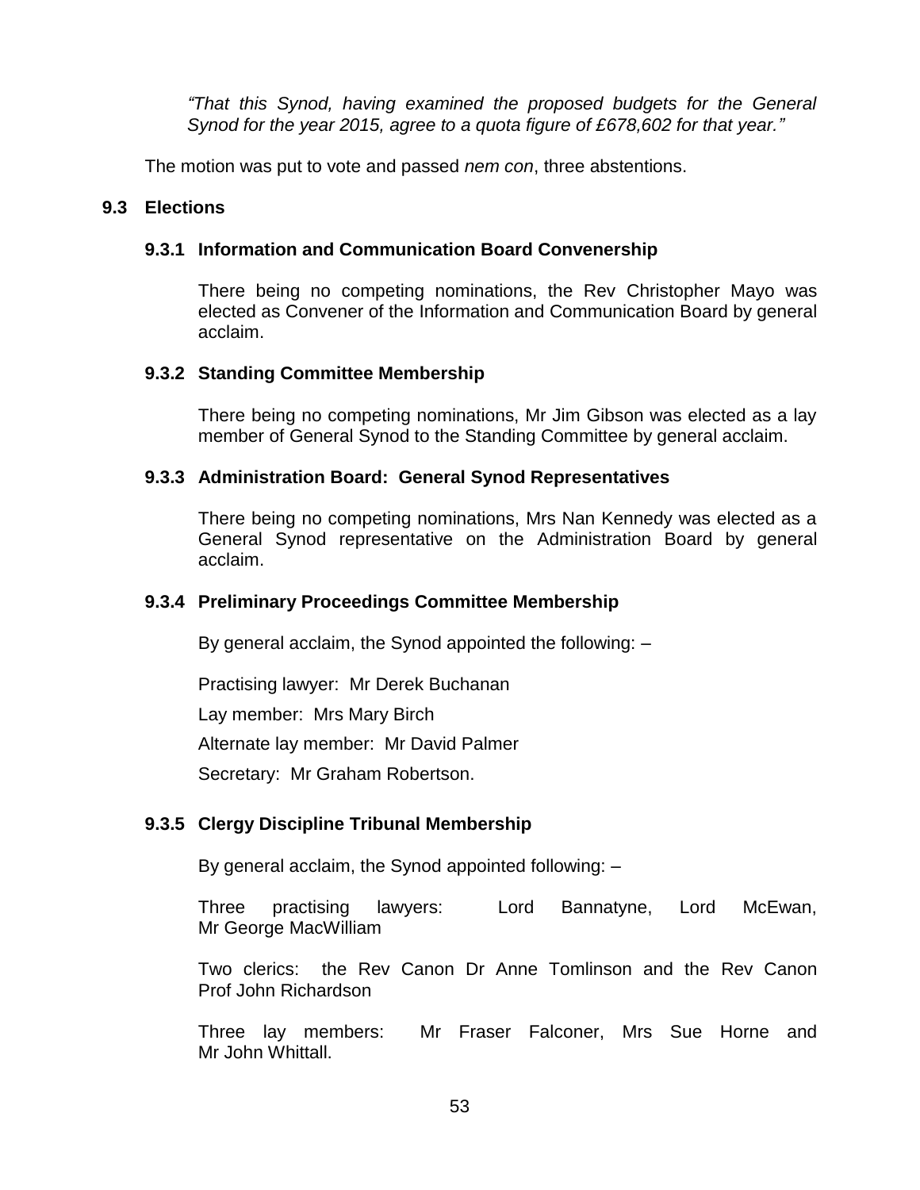*"That this Synod, having examined the proposed budgets for the General Synod for the year 2015, agree to a quota figure of £678,602 for that year."*

The motion was put to vote and passed *nem con*, three abstentions.

## 9.3 Elections

### 9.3.1 Information and Communication Board Convenership

There being no competing nominations, the Rev Christopher Mayo was elected as Convener of the Information and Communication Board by general acclaim.

### 9.3.2 Standing Committee Membership

There being no competing nominations, Mr Jim Gibson was elected as a lay member of General Synod to the Standing Committee by general acclaim.

### 9.3.3 Administration Board: General Synod Representatives

There being no competing nominations, Mrs Nan Kennedy was elected as a General Synod representative on the Administration Board by general acclaim.

### 9.3.4 Preliminary Proceedings Committee Membership

By general acclaim, the Synod appointed the following: –

Practising lawyer: Mr Derek Buchanan

Lay member: Mrs Mary Birch

Alternate lay member: Mr David Palmer

Secretary: Mr Graham Robertson.

### 9.3.5 Clergy Discipline Tribunal Membership

By general acclaim, the Synod appointed following: –

Three practising lawyers: Lord Bannatyne, Lord McEwan, Mr George MacWilliam

Two clerics: the Rev Canon Dr Anne Tomlinson and the Rev Canon Prof John Richardson

Three lay members: Mr Fraser Falconer, Mrs Sue Horne and Mr John Whittall.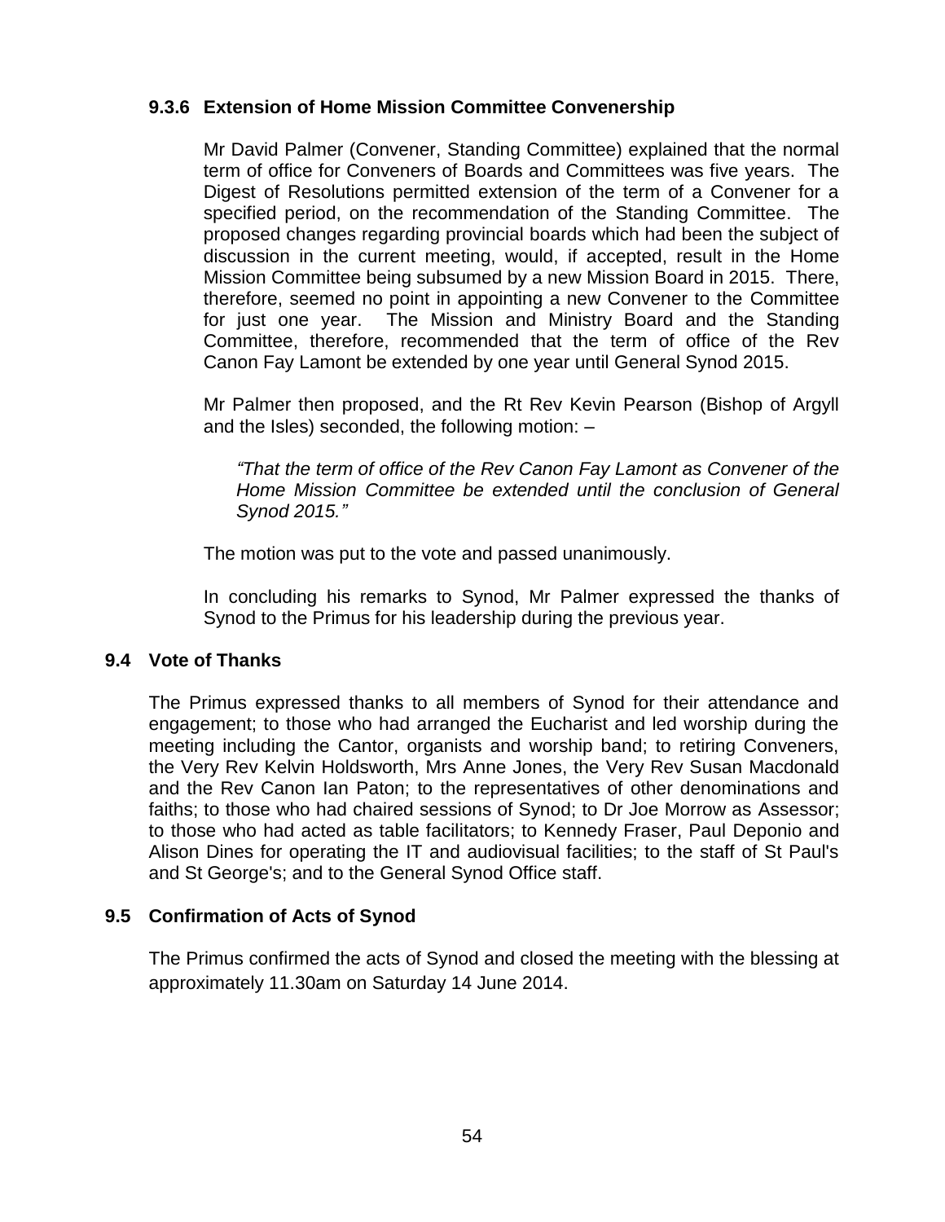### 9.3.6 Extension of Home Mission Committee Convenership

Mr David Palmer (Convener, Standing Committee) explained that the normal term of office for Conveners of Boards and Committees was five years. The Digest of Resolutions permitted extension of the term of a Convener for a specified period, on the recommendation of the Standing Committee. The proposed changes regarding provincial boards which had been the subject of discussion in the current meeting, would, if accepted, result in the Home Mission Committee being subsumed by a new Mission Board in 2015. There, therefore, seemed no point in appointing a new Convener to the Committee for just one year. The Mission and Ministry Board and the Standing Committee, therefore, recommended that the term of office of the Rev Canon Fay Lamont be extended by one year until General Synod 2015.

Mr Palmer then proposed, and the Rt Rev Kevin Pearson (Bishop of Argyll and the Isles) seconded, the following motion: –

> *"That the term of office of the Rev Canon Fay Lamont as Convener of the Home Mission Committee be extended until the conclusion of General Synod 2015."*

The motion was put to the vote and passed unanimously.

In concluding his remarks to Synod, Mr Palmer expressed the thanks of Synod to the Primus for his leadership during the previous year.

## 9.4 Vote of Thanks

The Primus expressed thanks to all members of Synod for their attendance and engagement; to those who had arranged the Eucharist and led worship during the meeting including the Cantor, organists and worship band; to retiring Conveners, the Very Rev Kelvin Holdsworth, Mrs Anne Jones, the Very Rev Susan Macdonald and the Rev Canon Ian Paton; to the representatives of other denominations and faiths; to those who had chaired sessions of Synod; to Dr Joe Morrow as Assessor; to those who had acted as table facilitators; to Kennedy Fraser, Paul Deponio and Alison Dines for operating the IT and audiovisual facilities; to the staff of St Paul's and St George's; and to the General Synod Office staff.

## 9.5 Confirmation of Acts of Synod

The Primus confirmed the acts of Synod and closed the meeting with the blessing at approximately 11.30am on Saturday 14 June 2014.